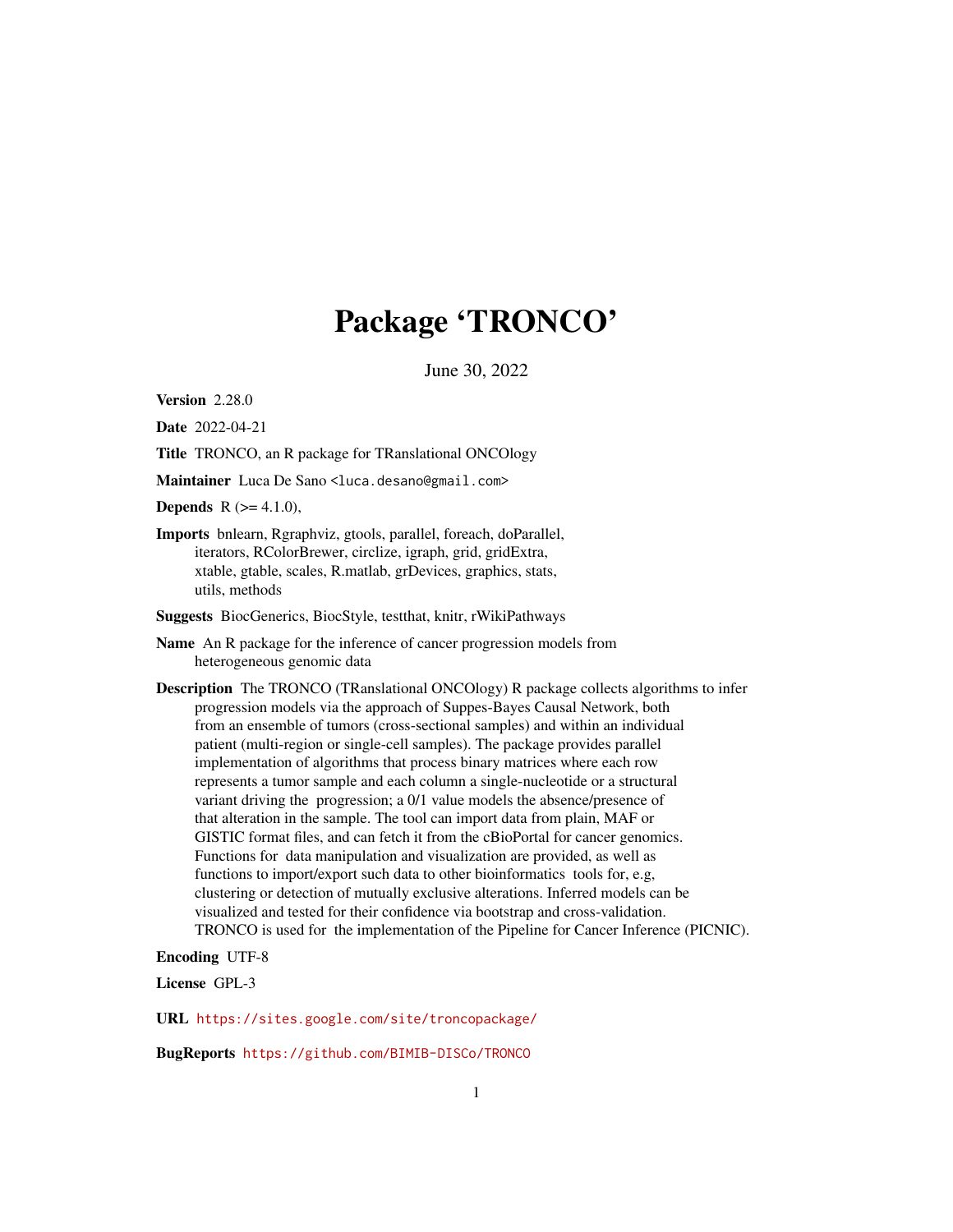# Package 'TRONCO'

June 30, 2022

**Version** 2.28.0

**Date** 2022-04-21

**Title** TRONCO, an R package for TRanslational ONCOlogy

**Maintainer** Luca De Sano <luca.desano@gmail.com>

**Depends** R (>= 4.1.0),

**Imports** bnlearn, Rgraphviz, gtools, parallel, foreach, doParallel, iterators, RColorBrewer, circlize, igraph, grid, gridExtra, xtable, gtable, scales, R.matlab, grDevices, graphics, stats, utils, methods

**Suggests** BiocGenerics, BiocStyle, testthat, knitr, rWikiPathways

**Name** An R package for the inference of cancer progression models from heterogeneous genomic data

**Description** The TRONCO (TRanslational ONCOlogy) R package collects algorithms to infer progression models via the approach of Suppes-Bayes Causal Network, both from an ensemble of tumors (cross-sectional samples) and within an individual patient (multi-region or single-cell samples). The package provides parallel implementation of algorithms that process binary matrices where each row represents a tumor sample and each column a single-nucleotide or a structural variant driving the progression; a 0/1 value models the absence/presence of that alteration in the sample. The tool can import data from plain, MAF or GISTIC format files, and can fetch it from the cBioPortal for cancer genomics. Functions for data manipulation and visualization are provided, as well as functions to import/export such data to other bioinformatics tools for, e.g, clustering or detection of mutually exclusive alterations. Inferred models can be visualized and tested for their confidence via bootstrap and cross-validation. TRONCO is used for the implementation of the Pipeline for Cancer Inference (PICNIC).

**Encoding** UTF-8

**License** GPL-3

**URL** https://sites.google.com/site/troncopackage/

**BugReports** https://github.com/BIMIB-DISCo/TRONCO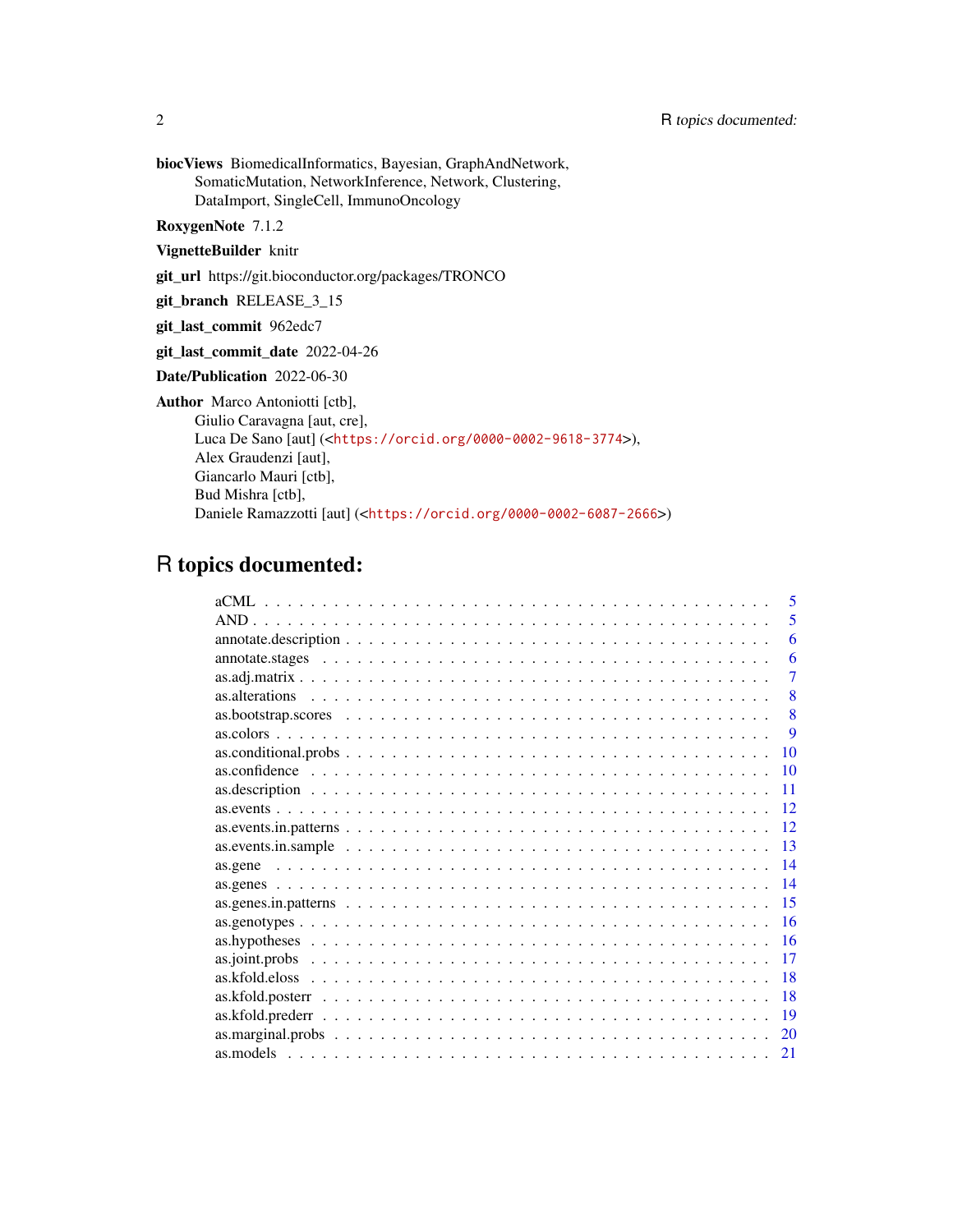**biocViews** BiomedicalInformatics, Bayesian, GraphAndNetwork, SomaticMutation, NetworkInference, Network, Clustering, DataImport, SingleCell, ImmunoOncology

**RoxygenNote** 7.1.2

**VignetteBuilder** knitr

**git_url** https://git.bioconductor.org/packages/TRONCO

**git_branch** RELEASE_3_15

**git_last_commit** 962edc7

**git_last_commit_date** 2022-04-26

**Date/Publication** 2022-06-30

**Author** Marco Antoniotti [ctb],
Giulio Caravagna [aut, cre],
Luca De Sano [aut] (<https://orcid.org/0000-0002-9618-3774>),
Alex Graudenzi [aut],
Giancarlo Mauri [ctb],
Bud Mishra [ctb],
Daniele Ramazzotti [aut] (<https://orcid.org/0000-0002-6087-2666>)

# R topics documented:

| | |
|---|---|
| aCML | 5 |
| AND | 5 |
| annotate.description | 6 |
| annotate.stages | 6 |
| as.adj.matrix | 7 |
| as.alterations | 8 |
| as.bootstrap.scores | 8 |
| as.colors | 9 |
| as.conditional.probs | 10 |
| as.confidence | 10 |
| as.description | 11 |
| as.events | 12 |
| as.events.in.patterns | 12 |
| as.events.in.sample | 13 |
| as.gene | 14 |
| as.genes | 14 |
| as.genes.in.patterns | 15 |
| as.genotypes | 16 |
| as.hypotheses | 16 |
| as.joint.probs | 17 |
| as.kfold.eloss | 18 |
| as.kfold.posterr | 18 |
| as.kfold.prederr | 19 |
| as.marginal.probs | 20 |
| as.models | 21 |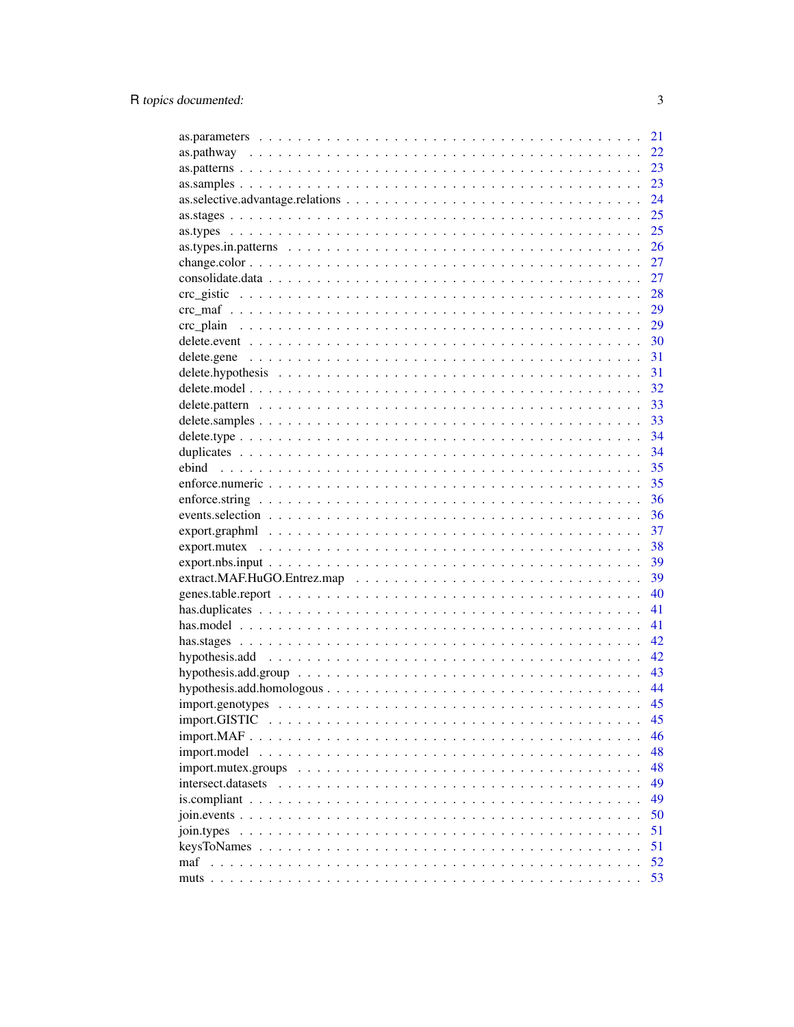| | |
|---|---|
| as.parameters | 21 |
| as.pathway | 22 |
| as.patterns | 23 |
| as.samples | 23 |
| as.selective.advantage.relations | 24 |
| as.stages | 25 |
| as.types | 25 |
| as.types.in.patterns | 26 |
| change.color | 27 |
| consolidate.data | 27 |
| crc_gistic | 28 |
| crc_maf | 29 |
| crc_plain | 29 |
| delete.event | 30 |
| delete.gene | 31 |
| delete.hypothesis | 31 |
| delete.model | 32 |
| delete.pattern | 33 |
| delete.samples | 33 |
| delete.type | 34 |
| duplicates | 34 |
| ebind | 35 |
| enforce.numeric | 35 |
| enforce.string | 36 |
| events.selection | 36 |
| export.graphml | 37 |
| export.mutex | 38 |
| export.nbs.input | 39 |
| extract.MAF.HuGO.Entrez.map | 39 |
| genes.table.report | 40 |
| has.duplicates | 41 |
| has.model | 41 |
| has.stages | 42 |
| hypothesis.add | 42 |
| hypothesis.add.group | 43 |
| hypothesis.add.homologous | 44 |
| import.genotypes | 45 |
| import.GISTIC | 45 |
| import.MAF | 46 |
| import.model | 48 |
| import.mutex.groups | 48 |
| intersect.datasets | 49 |
| is.compliant | 49 |
| join.events | 50 |
| join.types | 51 |
| keysToNames | 51 |
| maf | 52 |
| muts | 53 |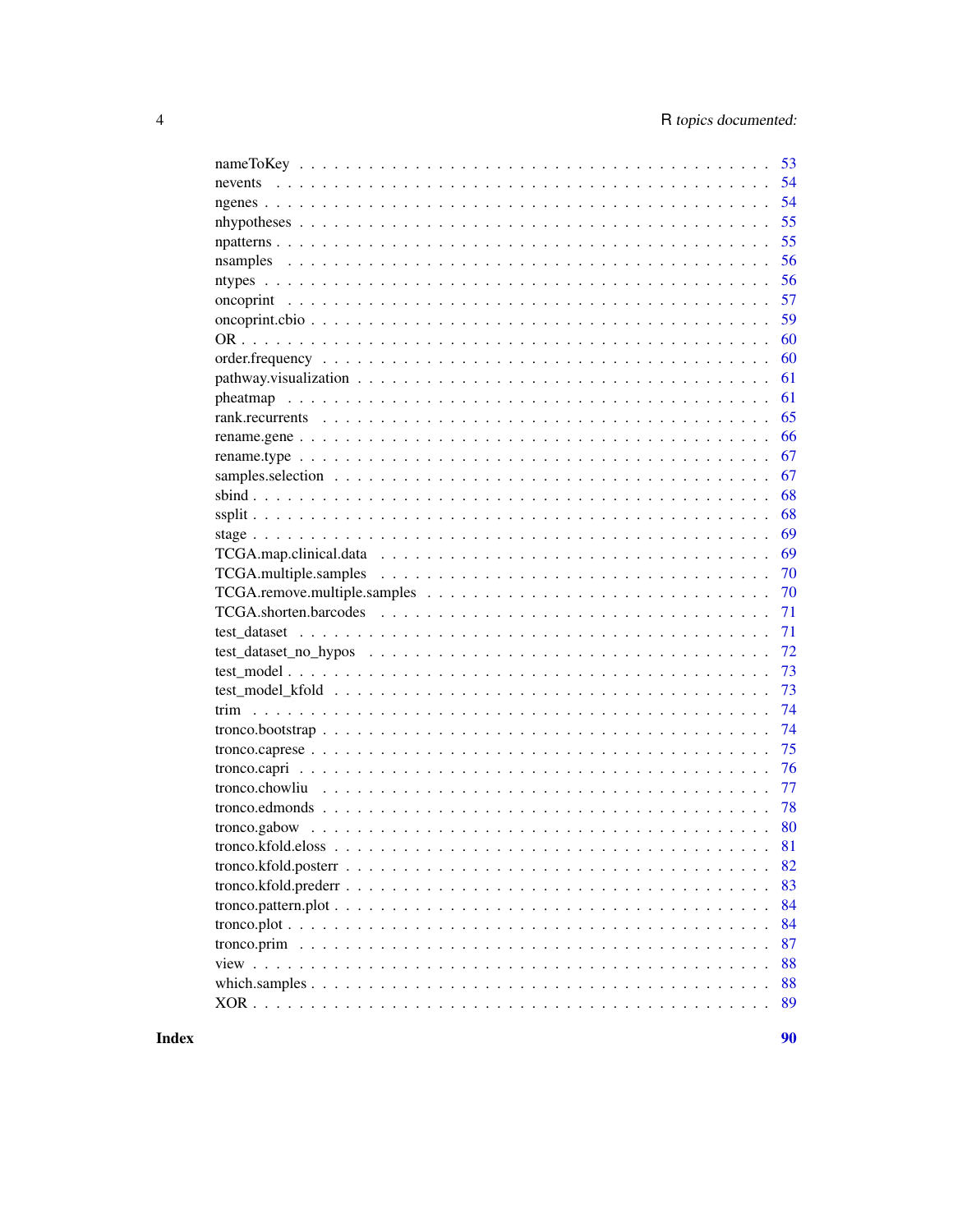| | |
|---|---|
| nameToKey | 53 |
| nevents | 54 |
| ngenes | 54 |
| nhypotheses | 55 |
| npatterns | 55 |
| nsamples | 56 |
| ntypes | 56 |
| oncoprint | 57 |
| oncoprint.cbio | 59 |
| OR | 60 |
| order.frequency | 60 |
| pathway.visualization | 61 |
| pheatmap | 61 |
| rank.recurrents | 65 |
| rename.gene | 66 |
| rename.type | 67 |
| samples.selection | 67 |
| sbind | 68 |
| ssplit | 68 |
| stage | 69 |
| TCGA.map.clinical.data | 69 |
| TCGA.multiple.samples | 70 |
| TCGA.remove.multiple.samples | 70 |
| TCGA.shorten.barcodes | 71 |
| test_dataset | 71 |
| test_dataset_no_hypos | 72 |
| test_model | 73 |
| test_model_kfold | 73 |
| trim | 74 |
| tronco.bootstrap | 74 |
| tronco.caprese | 75 |
| tronco.capri | 76 |
| tronco.chowliu | 77 |
| tronco.edmonds | 78 |
| tronco.gabow | 80 |
| tronco.kfold.eloss | 81 |
| tronco.kfold.posterr | 82 |
| tronco.kfold.prederr | 83 |
| tronco.pattern.plot | 84 |
| tronco.plot | 84 |
| tronco.prim | 87 |
| view | 88 |
| which.samples | 88 |
| XOR | 89 |

**Index** **90**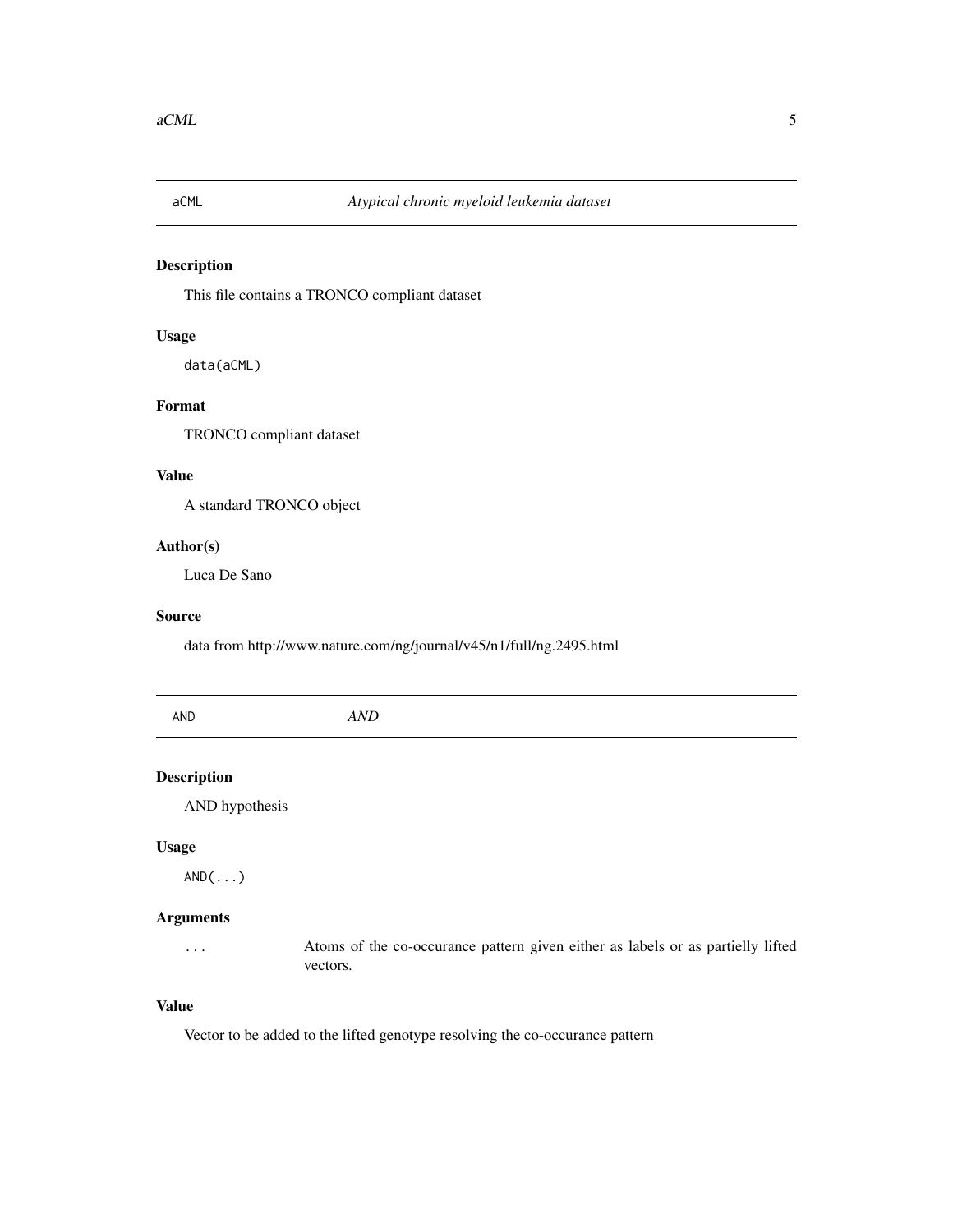## aCML *Atypical chronic myeloid leukemia dataset*

### Description

This file contains a TRONCO compliant dataset

### Usage

```
data(aCML)
```

### Format

TRONCO compliant dataset

### Value

A standard TRONCO object

### Author(s)

Luca De Sano

### Source

data from http://www.nature.com/ng/journal/v45/n1/full/ng.2495.html

## AND *AND*

### Description

AND hypothesis

### Usage

```
AND(...)
```

### Arguments

| | |
|---|---|
| ... | Atoms of the co-occurance pattern given either as labels or as partielly lifted vectors. |

### Value

Vector to be added to the lifted genotype resolving the co-occurance pattern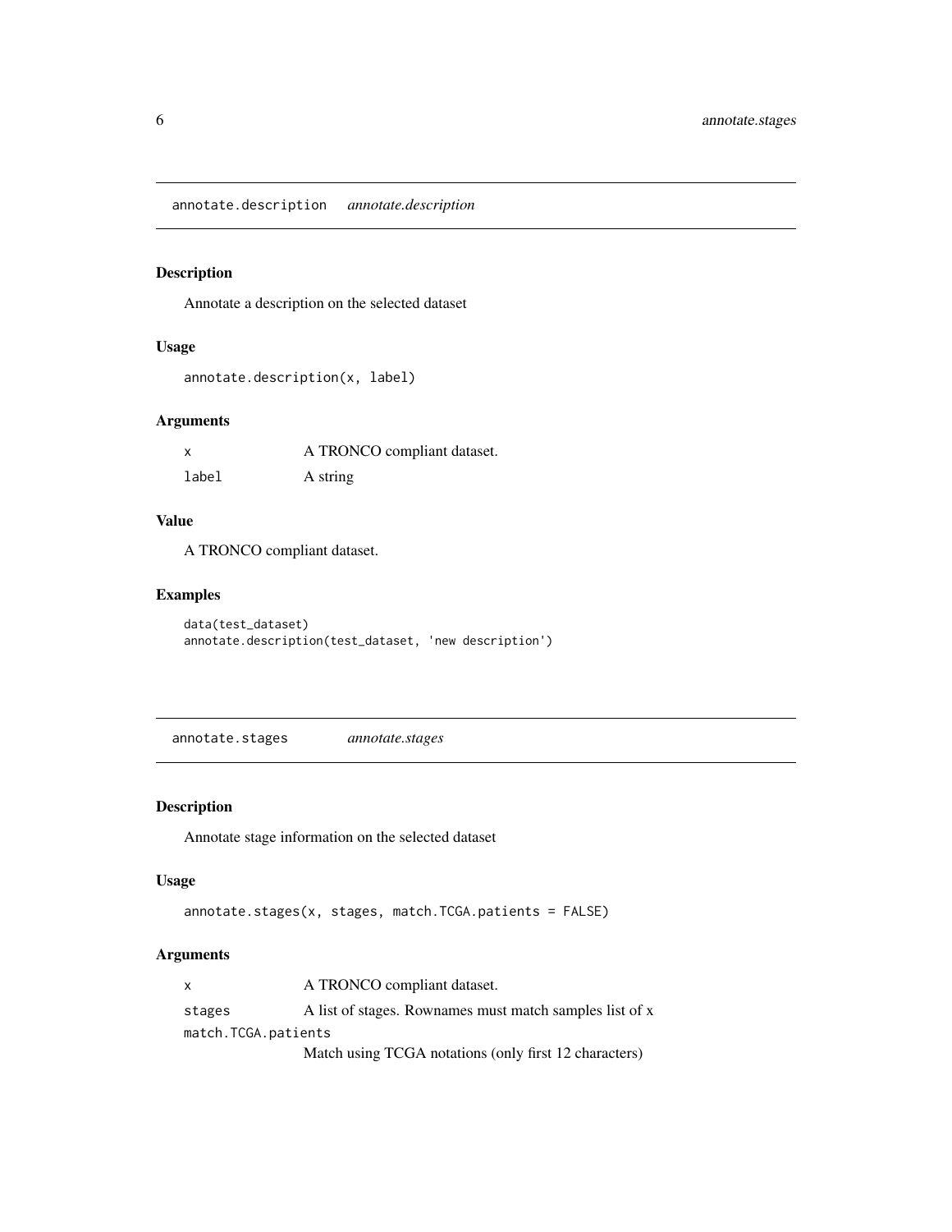## annotate.description *annotate.description*

### Description

Annotate a description on the selected dataset

### Usage

```
annotate.description(x, label)
```

### Arguments

| | |
|---|---|
| x | A TRONCO compliant dataset. |
| label | A string |

### Value

A TRONCO compliant dataset.

### Examples

```
data(test_dataset)
annotate.description(test_dataset, 'new description')
```

## annotate.stages *annotate.stages*

### Description

Annotate stage information on the selected dataset

### Usage

```
annotate.stages(x, stages, match.TCGA.patients = FALSE)
```

### Arguments

| | |
|---|---|
| x | A TRONCO compliant dataset. |
| stages | A list of stages. Rownames must match samples list of x |
| match.TCGA.patients | Match using TCGA notations (only first 12 characters) |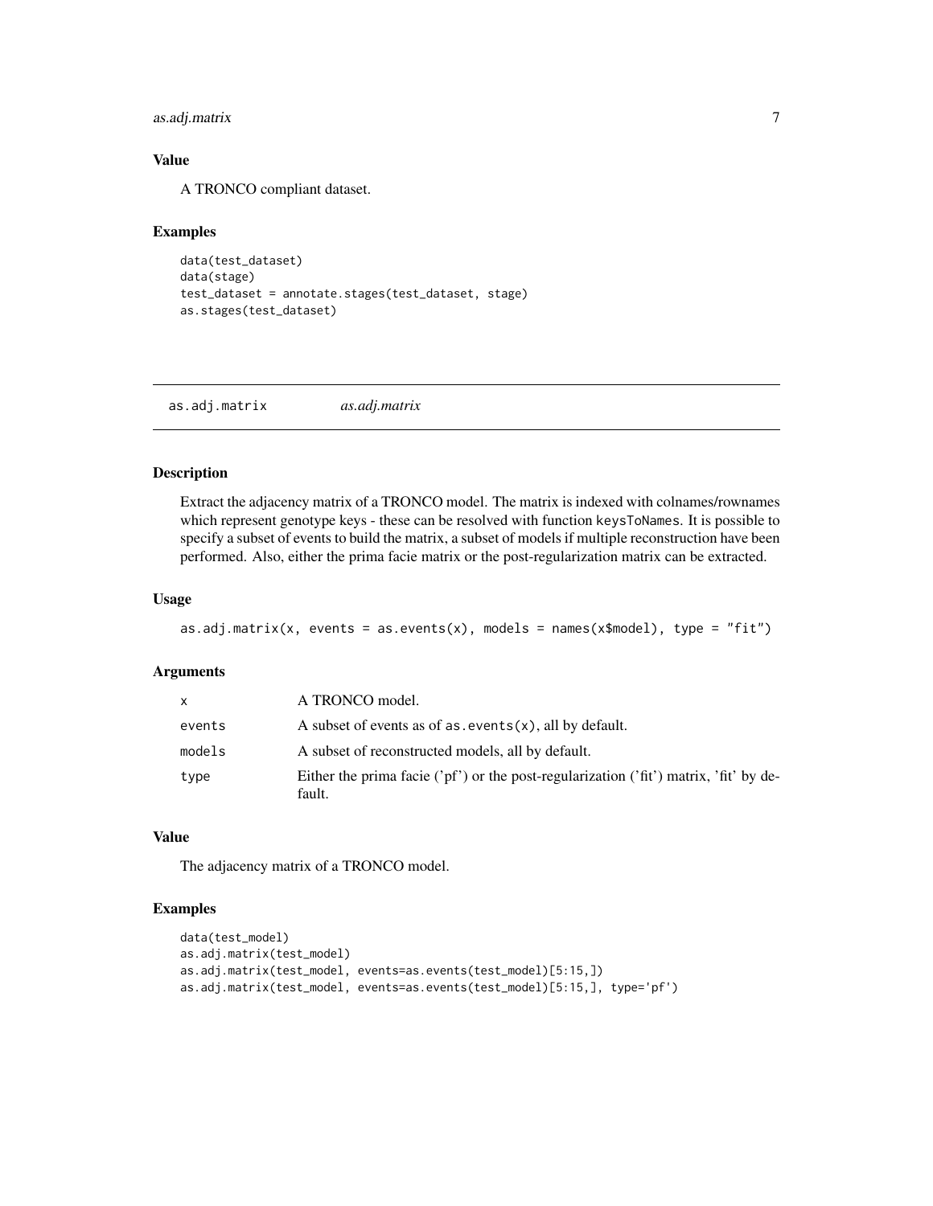### Value

A TRONCO compliant dataset.

### Examples

```
data(test_dataset)
data(stage)
test_dataset = annotate.stages(test_dataset, stage)
as.stages(test_dataset)
```

---

## as.adj.matrix *as.adj.matrix*

---

### Description

Extract the adjacency matrix of a TRONCO model. The matrix is indexed with colnames/rownames which represent genotype keys - these can be resolved with function `keysToNames`. It is possible to specify a subset of events to build the matrix, a subset of models if multiple reconstruction have been performed. Also, either the prima facie matrix or the post-regularization matrix can be extracted.

### Usage

```
as.adj.matrix(x, events = as.events(x), models = names(x$model), type = "fit")
```

### Arguments

| | |
|---|---|
| `x` | A TRONCO model. |
| `events` | A subset of events as of `as.events(x)`, all by default. |
| `models` | A subset of reconstructed models, all by default. |
| `type` | Either the prima facie ('pf') or the post-regularization ('fit') matrix, 'fit' by default. |

### Value

The adjacency matrix of a TRONCO model.

### Examples

```
data(test_model)
as.adj.matrix(test_model)
as.adj.matrix(test_model, events=as.events(test_model)[5:15,])
as.adj.matrix(test_model, events=as.events(test_model)[5:15,], type='pf')
```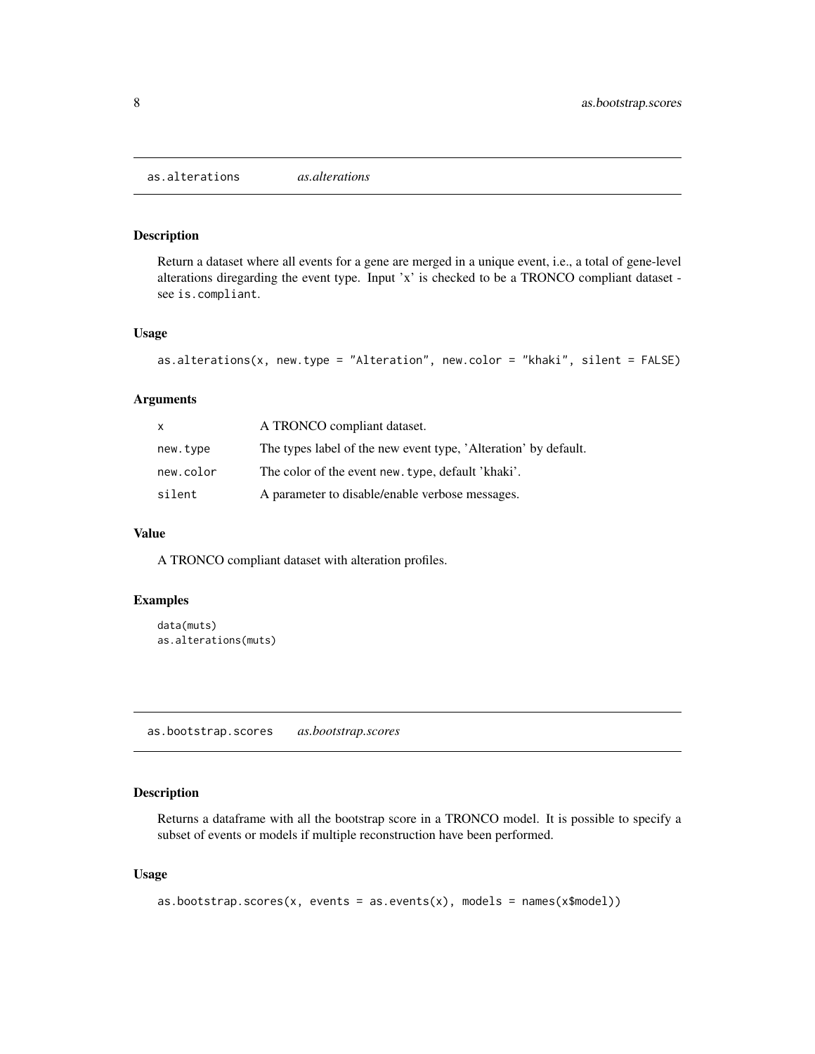## as.alterations *as.alterations*

### Description

Return a dataset where all events for a gene are merged in a unique event, i.e., a total of gene-level alterations diregarding the event type. Input 'x' is checked to be a TRONCO compliant dataset - see `is.compliant`.

### Usage

```
as.alterations(x, new.type = "Alteration", new.color = "khaki", silent = FALSE)
```

### Arguments

| | |
|---|---|
| x | A TRONCO compliant dataset. |
| new.type | The types label of the new event type, 'Alteration' by default. |
| new.color | The color of the event `new.type`, default 'khaki'. |
| silent | A parameter to disable/enable verbose messages. |

### Value

A TRONCO compliant dataset with alteration profiles.

### Examples

```
data(muts)
as.alterations(muts)
```

## as.bootstrap.scores *as.bootstrap.scores*

### Description

Returns a dataframe with all the bootstrap score in a TRONCO model. It is possible to specify a subset of events or models if multiple reconstruction have been performed.

### Usage

```
as.bootstrap.scores(x, events = as.events(x), models = names(x$model))
```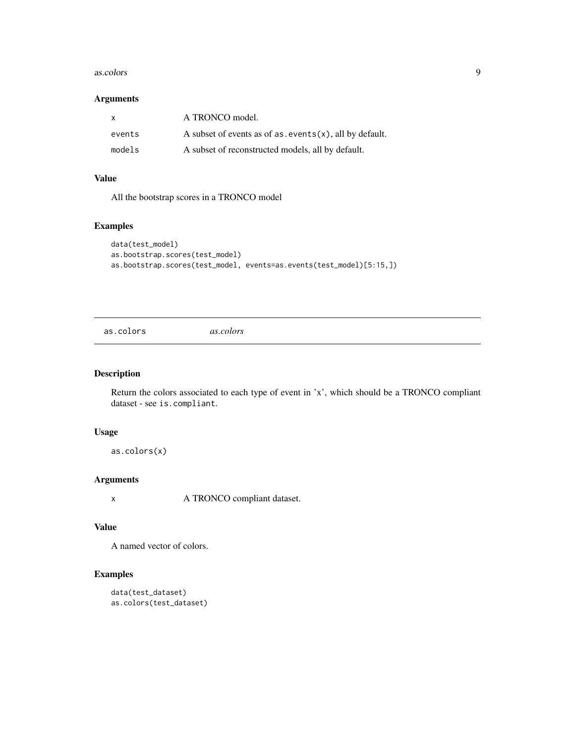### Arguments

| | |
|---|---|
| x | A TRONCO model. |
| events | A subset of events as of `as.events(x)`, all by default. |
| models | A subset of reconstructed models, all by default. |

### Value

All the bootstrap scores in a TRONCO model

### Examples

```
data(test_model)
as.bootstrap.scores(test_model)
as.bootstrap.scores(test_model, events=as.events(test_model)[5:15,])
```

---

## as.colors *as.colors*

---

### Description

Return the colors associated to each type of event in 'x', which should be a TRONCO compliant dataset - see `is.compliant`.

### Usage

```
as.colors(x)
```

### Arguments

| | |
|---|---|
| x | A TRONCO compliant dataset. |

### Value

A named vector of colors.

### Examples

```
data(test_dataset)
as.colors(test_dataset)
```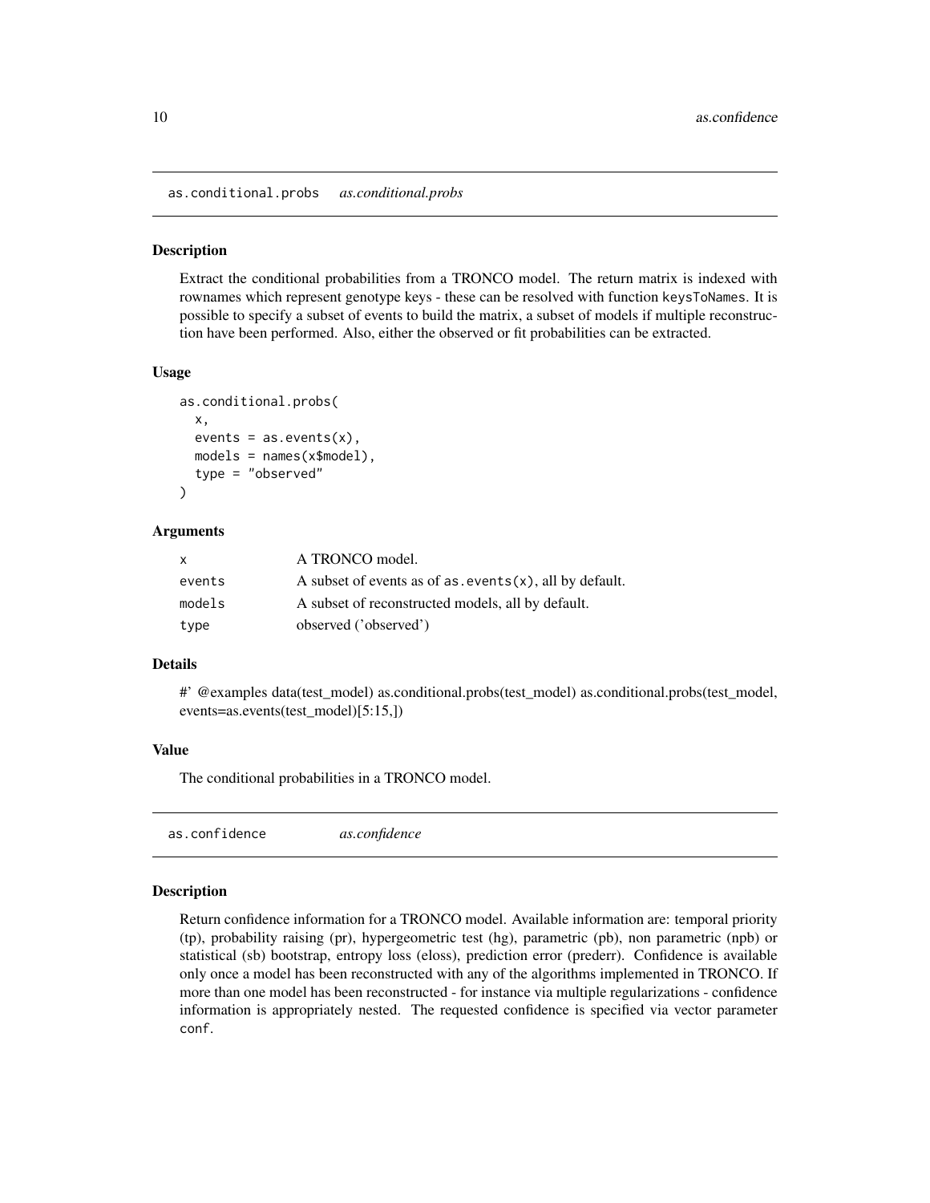## as.conditional.probs *as.conditional.probs*

### Description

Extract the conditional probabilities from a TRONCO model. The return matrix is indexed with rownames which represent genotype keys - these can be resolved with function `keysToNames`. It is possible to specify a subset of events to build the matrix, a subset of models if multiple reconstruction have been performed. Also, either the observed or fit probabilities can be extracted.

### Usage

```
as.conditional.probs(
  x,
  events = as.events(x),
  models = names(x$model),
  type = "observed"
)
```

### Arguments

| | |
|---|---|
| x | A TRONCO model. |
| events | A subset of events as of `as.events(x)`, all by default. |
| models | A subset of reconstructed models, all by default. |
| type | observed ('observed') |

### Details

#' @examples data(test_model) as.conditional.probs(test_model) as.conditional.probs(test_model, events=as.events(test_model)[5:15,])

### Value

The conditional probabilities in a TRONCO model.

## as.confidence *as.confidence*

### Description

Return confidence information for a TRONCO model. Available information are: temporal priority (tp), probability raising (pr), hypergeometric test (hg), parametric (pb), non parametric (npb) or statistical (sb) bootstrap, entropy loss (eloss), prediction error (prederr). Confidence is available only once a model has been reconstructed with any of the algorithms implemented in TRONCO. If more than one model has been reconstructed - for instance via multiple regularizations - confidence information is appropriately nested. The requested confidence is specified via vector parameter `conf`.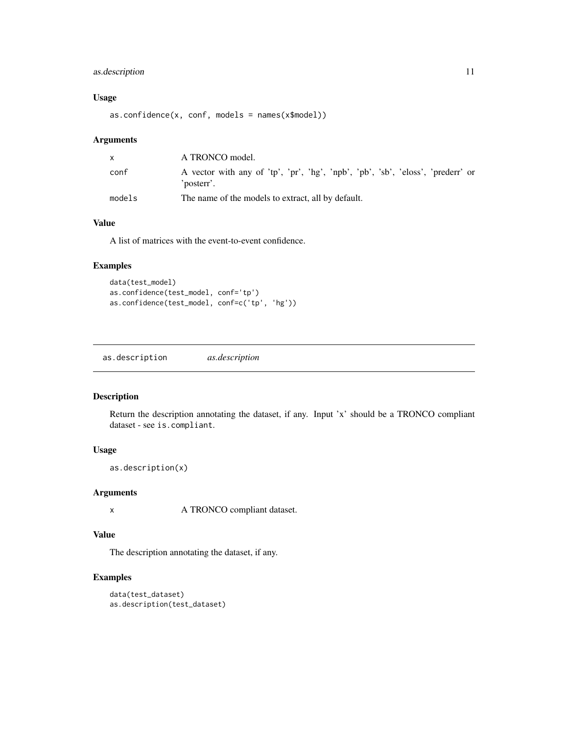### Usage

```
as.confidence(x, conf, models = names(x$model))
```

### Arguments

| | |
|---|---|
| x | A TRONCO model. |
| conf | A vector with any of 'tp', 'pr', 'hg', 'npb', 'pb', 'sb', 'eloss', 'prederr' or 'posterr'. |
| models | The name of the models to extract, all by default. |

### Value

A list of matrices with the event-to-event confidence.

### Examples

```
data(test_model)
as.confidence(test_model, conf='tp')
as.confidence(test_model, conf=c('tp', 'hg'))
```

## as.description *as.description*

### Description

Return the description annotating the dataset, if any. Input 'x' should be a TRONCO compliant dataset - see `is.compliant`.

### Usage

```
as.description(x)
```

### Arguments

| | |
|---|---|
| x | A TRONCO compliant dataset. |

### Value

The description annotating the dataset, if any.

### Examples

```
data(test_dataset)
as.description(test_dataset)
```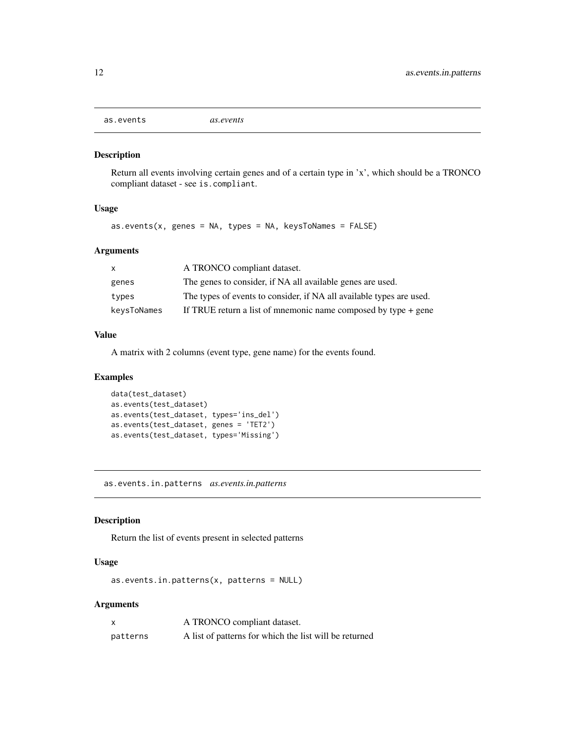## as.events *as.events*

### Description

Return all events involving certain genes and of a certain type in 'x', which should be a TRONCO compliant dataset - see `is.compliant`.

### Usage

```
as.events(x, genes = NA, types = NA, keysToNames = FALSE)
```

### Arguments

| | |
|---|---|
| `x` | A TRONCO compliant dataset. |
| `genes` | The genes to consider, if NA all available genes are used. |
| `types` | The types of events to consider, if NA all available types are used. |
| `keysToNames` | If TRUE return a list of mnemonic name composed by type + gene |

### Value

A matrix with 2 columns (event type, gene name) for the events found.

### Examples

```
data(test_dataset)
as.events(test_dataset)
as.events(test_dataset, types='ins_del')
as.events(test_dataset, genes = 'TET2')
as.events(test_dataset, types='Missing')
```

## as.events.in.patterns *as.events.in.patterns*

### Description

Return the list of events present in selected patterns

### Usage

```
as.events.in.patterns(x, patterns = NULL)
```

### Arguments

| | |
|---|---|
| `x` | A TRONCO compliant dataset. |
| `patterns` | A list of patterns for which the list will be returned |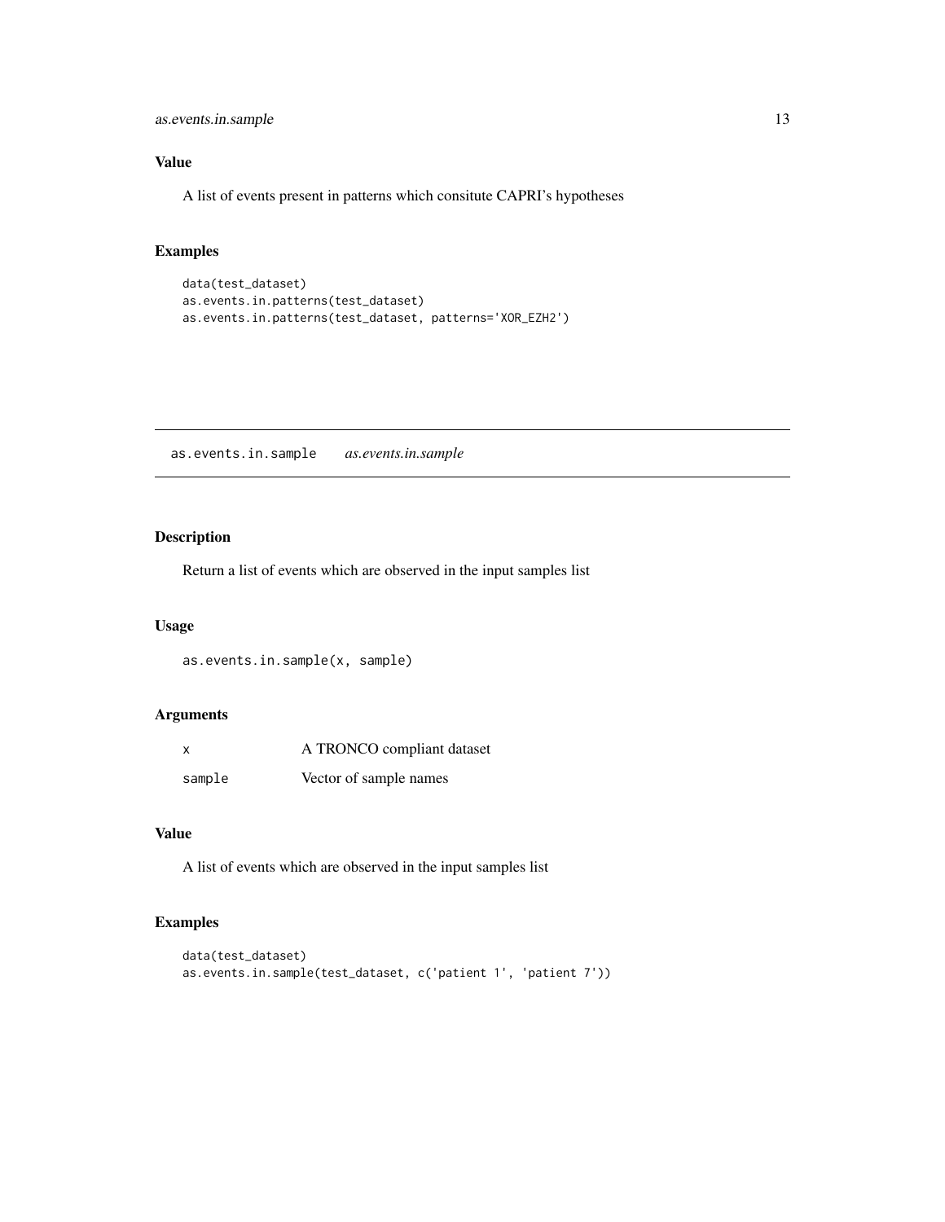## Value

A list of events present in patterns which consitute CAPRI's hypotheses

## Examples

```
data(test_dataset)
as.events.in.patterns(test_dataset)
as.events.in.patterns(test_dataset, patterns='XOR_EZH2')
```

---

# as.events.in.sample    *as.events.in.sample*

---

## Description

Return a list of events which are observed in the input samples list

## Usage

```
as.events.in.sample(x, sample)
```

## Arguments

| | |
|---|---|
| x | A TRONCO compliant dataset |
| sample | Vector of sample names |

## Value

A list of events which are observed in the input samples list

## Examples

```
data(test_dataset)
as.events.in.sample(test_dataset, c('patient 1', 'patient 7'))
```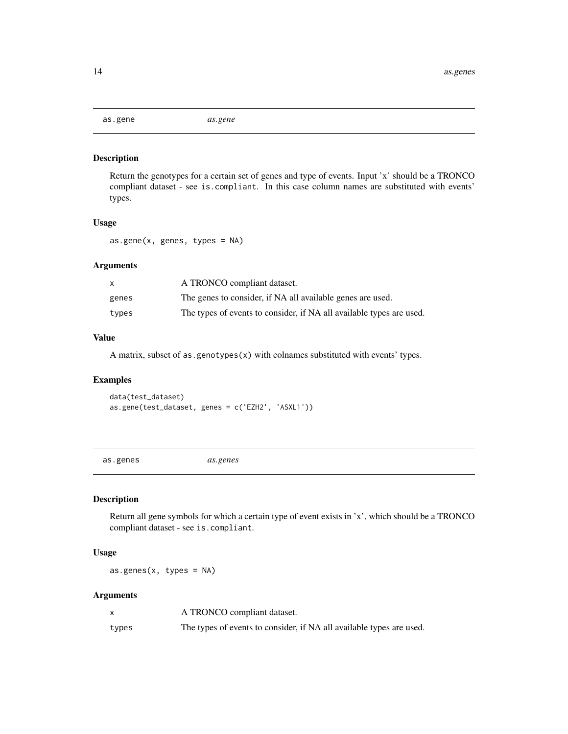## as.gene *as.gene*

### Description

Return the genotypes for a certain set of genes and type of events. Input 'x' should be a TRONCO compliant dataset - see `is.compliant`. In this case column names are substituted with events' types.

### Usage

```
as.gene(x, genes, types = NA)
```

### Arguments

| | |
|---|---|
| x | A TRONCO compliant dataset. |
| genes | The genes to consider, if NA all available genes are used. |
| types | The types of events to consider, if NA all available types are used. |

### Value

A matrix, subset of `as.genotypes(x)` with colnames substituted with events' types.

### Examples

```
data(test_dataset)
as.gene(test_dataset, genes = c('EZH2', 'ASXL1'))
```

## as.genes *as.genes*

### Description

Return all gene symbols for which a certain type of event exists in 'x', which should be a TRONCO compliant dataset - see `is.compliant`.

### Usage

```
as.genes(x, types = NA)
```

### Arguments

| | |
|---|---|
| x | A TRONCO compliant dataset. |
| types | The types of events to consider, if NA all available types are used. |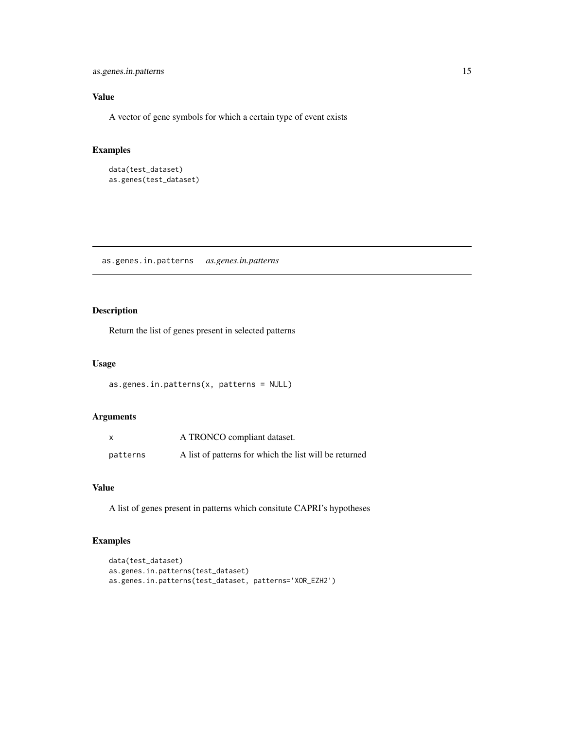## Value

A vector of gene symbols for which a certain type of event exists

## Examples

```
data(test_dataset)
as.genes(test_dataset)
```

---

# as.genes.in.patterns *as.genes.in.patterns*

## Description

Return the list of genes present in selected patterns

## Usage

```
as.genes.in.patterns(x, patterns = NULL)
```

## Arguments

| | |
|---|---|
| x | A TRONCO compliant dataset. |
| patterns | A list of patterns for which the list will be returned |

## Value

A list of genes present in patterns which consitute CAPRI's hypotheses

## Examples

```
data(test_dataset)
as.genes.in.patterns(test_dataset)
as.genes.in.patterns(test_dataset, patterns='XOR_EZH2')
```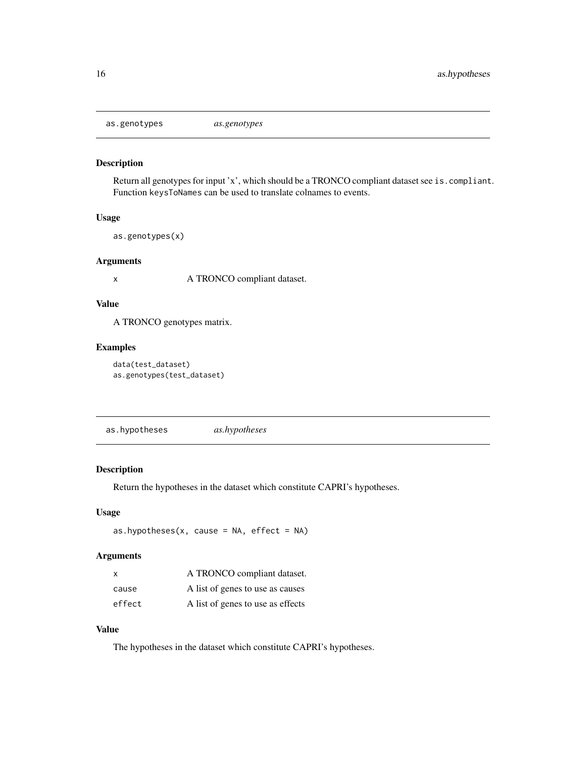## as.genotypes *as.genotypes*

### Description

Return all genotypes for input 'x', which should be a TRONCO compliant dataset see `is.compliant`. Function `keysToNames` can be used to translate colnames to events.

### Usage

```
as.genotypes(x)
```

### Arguments

| | |
|---|---|
| x | A TRONCO compliant dataset. |

### Value

A TRONCO genotypes matrix.

### Examples

```
data(test_dataset)
as.genotypes(test_dataset)
```

## as.hypotheses *as.hypotheses*

### Description

Return the hypotheses in the dataset which constitute CAPRI's hypotheses.

### Usage

```
as.hypotheses(x, cause = NA, effect = NA)
```

### Arguments

| | |
|---|---|
| x | A TRONCO compliant dataset. |
| cause | A list of genes to use as causes |
| effect | A list of genes to use as effects |

### Value

The hypotheses in the dataset which constitute CAPRI's hypotheses.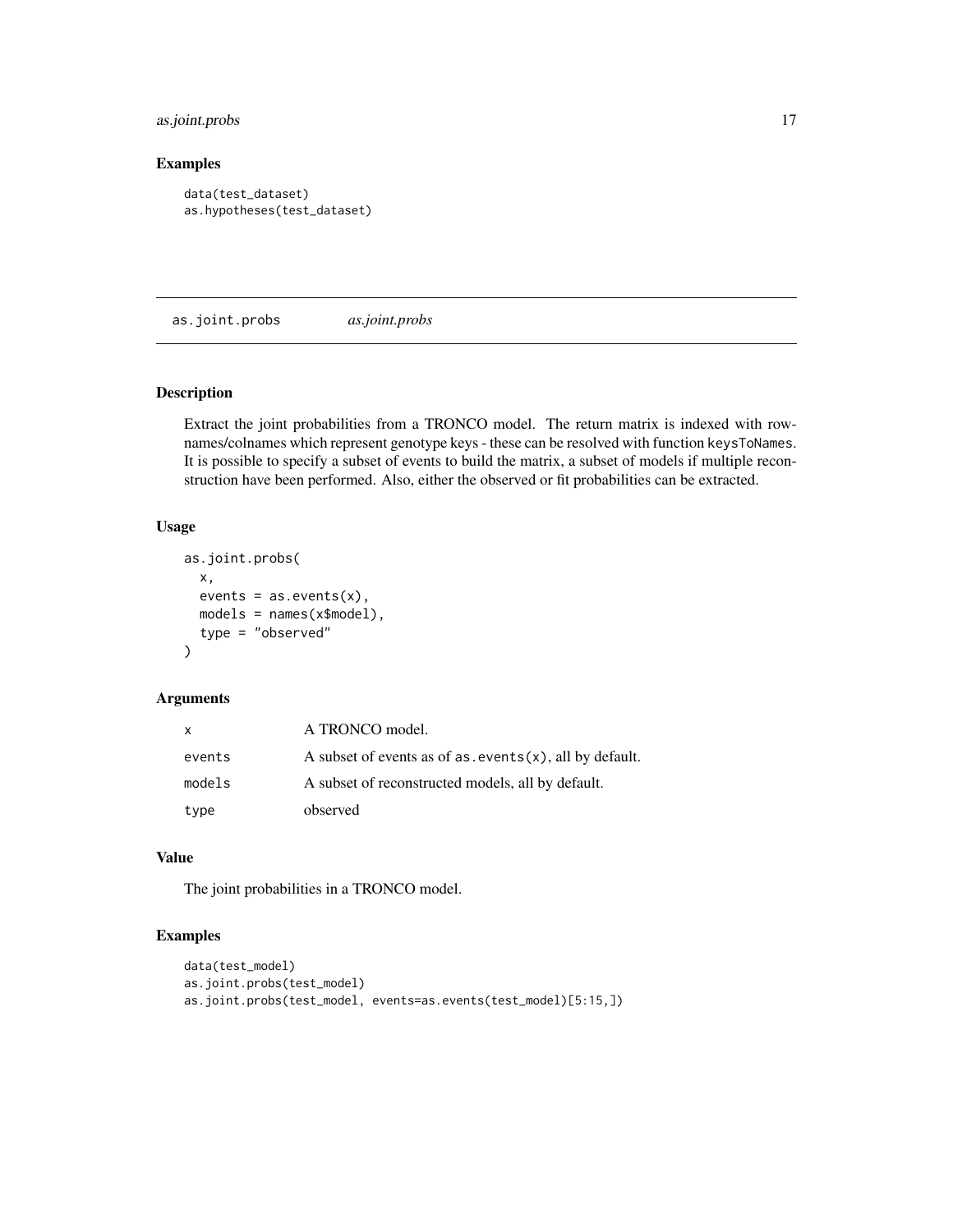### Examples

```
data(test_dataset)
as.hypotheses(test_dataset)
```

## as.joint.probs *as.joint.probs*

### Description

Extract the joint probabilities from a TRONCO model. The return matrix is indexed with rownames/colnames which represent genotype keys - these can be resolved with function `keysToNames`. It is possible to specify a subset of events to build the matrix, a subset of models if multiple reconstruction have been performed. Also, either the observed or fit probabilities can be extracted.

### Usage

```
as.joint.probs(
  x,
  events = as.events(x),
  models = names(x$model),
  type = "observed"
)
```

### Arguments

| | |
|---|---|
| x | A TRONCO model. |
| events | A subset of events as of `as.events(x)`, all by default. |
| models | A subset of reconstructed models, all by default. |
| type | observed |

### Value

The joint probabilities in a TRONCO model.

### Examples

```
data(test_model)
as.joint.probs(test_model)
as.joint.probs(test_model, events=as.events(test_model)[5:15,])
```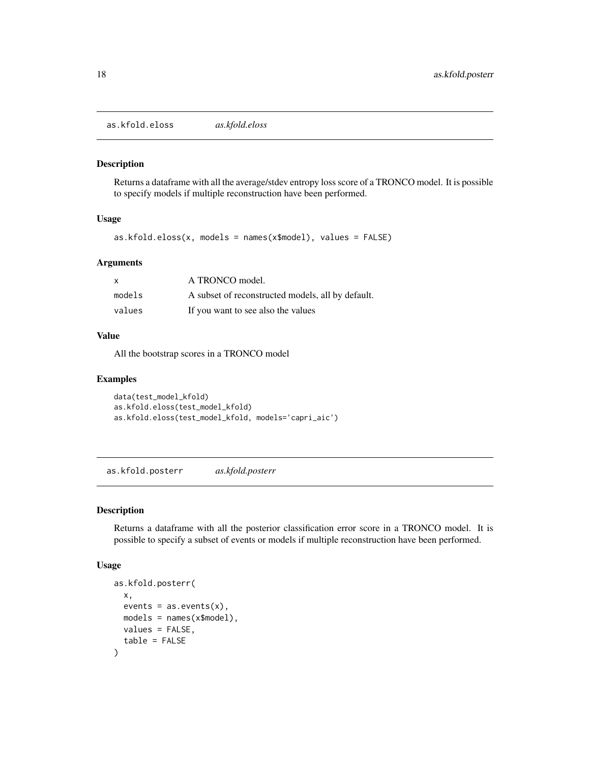## as.kfold.eloss *as.kfold.eloss*

### Description

Returns a dataframe with all the average/stdev entropy loss score of a TRONCO model. It is possible to specify models if multiple reconstruction have been performed.

### Usage

```
as.kfold.eloss(x, models = names(x$model), values = FALSE)
```

### Arguments

| | |
|---|---|
| x | A TRONCO model. |
| models | A subset of reconstructed models, all by default. |
| values | If you want to see also the values |

### Value

All the bootstrap scores in a TRONCO model

### Examples

```
data(test_model_kfold)
as.kfold.eloss(test_model_kfold)
as.kfold.eloss(test_model_kfold, models='capri_aic')
```

## as.kfold.posterr *as.kfold.posterr*

### Description

Returns a dataframe with all the posterior classification error score in a TRONCO model. It is possible to specify a subset of events or models if multiple reconstruction have been performed.

### Usage

```
as.kfold.posterr(
  x,
  events = as.events(x),
  models = names(x$model),
  values = FALSE,
  table = FALSE
)
```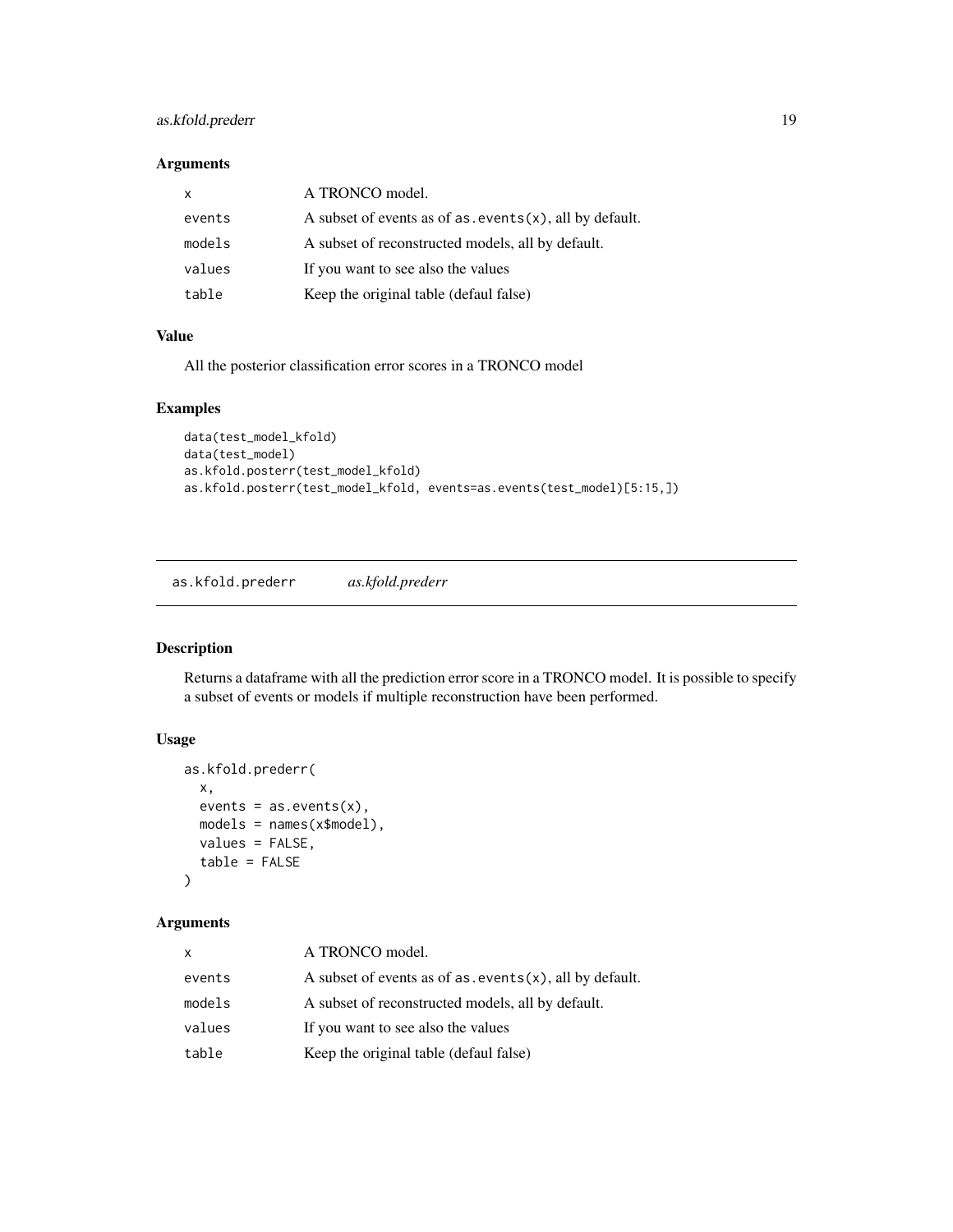### Arguments

| | |
|---|---|
| x | A TRONCO model. |
| events | A subset of events as of `as.events(x)`, all by default. |
| models | A subset of reconstructed models, all by default. |
| values | If you want to see also the values |
| table | Keep the original table (defaul false) |

### Value

All the posterior classification error scores in a TRONCO model

### Examples

```
data(test_model_kfold)
data(test_model)
as.kfold.posterr(test_model_kfold)
as.kfold.posterr(test_model_kfold, events=as.events(test_model)[5:15,])
```

---

## as.kfold.prederr *as.kfold.prederr*

### Description

Returns a dataframe with all the prediction error score in a TRONCO model. It is possible to specify a subset of events or models if multiple reconstruction have been performed.

### Usage

```
as.kfold.prederr(
  x,
  events = as.events(x),
  models = names(x$model),
  values = FALSE,
  table = FALSE
)
```

### Arguments

| | |
|---|---|
| x | A TRONCO model. |
| events | A subset of events as of `as.events(x)`, all by default. |
| models | A subset of reconstructed models, all by default. |
| values | If you want to see also the values |
| table | Keep the original table (defaul false) |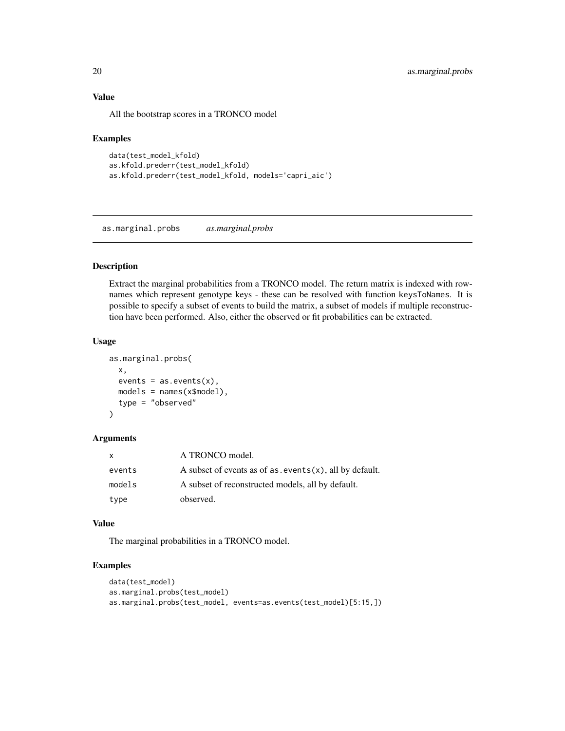### Value

All the bootstrap scores in a TRONCO model

### Examples

```
data(test_model_kfold)
as.kfold.prederr(test_model_kfold)
as.kfold.prederr(test_model_kfold, models='capri_aic')
```

---

## as.marginal.probs *as.marginal.probs*

---

### Description

Extract the marginal probabilities from a TRONCO model. The return matrix is indexed with rownames which represent genotype keys - these can be resolved with function `keysToNames`. It is possible to specify a subset of events to build the matrix, a subset of models if multiple reconstruction have been performed. Also, either the observed or fit probabilities can be extracted.

### Usage

```
as.marginal.probs(
  x,
  events = as.events(x),
  models = names(x$model),
  type = "observed"
)
```

### Arguments

| | |
|---|---|
| `x` | A TRONCO model. |
| `events` | A subset of events as of `as.events(x)`, all by default. |
| `models` | A subset of reconstructed models, all by default. |
| `type` | observed. |

### Value

The marginal probabilities in a TRONCO model.

### Examples

```
data(test_model)
as.marginal.probs(test_model)
as.marginal.probs(test_model, events=as.events(test_model)[5:15,])
```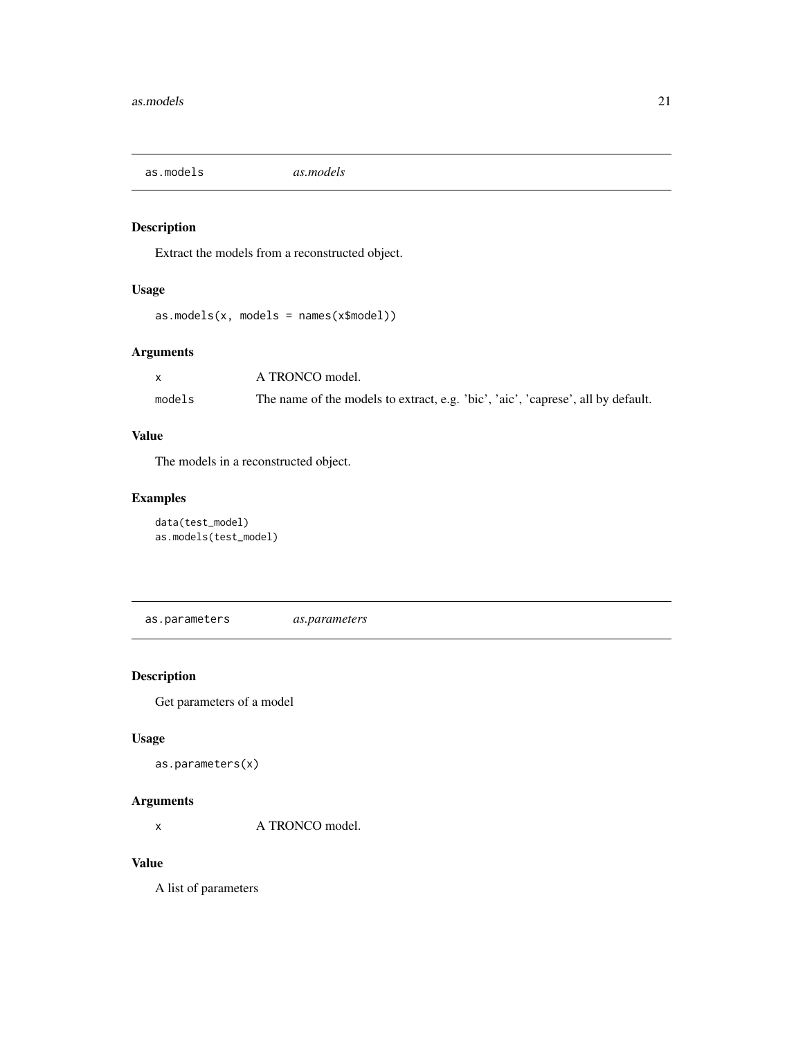## as.models *as.models*

### Description

Extract the models from a reconstructed object.

### Usage

```
as.models(x, models = names(x$model))
```

### Arguments

| | |
|---|---|
| x | A TRONCO model. |
| models | The name of the models to extract, e.g. 'bic', 'aic', 'caprese', all by default. |

### Value

The models in a reconstructed object.

### Examples

```
data(test_model)
as.models(test_model)
```

## as.parameters *as.parameters*

### Description

Get parameters of a model

### Usage

```
as.parameters(x)
```

### Arguments

| | |
|---|---|
| x | A TRONCO model. |

### Value

A list of parameters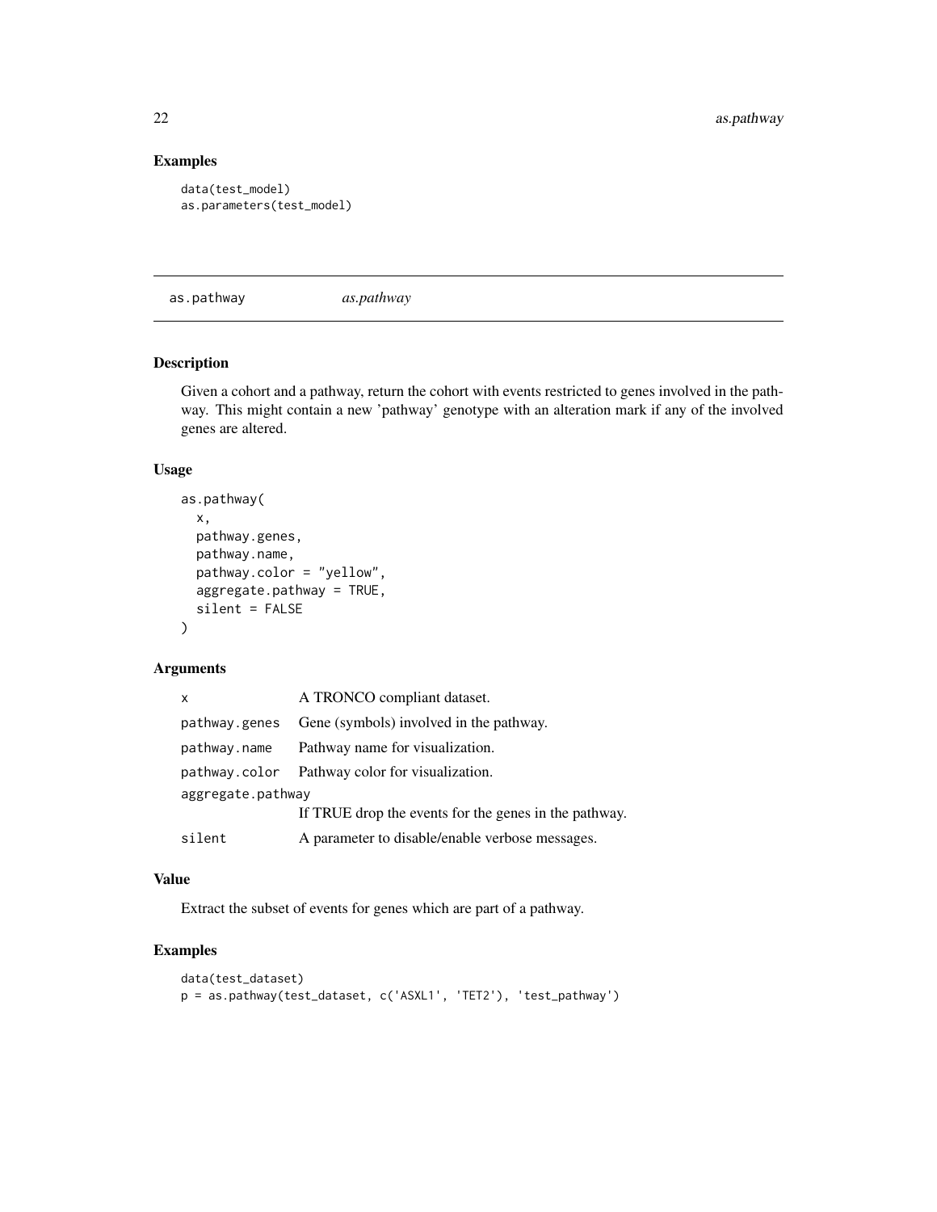## Examples

```
data(test_model)
as.parameters(test_model)
```

---

## as.pathway *as.pathway*

---

### Description

Given a cohort and a pathway, return the cohort with events restricted to genes involved in the pathway. This might contain a new 'pathway' genotype with an alteration mark if any of the involved genes are altered.

### Usage

```
as.pathway(
  x,
  pathway.genes,
  pathway.name,
  pathway.color = "yellow",
  aggregate.pathway = TRUE,
  silent = FALSE
)
```

### Arguments

| | |
|---|---|
| x | A TRONCO compliant dataset. |
| pathway.genes | Gene (symbols) involved in the pathway. |
| pathway.name | Pathway name for visualization. |
| pathway.color | Pathway color for visualization. |
| aggregate.pathway | If TRUE drop the events for the genes in the pathway. |
| silent | A parameter to disable/enable verbose messages. |

### Value

Extract the subset of events for genes which are part of a pathway.

### Examples

```
data(test_dataset)
p = as.pathway(test_dataset, c('ASXL1', 'TET2'), 'test_pathway')
```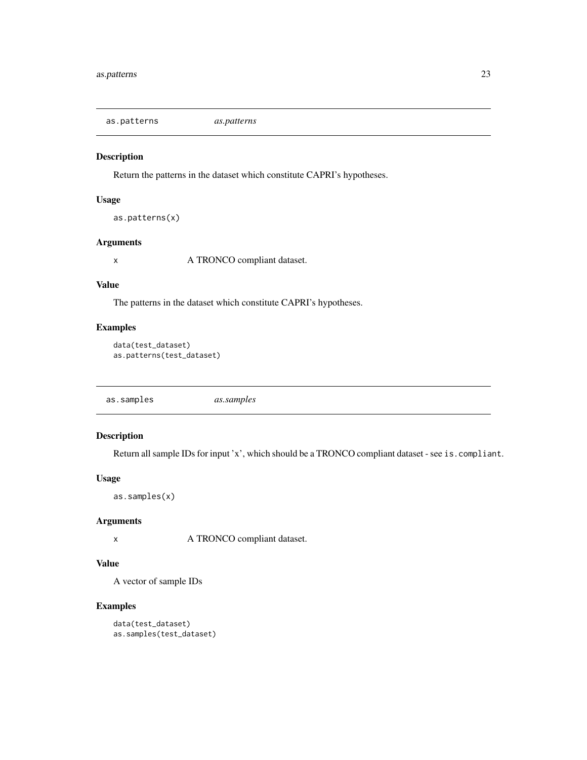## as.patterns *as.patterns*

### Description

Return the patterns in the dataset which constitute CAPRI's hypotheses.

### Usage

```
as.patterns(x)
```

### Arguments

| | |
|---|---|
| x | A TRONCO compliant dataset. |

### Value

The patterns in the dataset which constitute CAPRI's hypotheses.

### Examples

```
data(test_dataset)
as.patterns(test_dataset)
```

## as.samples *as.samples*

### Description

Return all sample IDs for input 'x', which should be a TRONCO compliant dataset - see `is.compliant`.

### Usage

```
as.samples(x)
```

### Arguments

| | |
|---|---|
| x | A TRONCO compliant dataset. |

### Value

A vector of sample IDs

### Examples

```
data(test_dataset)
as.samples(test_dataset)
```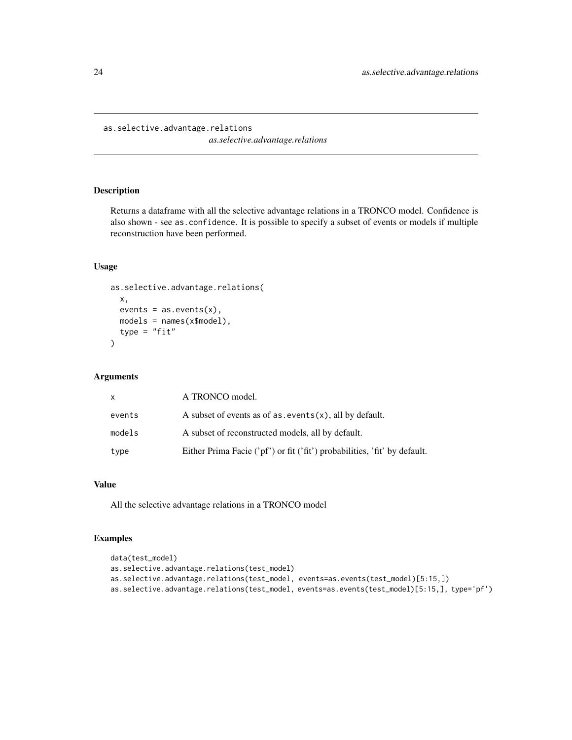# as.selective.advantage.relations

*as.selective.advantage.relations*

## Description

Returns a dataframe with all the selective advantage relations in a TRONCO model. Confidence is also shown - see `as.confidence`. It is possible to specify a subset of events or models if multiple reconstruction have been performed.

## Usage

```
as.selective.advantage.relations(
  x,
  events = as.events(x),
  models = names(x$model),
  type = "fit"
)
```

## Arguments

| | |
|---|---|
| `x` | A TRONCO model. |
| `events` | A subset of events as of `as.events(x)`, all by default. |
| `models` | A subset of reconstructed models, all by default. |
| `type` | Either Prima Facie ('pf') or fit ('fit') probabilities, 'fit' by default. |

## Value

All the selective advantage relations in a TRONCO model

## Examples

```
data(test_model)
as.selective.advantage.relations(test_model)
as.selective.advantage.relations(test_model, events=as.events(test_model)[5:15,])
as.selective.advantage.relations(test_model, events=as.events(test_model)[5:15,], type='pf')
```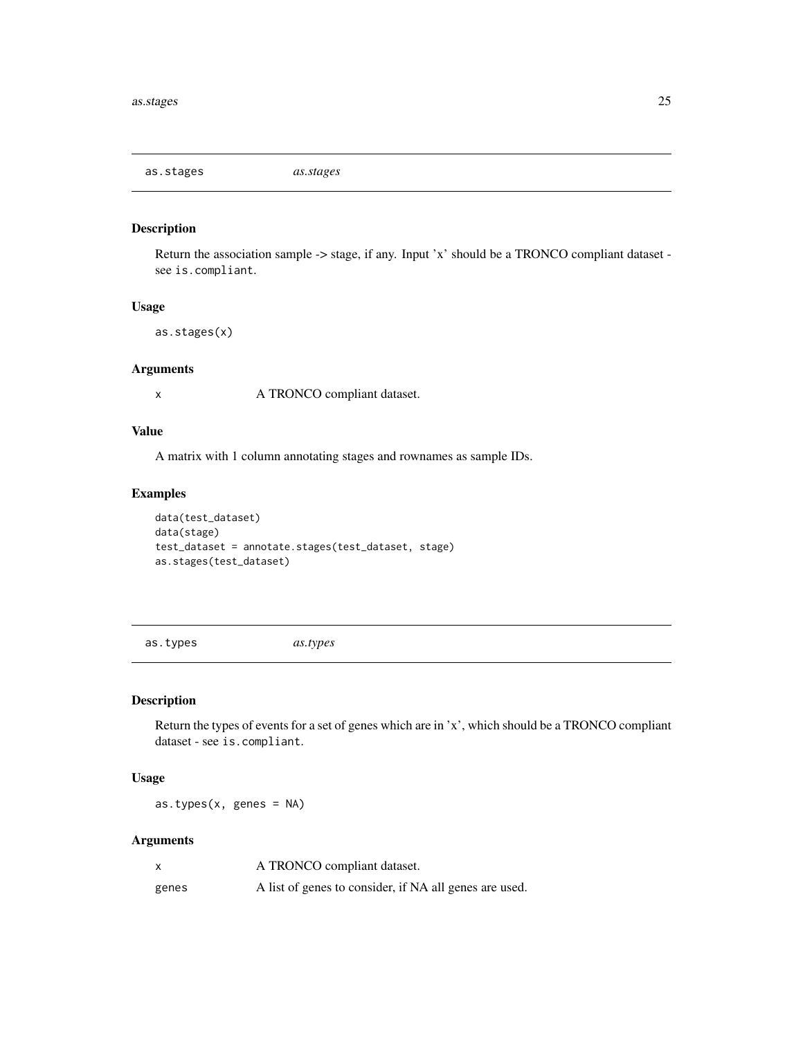## as.stages *as.stages*

### Description

Return the association sample -> stage, if any. Input 'x' should be a TRONCO compliant dataset - see `is.compliant`.

### Usage

```
as.stages(x)
```

### Arguments

| | |
|---|---|
| x | A TRONCO compliant dataset. |

### Value

A matrix with 1 column annotating stages and rownames as sample IDs.

### Examples

```
data(test_dataset)
data(stage)
test_dataset = annotate.stages(test_dataset, stage)
as.stages(test_dataset)
```

## as.types *as.types*

### Description

Return the types of events for a set of genes which are in 'x', which should be a TRONCO compliant dataset - see `is.compliant`.

### Usage

```
as.types(x, genes = NA)
```

### Arguments

| | |
|---|---|
| x | A TRONCO compliant dataset. |
| genes | A list of genes to consider, if NA all genes are used. |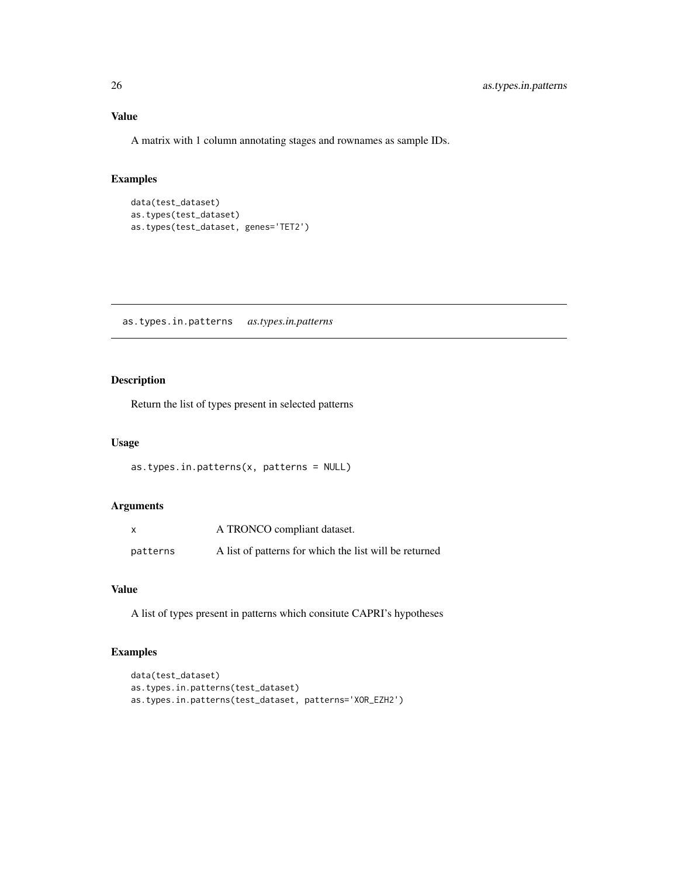### Value

A matrix with 1 column annotating stages and rownames as sample IDs.

### Examples

```
data(test_dataset)
as.types(test_dataset)
as.types(test_dataset, genes='TET2')
```

---

## as.types.in.patterns    *as.types.in.patterns*

---

### Description

Return the list of types present in selected patterns

### Usage

```
as.types.in.patterns(x, patterns = NULL)
```

### Arguments

| | |
|---|---|
| x | A TRONCO compliant dataset. |
| patterns | A list of patterns for which the list will be returned |

### Value

A list of types present in patterns which consitute CAPRI's hypotheses

### Examples

```
data(test_dataset)
as.types.in.patterns(test_dataset)
as.types.in.patterns(test_dataset, patterns='XOR_EZH2')
```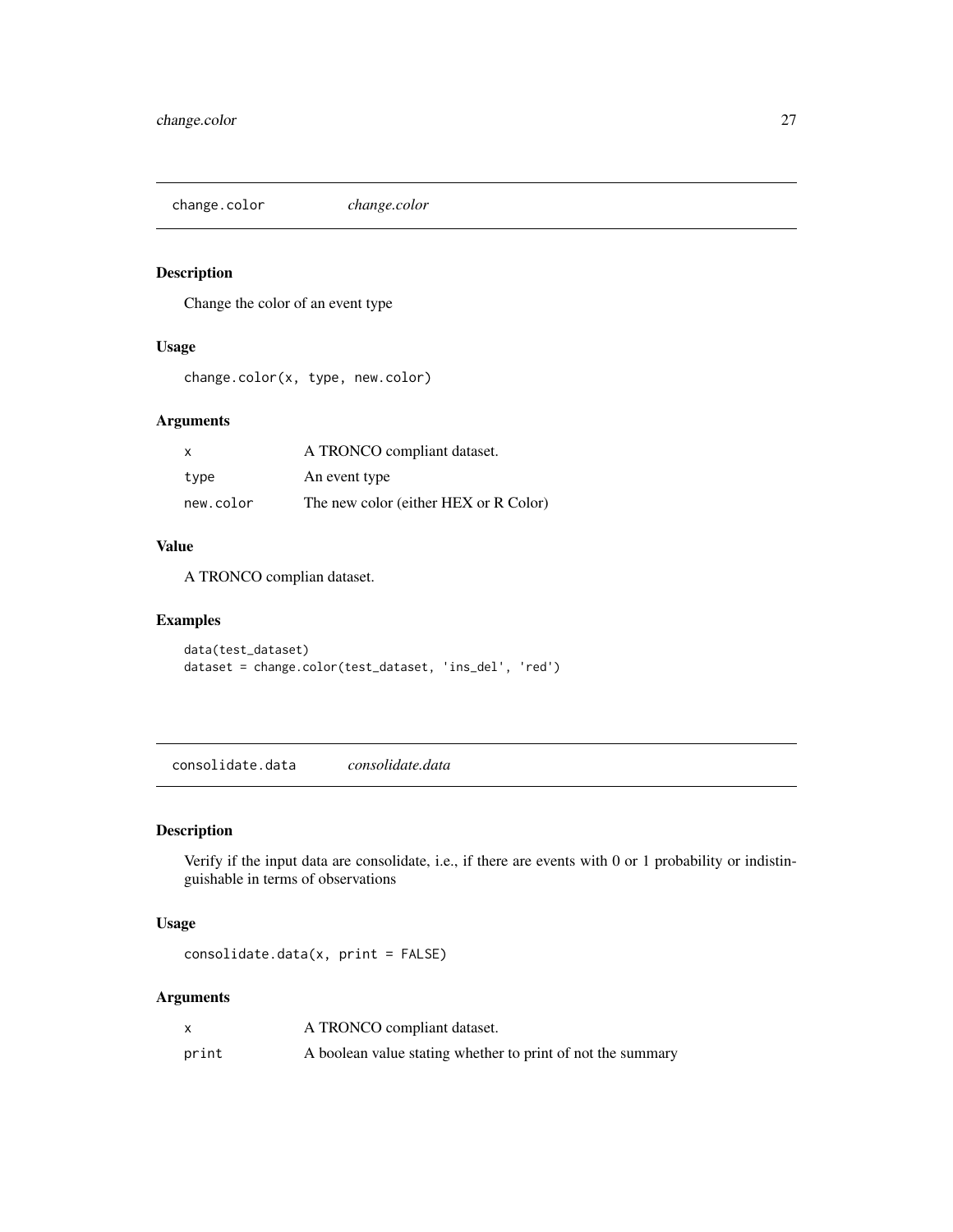## change.color *change.color*

### Description

Change the color of an event type

### Usage

```
change.color(x, type, new.color)
```

### Arguments

| | |
|---|---|
| x | A TRONCO compliant dataset. |
| type | An event type |
| new.color | The new color (either HEX or R Color) |

### Value

A TRONCO complian dataset.

### Examples

```
data(test_dataset)
dataset = change.color(test_dataset, 'ins_del', 'red')
```

## consolidate.data *consolidate.data*

### Description

Verify if the input data are consolidate, i.e., if there are events with 0 or 1 probability or indistinguishable in terms of observations

### Usage

```
consolidate.data(x, print = FALSE)
```

### Arguments

| | |
|---|---|
| x | A TRONCO compliant dataset. |
| print | A boolean value stating whether to print of not the summary |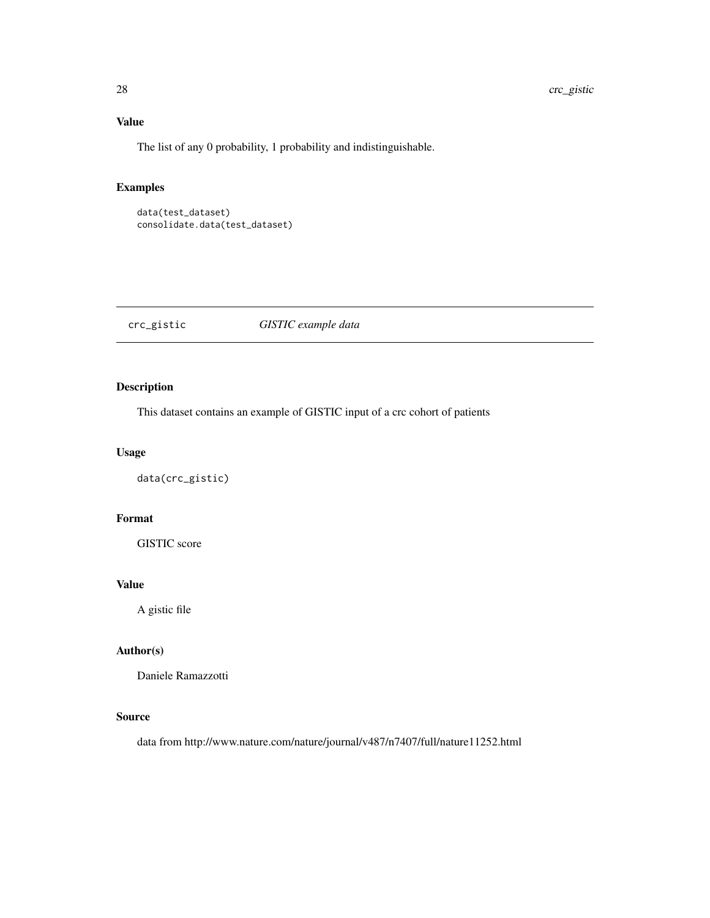### Value

The list of any 0 probability, 1 probability and indistinguishable.

### Examples

```
data(test_dataset)
consolidate.data(test_dataset)
```

---

## crc_gistic    *GISTIC example data*

---

### Description

This dataset contains an example of GISTIC input of a crc cohort of patients

### Usage

```
data(crc_gistic)
```

### Format

GISTIC score

### Value

A gistic file

### Author(s)

Daniele Ramazzotti

### Source

data from http://www.nature.com/nature/journal/v487/n7407/full/nature11252.html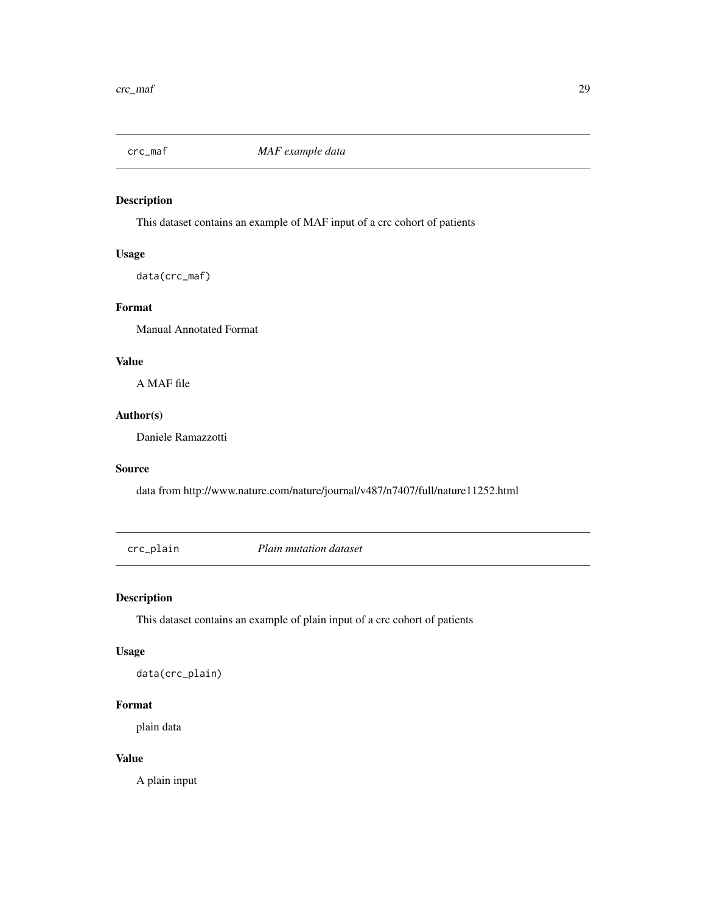## crc_maf    *MAF example data*

### Description

This dataset contains an example of MAF input of a crc cohort of patients

### Usage

```
data(crc_maf)
```

### Format

Manual Annotated Format

### Value

A MAF file

### Author(s)

Daniele Ramazzotti

### Source

data from http://www.nature.com/nature/journal/v487/n7407/full/nature11252.html

## crc_plain    *Plain mutation dataset*

### Description

This dataset contains an example of plain input of a crc cohort of patients

### Usage

```
data(crc_plain)
```

### Format

plain data

### Value

A plain input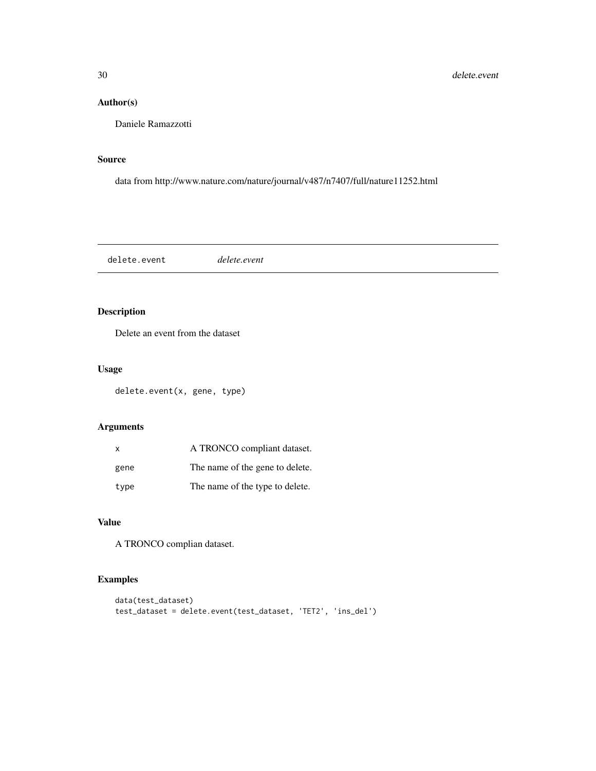## Author(s)

Daniele Ramazzotti

## Source

data from http://www.nature.com/nature/journal/v487/n7407/full/nature11252.html

---

# delete.event &nbsp;&nbsp;&nbsp;&nbsp; *delete.event*

## Description

Delete an event from the dataset

## Usage

```
delete.event(x, gene, type)
```

## Arguments

| | |
|---|---|
| x | A TRONCO compliant dataset. |
| gene | The name of the gene to delete. |
| type | The name of the type to delete. |

## Value

A TRONCO complian dataset.

## Examples

```
data(test_dataset)
test_dataset = delete.event(test_dataset, 'TET2', 'ins_del')
```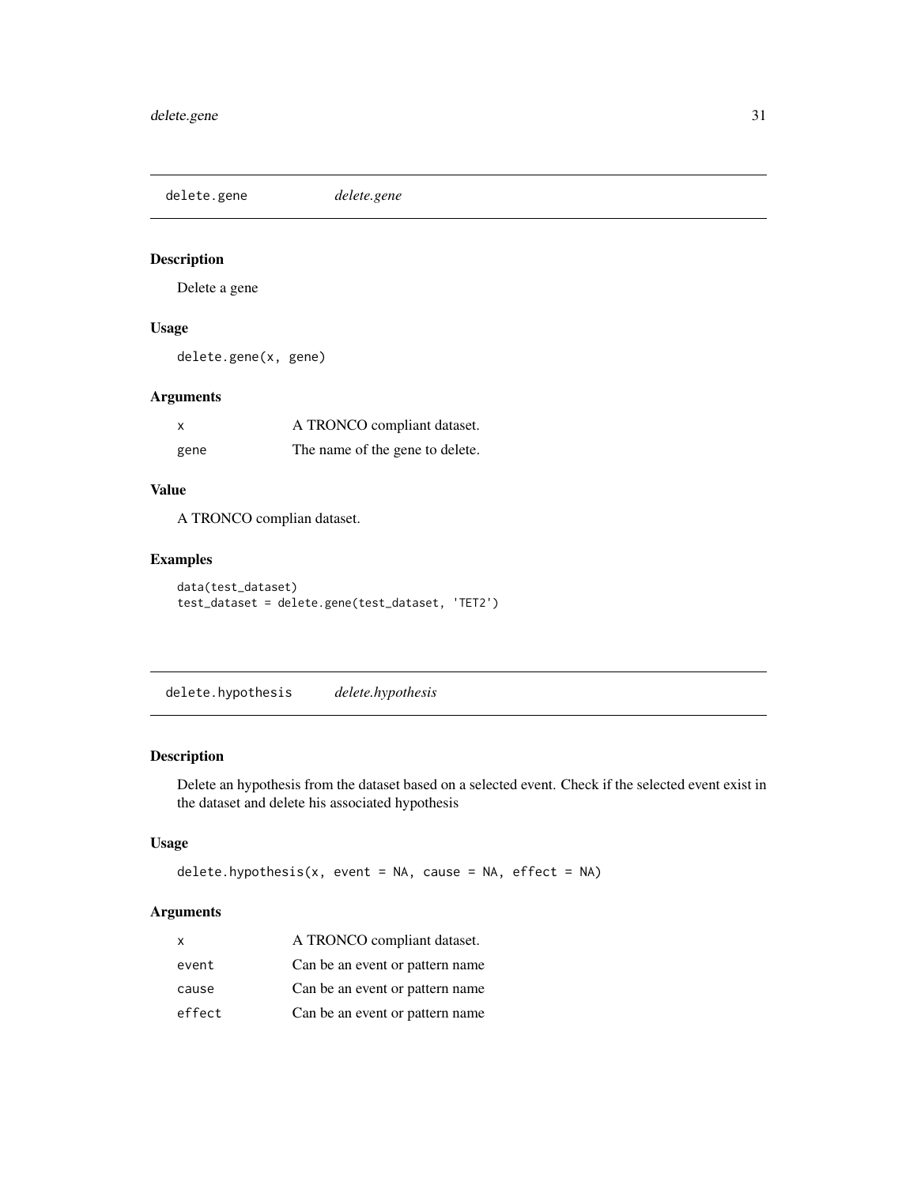## delete.gene *delete.gene*

### Description

Delete a gene

### Usage

```
delete.gene(x, gene)
```

### Arguments

| | |
|---|---|
| x | A TRONCO compliant dataset. |
| gene | The name of the gene to delete. |

### Value

A TRONCO complian dataset.

### Examples

```
data(test_dataset)
test_dataset = delete.gene(test_dataset, 'TET2')
```

## delete.hypothesis *delete.hypothesis*

### Description

Delete an hypothesis from the dataset based on a selected event. Check if the selected event exist in the dataset and delete his associated hypothesis

### Usage

```
delete.hypothesis(x, event = NA, cause = NA, effect = NA)
```

### Arguments

| | |
|---|---|
| x | A TRONCO compliant dataset. |
| event | Can be an event or pattern name |
| cause | Can be an event or pattern name |
| effect | Can be an event or pattern name |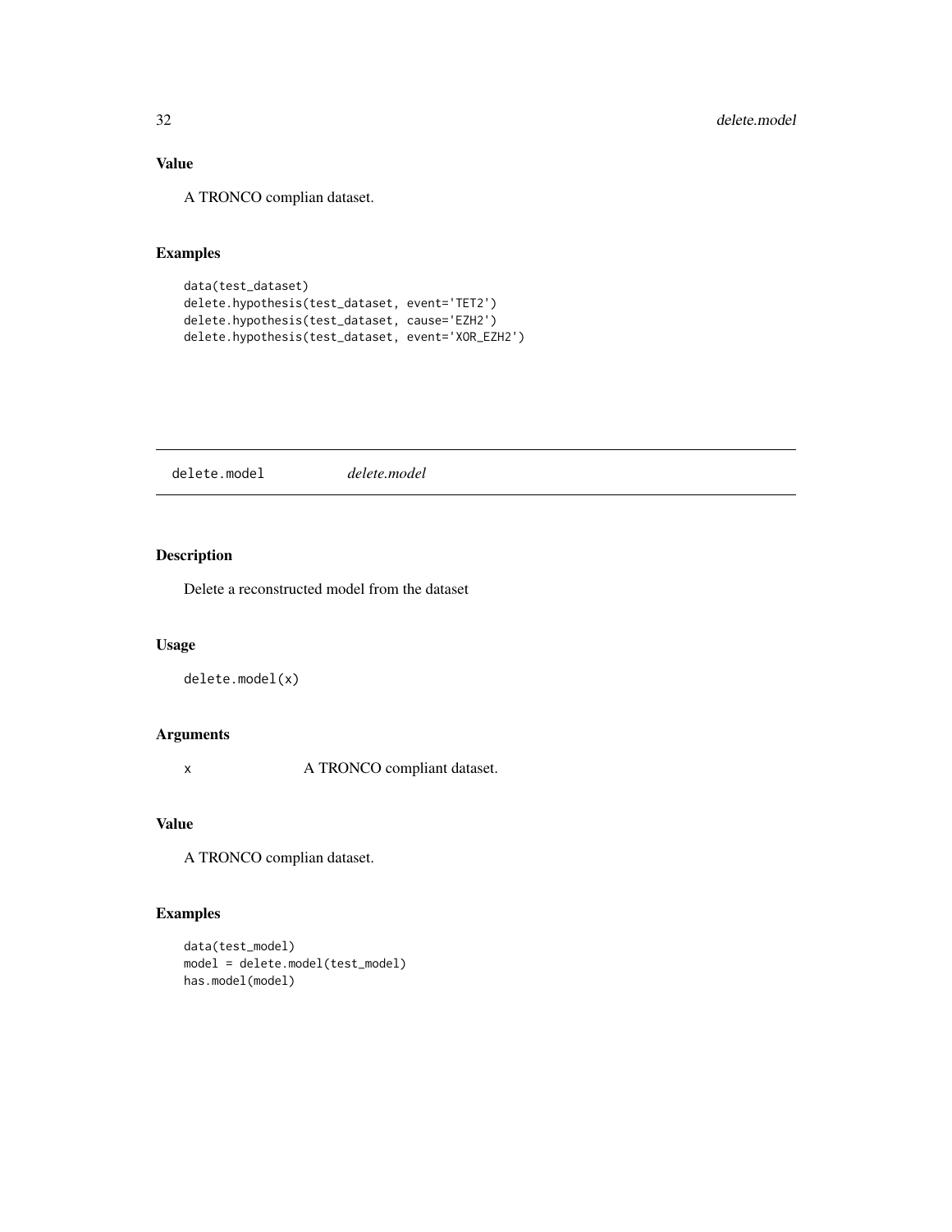### Value

A TRONCO complian dataset.

### Examples

```
data(test_dataset)
delete.hypothesis(test_dataset, event='TET2')
delete.hypothesis(test_dataset, cause='EZH2')
delete.hypothesis(test_dataset, event='XOR_EZH2')
```

---

## delete.model *delete.model*

---

### Description

Delete a reconstructed model from the dataset

### Usage

```
delete.model(x)
```

### Arguments

| | |
|---|---|
| x | A TRONCO compliant dataset. |

### Value

A TRONCO complian dataset.

### Examples

```
data(test_model)
model = delete.model(test_model)
has.model(model)
```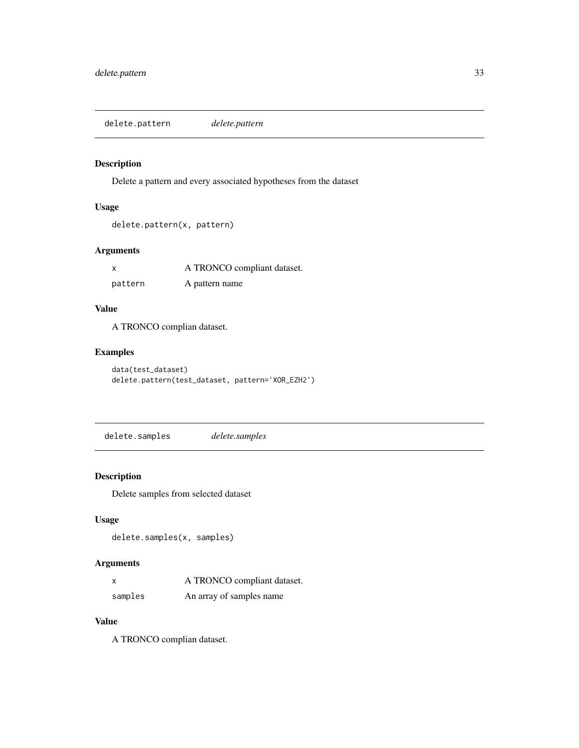## delete.pattern *delete.pattern*

### Description

Delete a pattern and every associated hypotheses from the dataset

### Usage

```
delete.pattern(x, pattern)
```

### Arguments

| | |
|---|---|
| x | A TRONCO compliant dataset. |
| pattern | A pattern name |

### Value

A TRONCO complian dataset.

### Examples

```
data(test_dataset)
delete.pattern(test_dataset, pattern='XOR_EZH2')
```

## delete.samples *delete.samples*

### Description

Delete samples from selected dataset

### Usage

```
delete.samples(x, samples)
```

### Arguments

| | |
|---|---|
| x | A TRONCO compliant dataset. |
| samples | An array of samples name |

### Value

A TRONCO complian dataset.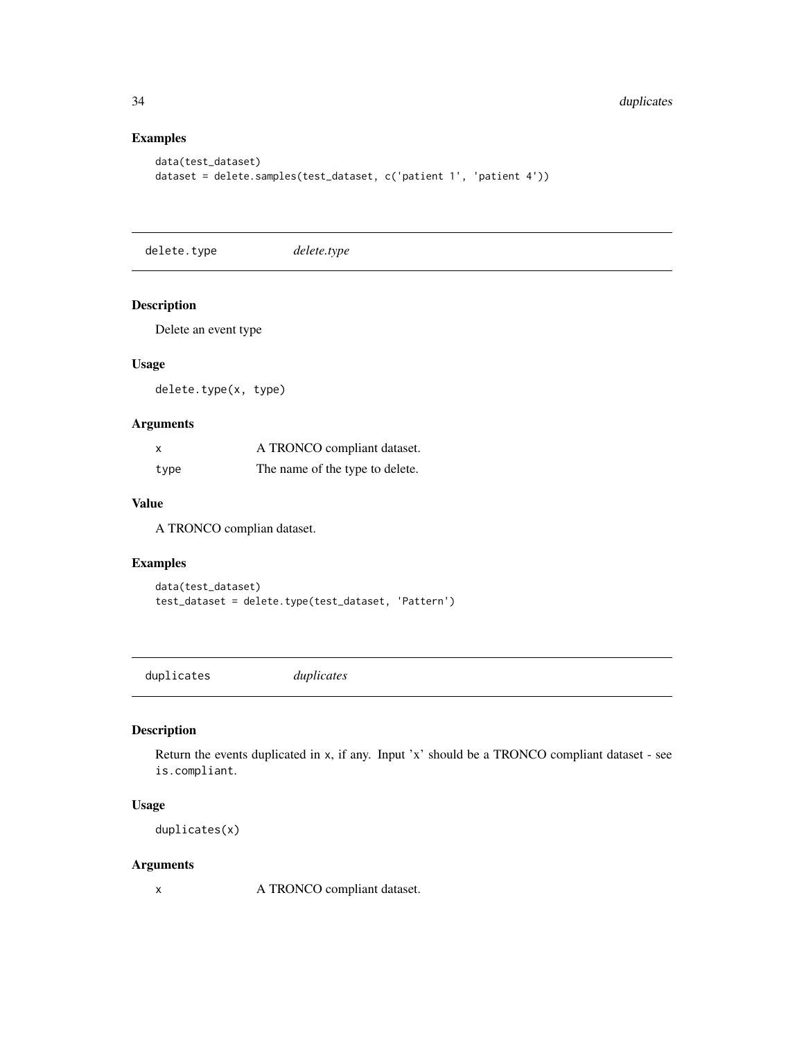### Examples

```
data(test_dataset)
dataset = delete.samples(test_dataset, c('patient 1', 'patient 4'))
```

---

## delete.type *delete.type*

---

### Description

Delete an event type

### Usage

```
delete.type(x, type)
```

### Arguments

| | |
|---|---|
| x | A TRONCO compliant dataset. |
| type | The name of the type to delete. |

### Value

A TRONCO complian dataset.

### Examples

```
data(test_dataset)
test_dataset = delete.type(test_dataset, 'Pattern')
```

---

## duplicates *duplicates*

---

### Description

Return the events duplicated in x, if any. Input 'x' should be a TRONCO compliant dataset - see is.compliant.

### Usage

```
duplicates(x)
```

### Arguments

| | |
|---|---|
| x | A TRONCO compliant dataset. |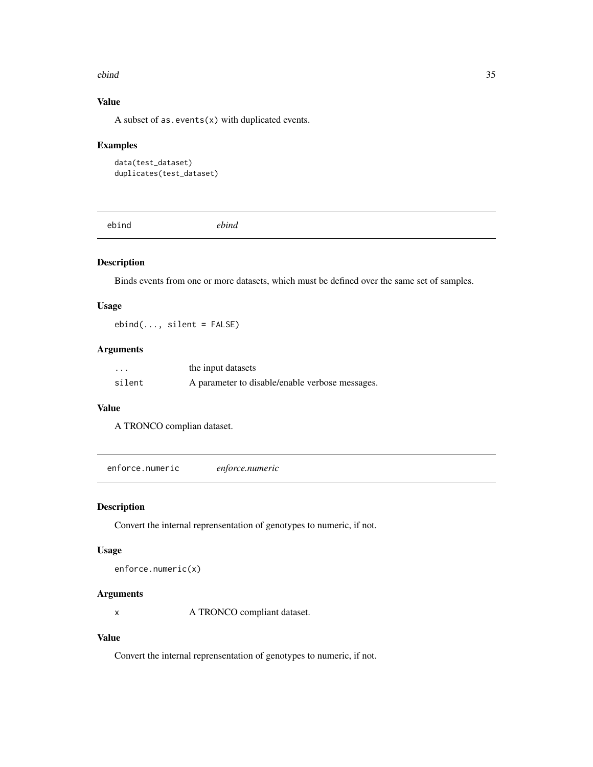### Value

A subset of as.events(x) with duplicated events.

### Examples

```
data(test_dataset)
duplicates(test_dataset)
```

---

## ebind *ebind*

---

### Description

Binds events from one or more datasets, which must be defined over the same set of samples.

### Usage

```
ebind(..., silent = FALSE)
```

### Arguments

| | |
|---|---|
| ... | the input datasets |
| silent | A parameter to disable/enable verbose messages. |

### Value

A TRONCO complian dataset.

---

## enforce.numeric *enforce.numeric*

---

### Description

Convert the internal reprensentation of genotypes to numeric, if not.

### Usage

```
enforce.numeric(x)
```

### Arguments

| | |
|---|---|
| x | A TRONCO compliant dataset. |

### Value

Convert the internal reprensentation of genotypes to numeric, if not.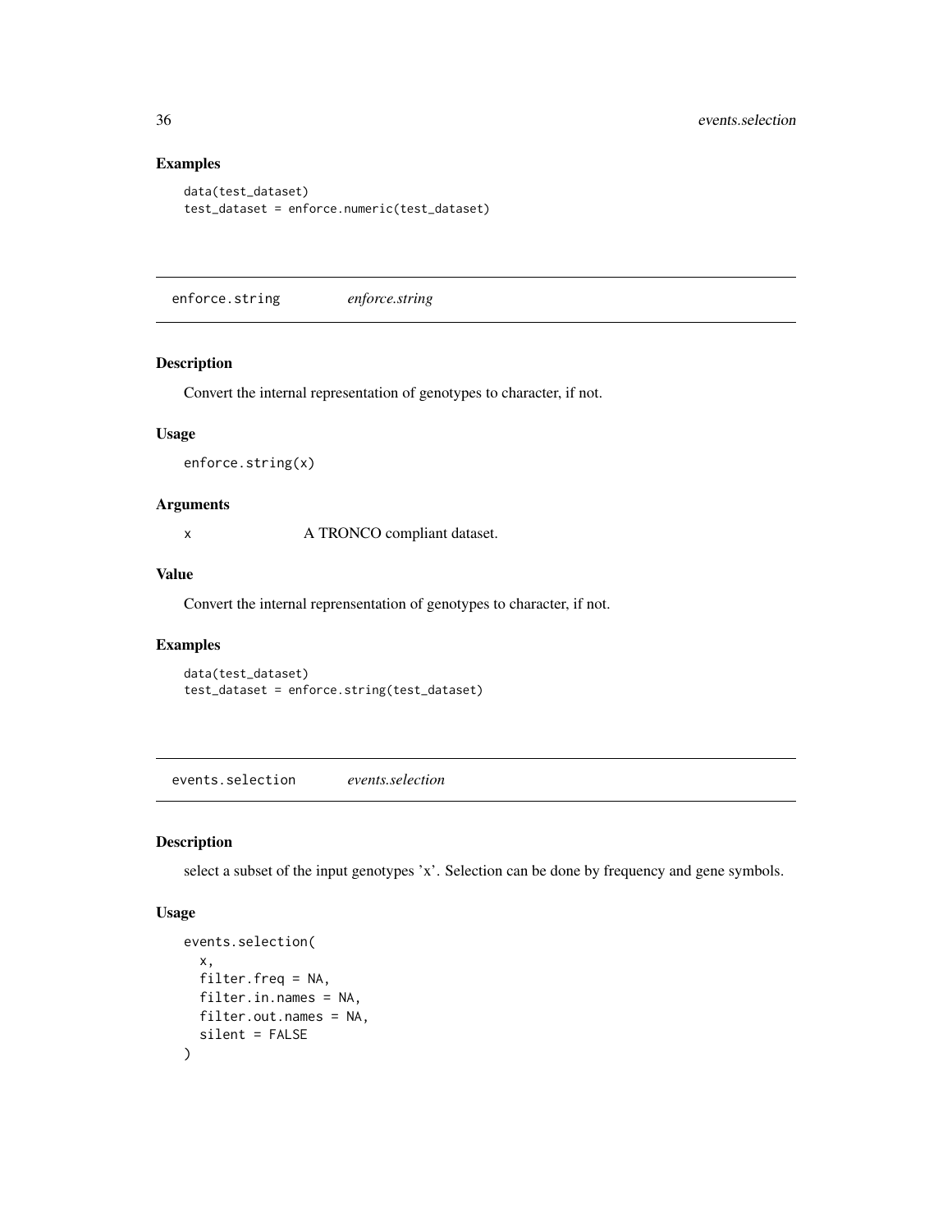### Examples

```
data(test_dataset)
test_dataset = enforce.numeric(test_dataset)
```

---

## enforce.string *enforce.string*

---

### Description

Convert the internal representation of genotypes to character, if not.

### Usage

```
enforce.string(x)
```

### Arguments

x A TRONCO compliant dataset.

### Value

Convert the internal reprensentation of genotypes to character, if not.

### Examples

```
data(test_dataset)
test_dataset = enforce.string(test_dataset)
```

---

## events.selection *events.selection*

---

### Description

select a subset of the input genotypes 'x'. Selection can be done by frequency and gene symbols.

### Usage

```
events.selection(
  x,
  filter.freq = NA,
  filter.in.names = NA,
  filter.out.names = NA,
  silent = FALSE
)
```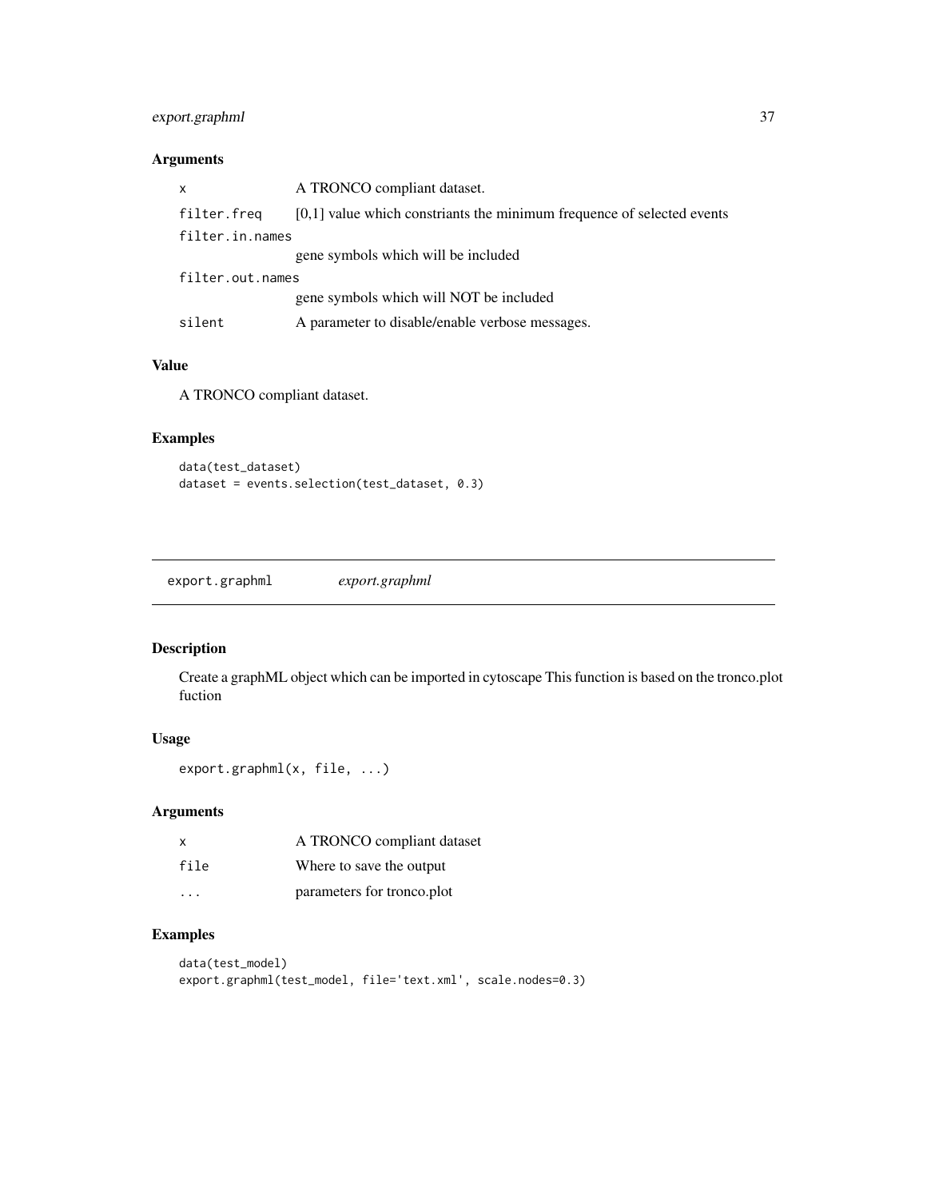### Arguments

| | |
|---|---|
| x | A TRONCO compliant dataset. |
| filter.freq | [0,1] value which constriants the minimum frequence of selected events |
| filter.in.names | gene symbols which will be included |
| filter.out.names | gene symbols which will NOT be included |
| silent | A parameter to disable/enable verbose messages. |

### Value

A TRONCO compliant dataset.

### Examples

```
data(test_dataset)
dataset = events.selection(test_dataset, 0.3)
```

---

## export.graphml    *export.graphml*

---

### Description

Create a graphML object which can be imported in cytoscape This function is based on the tronco.plot fuction

### Usage

```
export.graphml(x, file, ...)
```

### Arguments

| | |
|---|---|
| x | A TRONCO compliant dataset |
| file | Where to save the output |
| ... | parameters for tronco.plot |

### Examples

```
data(test_model)
export.graphml(test_model, file='text.xml', scale.nodes=0.3)
```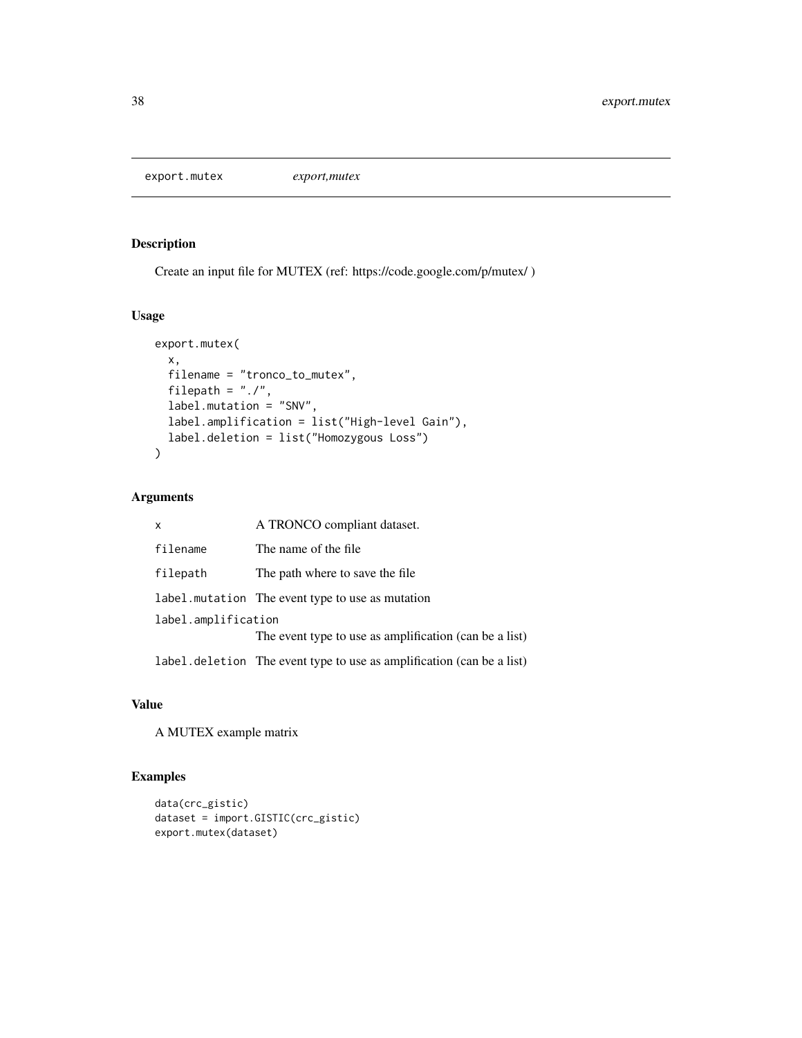export.mutex *export,mutex*

## Description

Create an input file for MUTEX (ref: https://code.google.com/p/mutex/ )

## Usage

```
export.mutex(
  x,
  filename = "tronco_to_mutex",
  filepath = "./",
  label.mutation = "SNV",
  label.amplification = list("High-level Gain"),
  label.deletion = list("Homozygous Loss")
)
```

## Arguments

| | |
|---|---|
| `x` | A TRONCO compliant dataset. |
| `filename` | The name of the file |
| `filepath` | The path where to save the file |
| `label.mutation` | The event type to use as mutation |
| `label.amplification` | The event type to use as amplification (can be a list) |
| `label.deletion` | The event type to use as amplification (can be a list) |

## Value

A MUTEX example matrix

## Examples

```
data(crc_gistic)
dataset = import.GISTIC(crc_gistic)
export.mutex(dataset)
```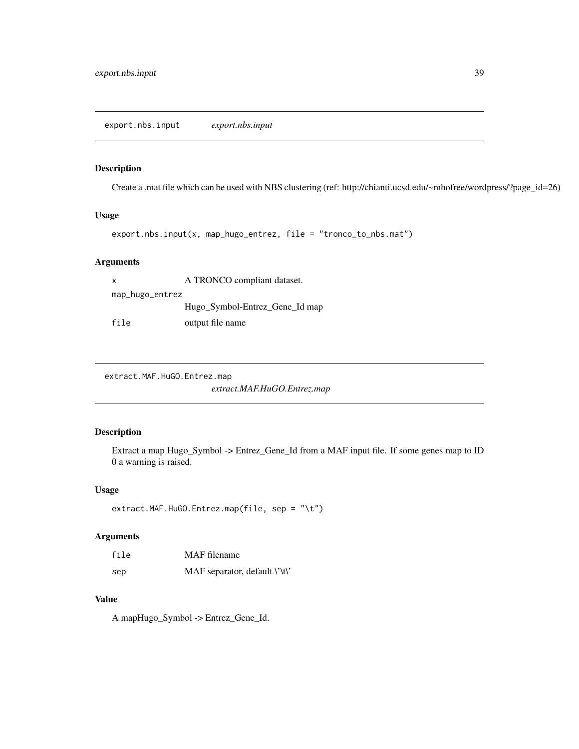## export.nbs.input *export.nbs.input*

### Description

Create a .mat file which can be used with NBS clustering (ref: http://chianti.ucsd.edu/~mhofree/wordpress/?page_id=26)

### Usage

```
export.nbs.input(x, map_hugo_entrez, file = "tronco_to_nbs.mat")
```

### Arguments

| | |
|---|---|
| x | A TRONCO compliant dataset. |
| map_hugo_entrez | Hugo_Symbol-Entrez_Gene_Id map |
| file | output file name |

## extract.MAF.HuGO.Entrez.map *extract.MAF.HuGO.Entrez.map*

### Description

Extract a map Hugo_Symbol -> Entrez_Gene_Id from a MAF input file. If some genes map to ID 0 a warning is raised.

### Usage

```
extract.MAF.HuGO.Entrez.map(file, sep = "\t")
```

### Arguments

| | |
|---|---|
| file | MAF filename |
| sep | MAF separator, default \'\t\' |

### Value

A mapHugo_Symbol -> Entrez_Gene_Id.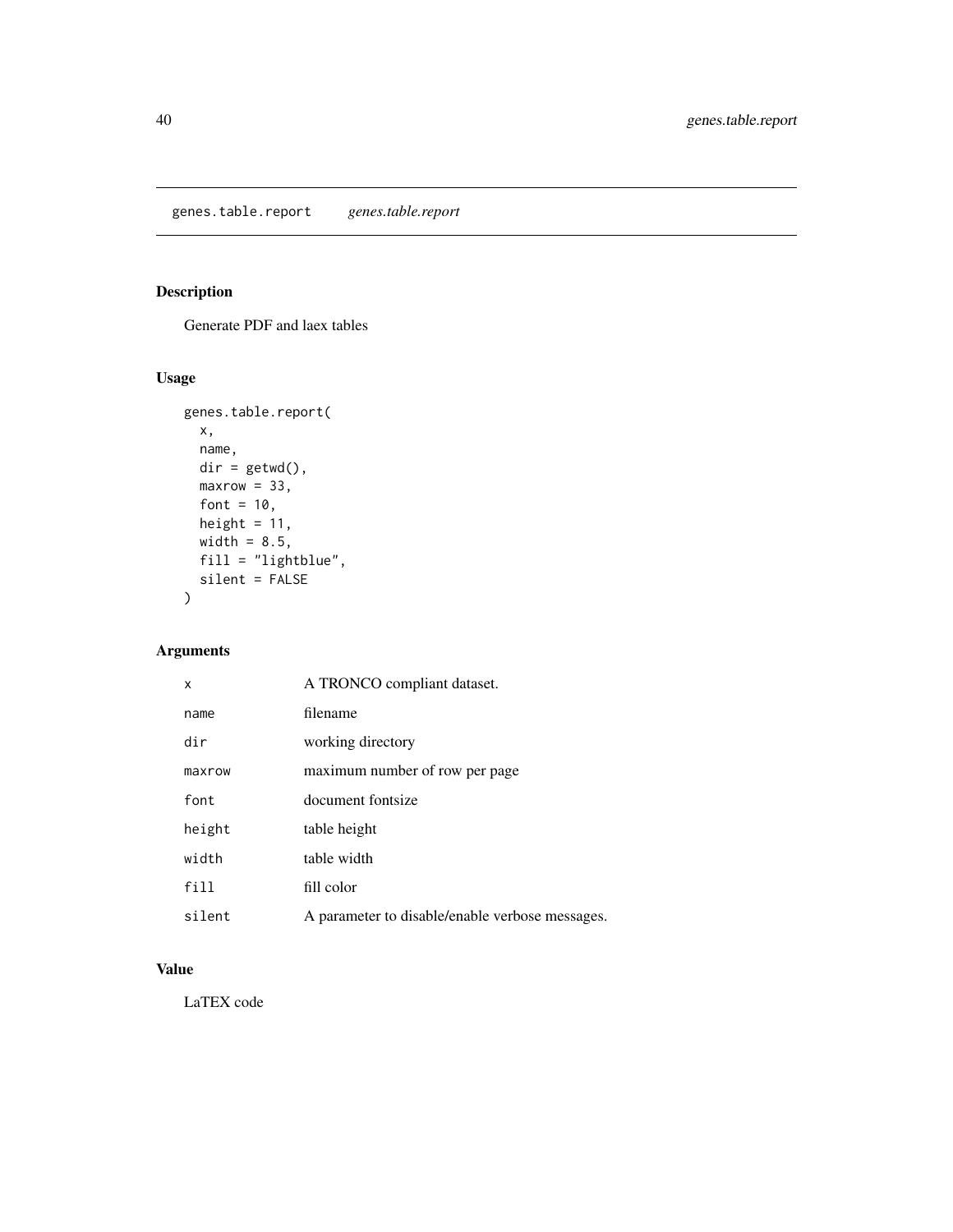genes.table.report *genes.table.report*

## Description

Generate PDF and laex tables

## Usage

```
genes.table.report(
  x,
  name,
  dir = getwd(),
  maxrow = 33,
  font = 10,
  height = 11,
  width = 8.5,
  fill = "lightblue",
  silent = FALSE
)
```

## Arguments

| | |
|---|---|
| x | A TRONCO compliant dataset. |
| name | filename |
| dir | working directory |
| maxrow | maximum number of row per page |
| font | document fontsize |
| height | table height |
| width | table width |
| fill | fill color |
| silent | A parameter to disable/enable verbose messages. |

## Value

LaTEX code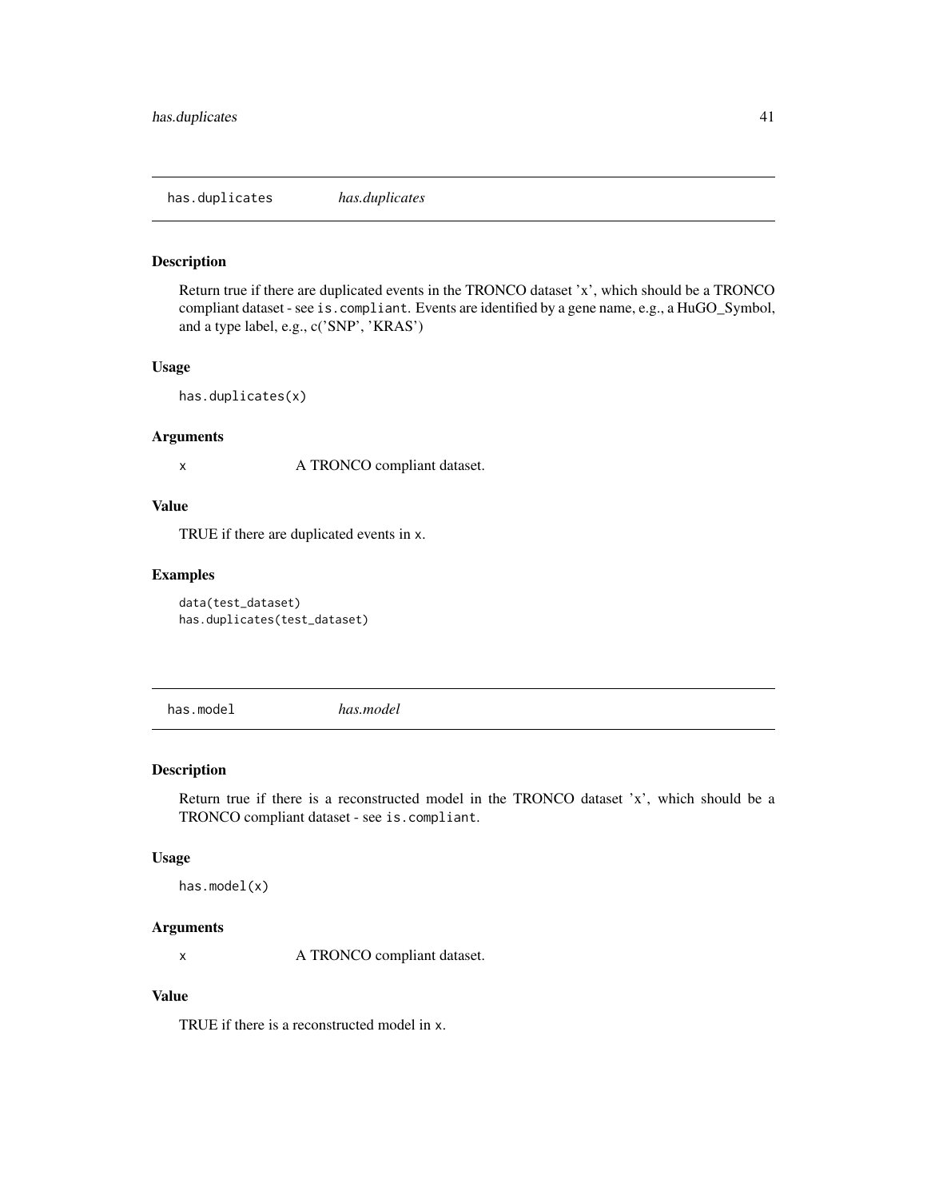## has.duplicates *has.duplicates*

### Description

Return true if there are duplicated events in the TRONCO dataset 'x', which should be a TRONCO compliant dataset - see `is.compliant`. Events are identified by a gene name, e.g., a HuGO_Symbol, and a type label, e.g., c('SNP', 'KRAS')

### Usage

```
has.duplicates(x)
```

### Arguments

| | |
|---|---|
| x | A TRONCO compliant dataset. |

### Value

TRUE if there are duplicated events in `x`.

### Examples

```
data(test_dataset)
has.duplicates(test_dataset)
```

## has.model *has.model*

### Description

Return true if there is a reconstructed model in the TRONCO dataset 'x', which should be a TRONCO compliant dataset - see `is.compliant`.

### Usage

```
has.model(x)
```

### Arguments

| | |
|---|---|
| x | A TRONCO compliant dataset. |

### Value

TRUE if there is a reconstructed model in `x`.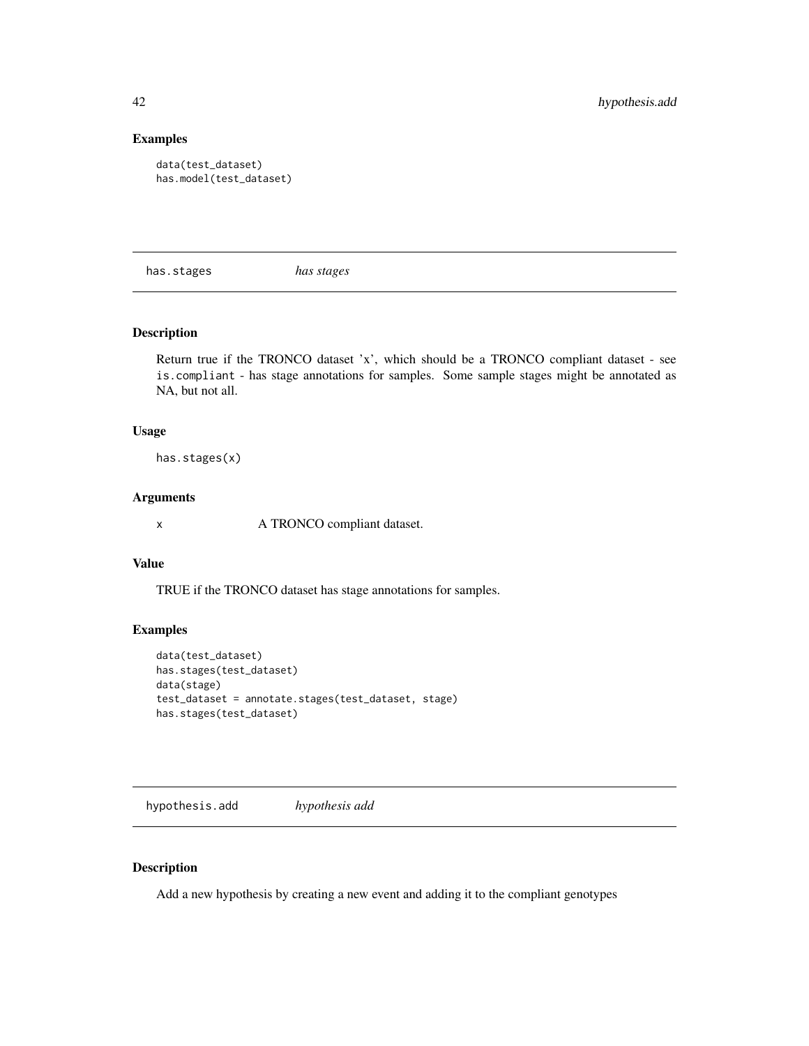## Examples

```
data(test_dataset)
has.model(test_dataset)
```

---

# has.stages *has stages*

## Description

Return true if the TRONCO dataset 'x', which should be a TRONCO compliant dataset - see `is.compliant` - has stage annotations for samples. Some sample stages might be annotated as NA, but not all.

## Usage

```
has.stages(x)
```

## Arguments

| | |
|---|---|
| x | A TRONCO compliant dataset. |

## Value

TRUE if the TRONCO dataset has stage annotations for samples.

## Examples

```
data(test_dataset)
has.stages(test_dataset)
data(stage)
test_dataset = annotate.stages(test_dataset, stage)
has.stages(test_dataset)
```

---

# hypothesis.add *hypothesis add*

## Description

Add a new hypothesis by creating a new event and adding it to the compliant genotypes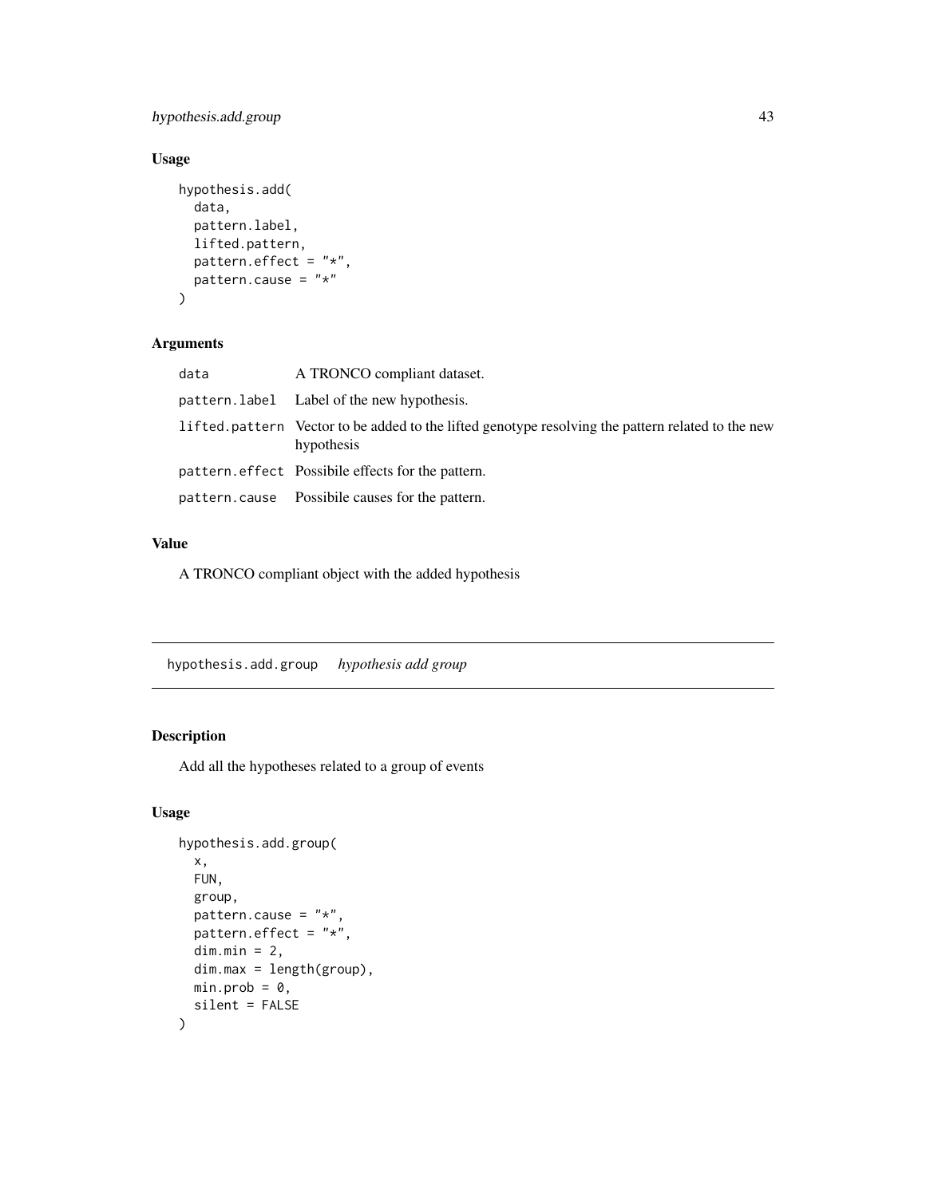### Usage

```
hypothesis.add(
  data,
  pattern.label,
  lifted.pattern,
  pattern.effect = "*",
  pattern.cause = "*"
)
```

### Arguments

| | |
|---|---|
| data | A TRONCO compliant dataset. |
| pattern.label | Label of the new hypothesis. |
| lifted.pattern | Vector to be added to the lifted genotype resolving the pattern related to the new hypothesis |
| pattern.effect | Possibile effects for the pattern. |
| pattern.cause | Possibile causes for the pattern. |

### Value

A TRONCO compliant object with the added hypothesis

---

## hypothesis.add.group *hypothesis add group*

---

### Description

Add all the hypotheses related to a group of events

### Usage

```
hypothesis.add.group(
  x,
  FUN,
  group,
  pattern.cause = "*",
  pattern.effect = "*",
  dim.min = 2,
  dim.max = length(group),
  min.prob = 0,
  silent = FALSE
)
```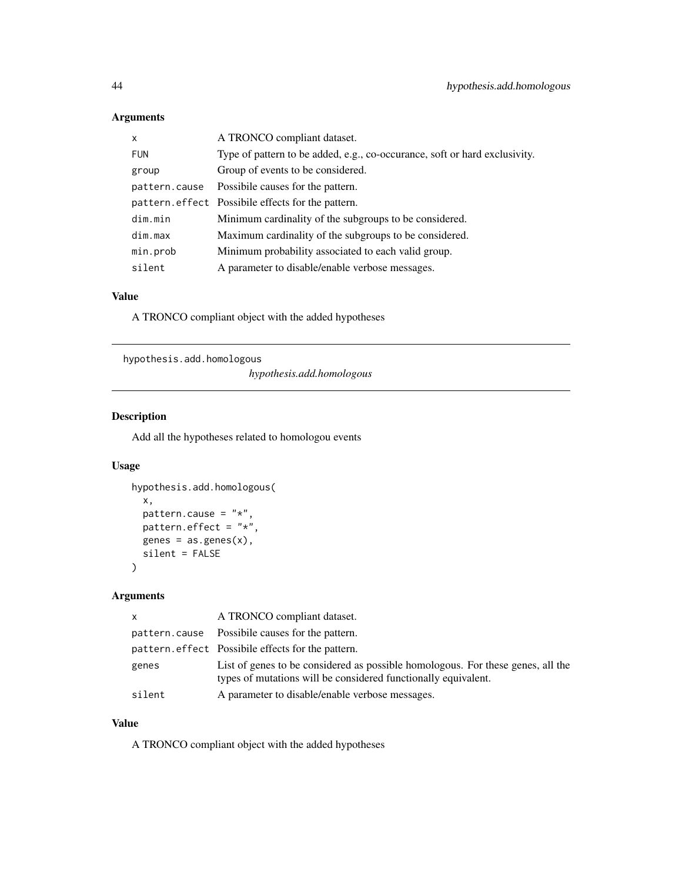## Arguments

| | |
|---|---|
| `x` | A TRONCO compliant dataset. |
| `FUN` | Type of pattern to be added, e.g., co-occurance, soft or hard exclusivity. |
| `group` | Group of events to be considered. |
| `pattern.cause` | Possibile causes for the pattern. |
| `pattern.effect` | Possibile effects for the pattern. |
| `dim.min` | Minimum cardinality of the subgroups to be considered. |
| `dim.max` | Maximum cardinality of the subgroups to be considered. |
| `min.prob` | Minimum probability associated to each valid group. |
| `silent` | A parameter to disable/enable verbose messages. |

## Value

A TRONCO compliant object with the added hypotheses

---

# hypothesis.add.homologous

*hypothesis.add.homologous*

---

## Description

Add all the hypotheses related to homologou events

## Usage

```
hypothesis.add.homologous(
  x,
  pattern.cause = "*",
  pattern.effect = "*",
  genes = as.genes(x),
  silent = FALSE
)
```

## Arguments

| | |
|---|---|
| `x` | A TRONCO compliant dataset. |
| `pattern.cause` | Possibile causes for the pattern. |
| `pattern.effect` | Possibile effects for the pattern. |
| `genes` | List of genes to be considered as possible homologous. For these genes, all the types of mutations will be considered functionally equivalent. |
| `silent` | A parameter to disable/enable verbose messages. |

## Value

A TRONCO compliant object with the added hypotheses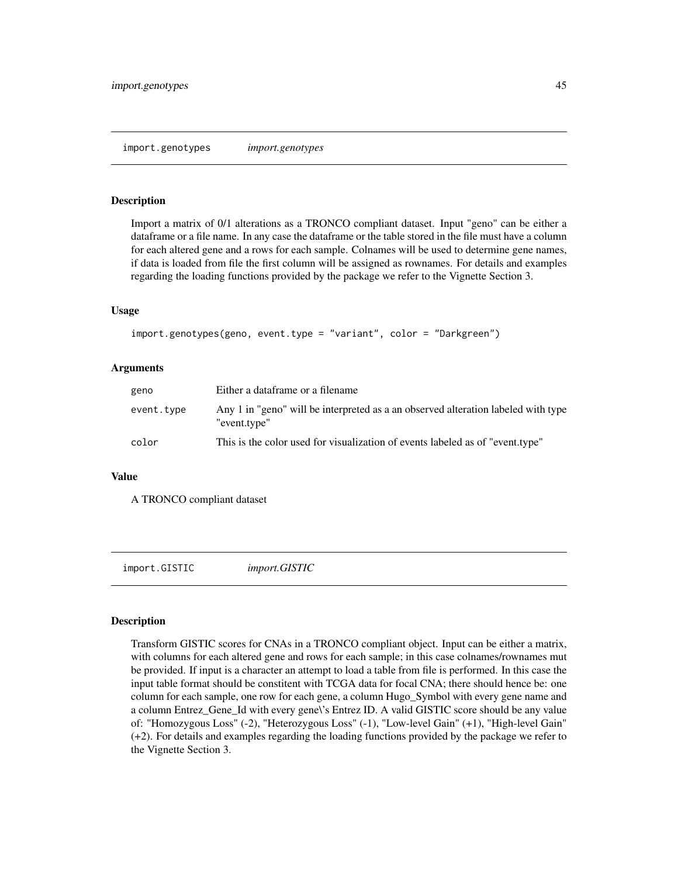## import.genotypes *import.genotypes*

### Description

Import a matrix of 0/1 alterations as a TRONCO compliant dataset. Input "geno" can be either a dataframe or a file name. In any case the dataframe or the table stored in the file must have a column for each altered gene and a rows for each sample. Colnames will be used to determine gene names, if data is loaded from file the first column will be assigned as rownames. For details and examples regarding the loading functions provided by the package we refer to the Vignette Section 3.

### Usage

```
import.genotypes(geno, event.type = "variant", color = "Darkgreen")
```

### Arguments

| | |
|---|---|
| geno | Either a dataframe or a filename |
| event.type | Any 1 in "geno" will be interpreted as a an observed alteration labeled with type "event.type" |
| color | This is the color used for visualization of events labeled as of "event.type" |

### Value

A TRONCO compliant dataset

## import.GISTIC *import.GISTIC*

### Description

Transform GISTIC scores for CNAs in a TRONCO compliant object. Input can be either a matrix, with columns for each altered gene and rows for each sample; in this case colnames/rownames mut be provided. If input is a character an attempt to load a table from file is performed. In this case the input table format should be constitent with TCGA data for focal CNA; there should hence be: one column for each sample, one row for each gene, a column Hugo_Symbol with every gene name and a column Entrez_Gene_Id with every gene\'s Entrez ID. A valid GISTIC score should be any value of: "Homozygous Loss" (-2), "Heterozygous Loss" (-1), "Low-level Gain" (+1), "High-level Gain" (+2). For details and examples regarding the loading functions provided by the package we refer to the Vignette Section 3.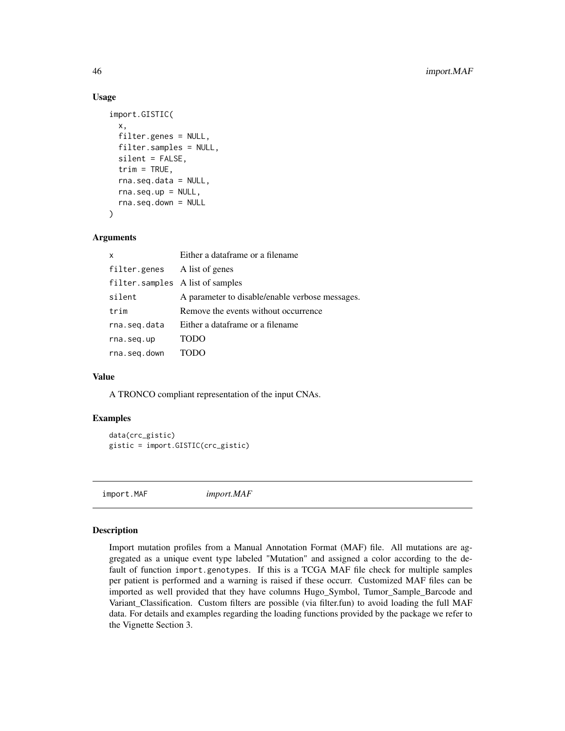### Usage

```
import.GISTIC(
  x,
  filter.genes = NULL,
  filter.samples = NULL,
  silent = FALSE,
  trim = TRUE,
  rna.seq.data = NULL,
  rna.seq.up = NULL,
  rna.seq.down = NULL
)
```

### Arguments

| | |
|---|---|
| x | Either a dataframe or a filename |
| filter.genes | A list of genes |
| filter.samples | A list of samples |
| silent | A parameter to disable/enable verbose messages. |
| trim | Remove the events without occurrence |
| rna.seq.data | Either a dataframe or a filename |
| rna.seq.up | TODO |
| rna.seq.down | TODO |

### Value

A TRONCO compliant representation of the input CNAs.

### Examples

```
data(crc_gistic)
gistic = import.GISTIC(crc_gistic)
```

## import.MAF *import.MAF*

### Description

Import mutation profiles from a Manual Annotation Format (MAF) file. All mutations are aggregated as a unique event type labeled "Mutation" and assigned a color according to the default of function `import.genotypes`. If this is a TCGA MAF file check for multiple samples per patient is performed and a warning is raised if these occurr. Customized MAF files can be imported as well provided that they have columns Hugo_Symbol, Tumor_Sample_Barcode and Variant_Classification. Custom filters are possible (via filter.fun) to avoid loading the full MAF data. For details and examples regarding the loading functions provided by the package we refer to the Vignette Section 3.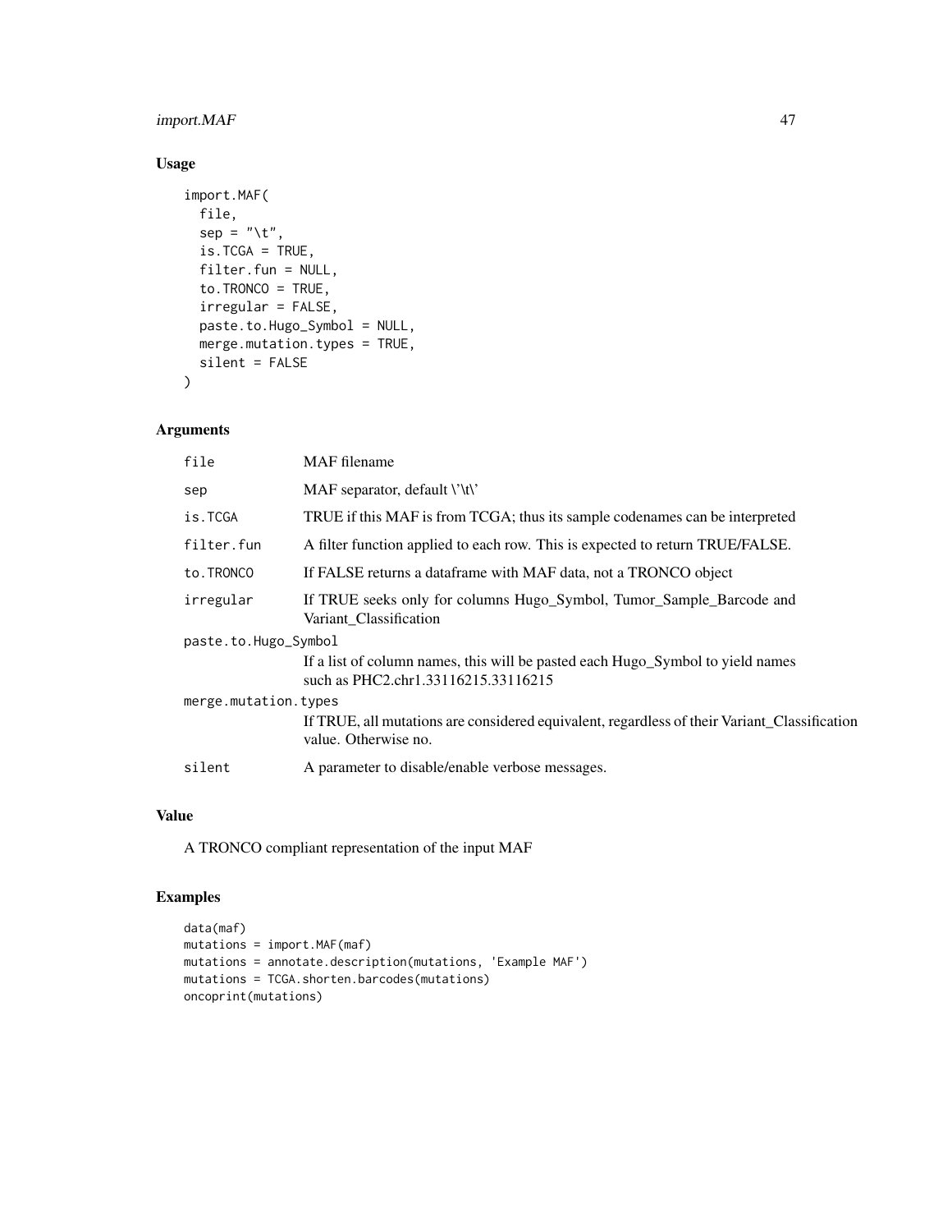### Usage

```
import.MAF(
  file,
  sep = "\t",
  is.TCGA = TRUE,
  filter.fun = NULL,
  to.TRONCO = TRUE,
  irregular = FALSE,
  paste.to.Hugo_Symbol = NULL,
  merge.mutation.types = TRUE,
  silent = FALSE
)
```

### Arguments

| | |
|---|---|
| file | MAF filename |
| sep | MAF separator, default \'\t\' |
| is.TCGA | TRUE if this MAF is from TCGA; thus its sample codenames can be interpreted |
| filter.fun | A filter function applied to each row. This is expected to return TRUE/FALSE. |
| to.TRONCO | If FALSE returns a dataframe with MAF data, not a TRONCO object |
| irregular | If TRUE seeks only for columns Hugo_Symbol, Tumor_Sample_Barcode and Variant_Classification |
| paste.to.Hugo_Symbol | If a list of column names, this will be pasted each Hugo_Symbol to yield names such as PHC2.chr1.33116215.33116215 |
| merge.mutation.types | If TRUE, all mutations are considered equivalent, regardless of their Variant_Classification value. Otherwise no. |
| silent | A parameter to disable/enable verbose messages. |

### Value

A TRONCO compliant representation of the input MAF

### Examples

```
data(maf)
mutations = import.MAF(maf)
mutations = annotate.description(mutations, 'Example MAF')
mutations = TCGA.shorten.barcodes(mutations)
oncoprint(mutations)
```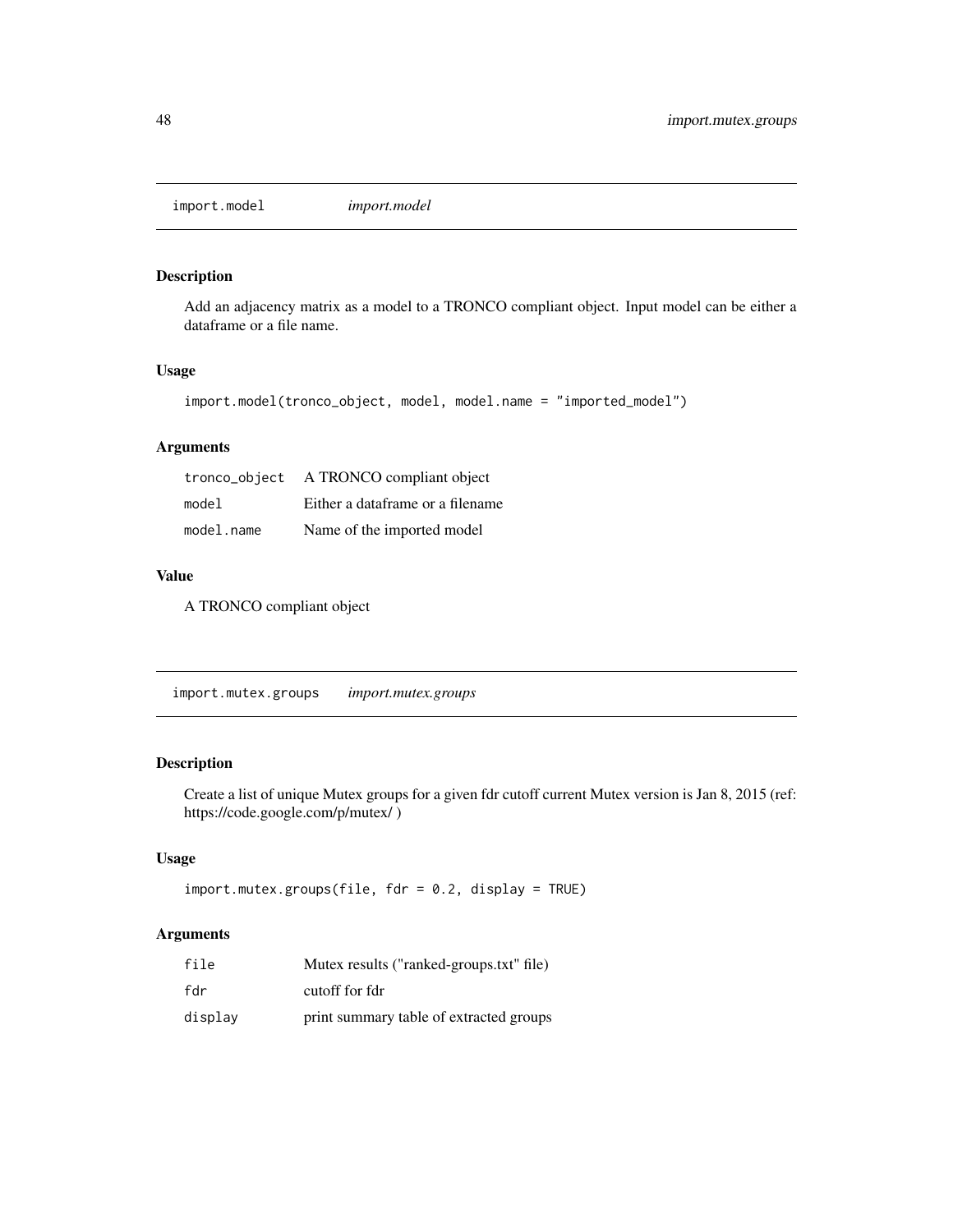## import.model *import.model*

### Description

Add an adjacency matrix as a model to a TRONCO compliant object. Input model can be either a dataframe or a file name.

### Usage

```
import.model(tronco_object, model, model.name = "imported_model")
```

### Arguments

| | |
|---|---|
| tronco_object | A TRONCO compliant object |
| model | Either a dataframe or a filename |
| model.name | Name of the imported model |

### Value

A TRONCO compliant object

## import.mutex.groups *import.mutex.groups*

### Description

Create a list of unique Mutex groups for a given fdr cutoff current Mutex version is Jan 8, 2015 (ref: https://code.google.com/p/mutex/ )

### Usage

```
import.mutex.groups(file, fdr = 0.2, display = TRUE)
```

### Arguments

| | |
|---|---|
| file | Mutex results ("ranked-groups.txt" file) |
| fdr | cutoff for fdr |
| display | print summary table of extracted groups |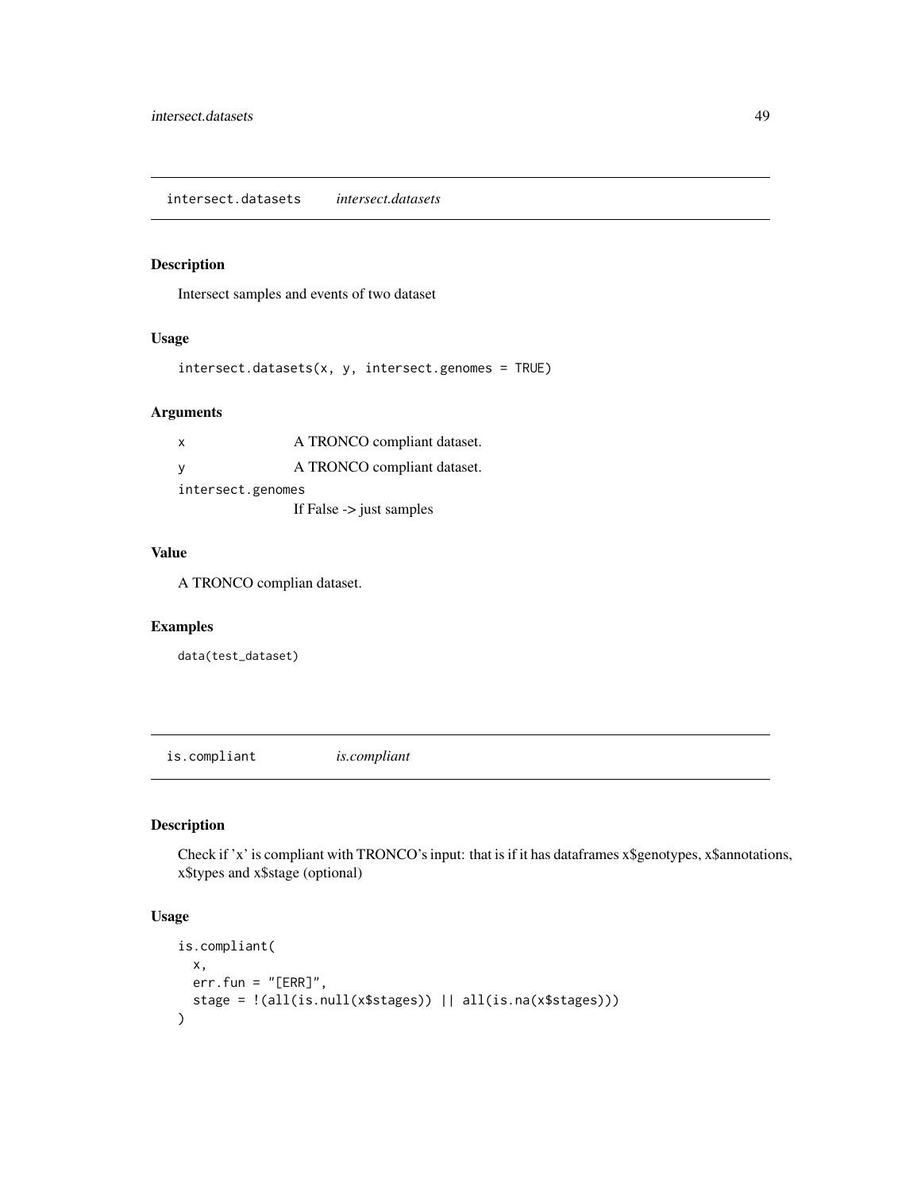## intersect.datasets *intersect.datasets*

### Description

Intersect samples and events of two dataset

### Usage

```
intersect.datasets(x, y, intersect.genomes = TRUE)
```

### Arguments

| | |
|---|---|
| x | A TRONCO compliant dataset. |
| y | A TRONCO compliant dataset. |
| intersect.genomes | If False -> just samples |

### Value

A TRONCO complian dataset.

### Examples

```
data(test_dataset)
```

## is.compliant *is.compliant*

### Description

Check if 'x' is compliant with TRONCO's input: that is if it has dataframes x$genotypes, x$annotations, x$types and x$stage (optional)

### Usage

```
is.compliant(
  x,
  err.fun = "[ERR]",
  stage = !(all(is.null(x$stages)) || all(is.na(x$stages)))
)
```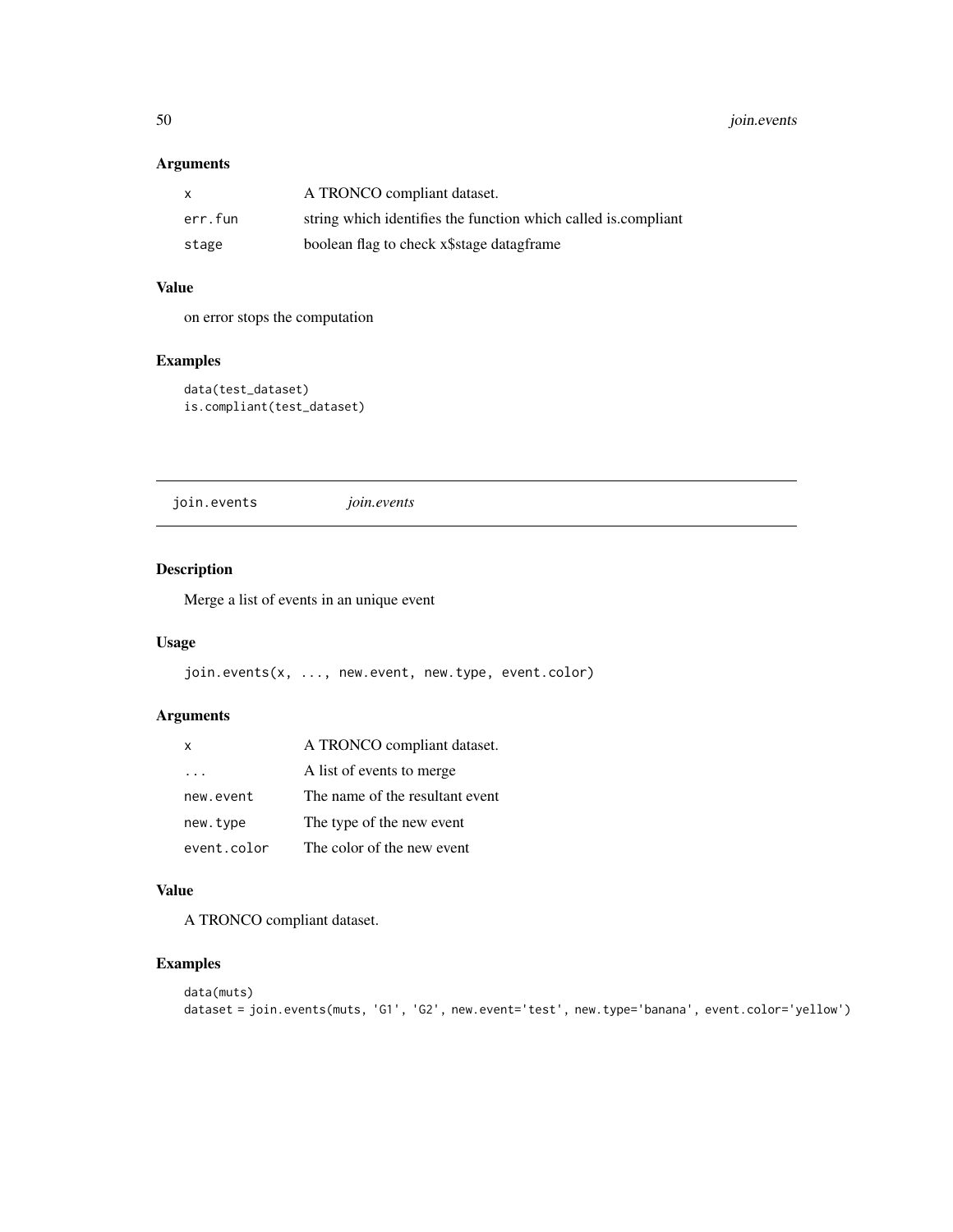### Arguments

| | |
|---|---|
| x | A TRONCO compliant dataset. |
| err.fun | string which identifies the function which called is.compliant |
| stage | boolean flag to check x$stage datagframe |

### Value

on error stops the computation

### Examples

```
data(test_dataset)
is.compliant(test_dataset)
```

---

## join.events *join.events*

---

### Description

Merge a list of events in an unique event

### Usage

```
join.events(x, ..., new.event, new.type, event.color)
```

### Arguments

| | |
|---|---|
| x | A TRONCO compliant dataset. |
| ... | A list of events to merge |
| new.event | The name of the resultant event |
| new.type | The type of the new event |
| event.color | The color of the new event |

### Value

A TRONCO compliant dataset.

### Examples

```
data(muts)
dataset = join.events(muts, 'G1', 'G2', new.event='test', new.type='banana', event.color='yellow')
```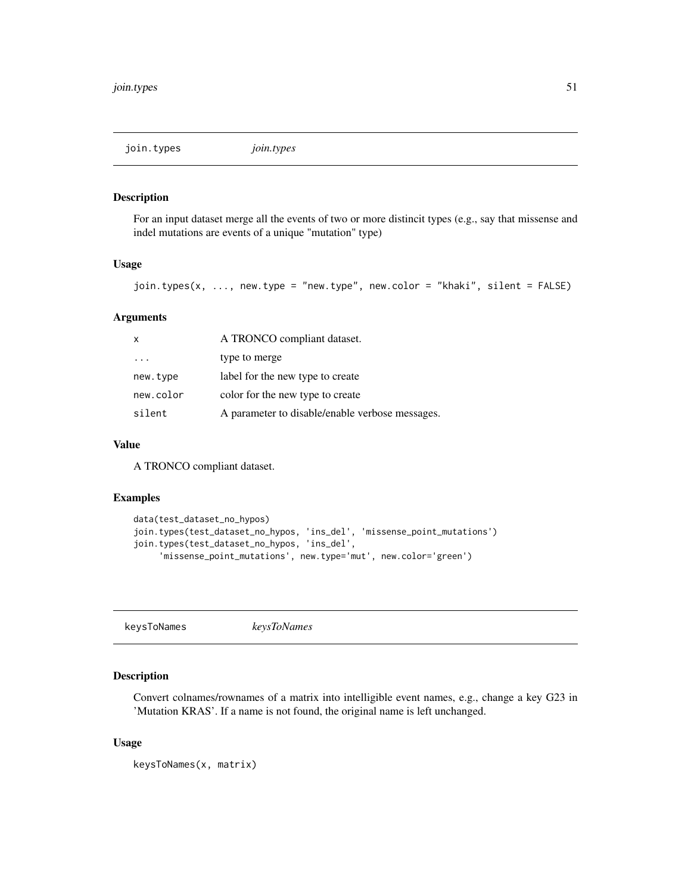## join.types *join.types*

### Description

For an input dataset merge all the events of two or more distincit types (e.g., say that missense and indel mutations are events of a unique "mutation" type)

### Usage

```
join.types(x, ..., new.type = "new.type", new.color = "khaki", silent = FALSE)
```

### Arguments

| | |
|---|---|
| x | A TRONCO compliant dataset. |
| ... | type to merge |
| new.type | label for the new type to create |
| new.color | color for the new type to create |
| silent | A parameter to disable/enable verbose messages. |

### Value

A TRONCO compliant dataset.

### Examples

```
data(test_dataset_no_hypos)
join.types(test_dataset_no_hypos, 'ins_del', 'missense_point_mutations')
join.types(test_dataset_no_hypos, 'ins_del',
     'missense_point_mutations', new.type='mut', new.color='green')
```

## keysToNames *keysToNames*

### Description

Convert colnames/rownames of a matrix into intelligible event names, e.g., change a key G23 in 'Mutation KRAS'. If a name is not found, the original name is left unchanged.

### Usage

```
keysToNames(x, matrix)
```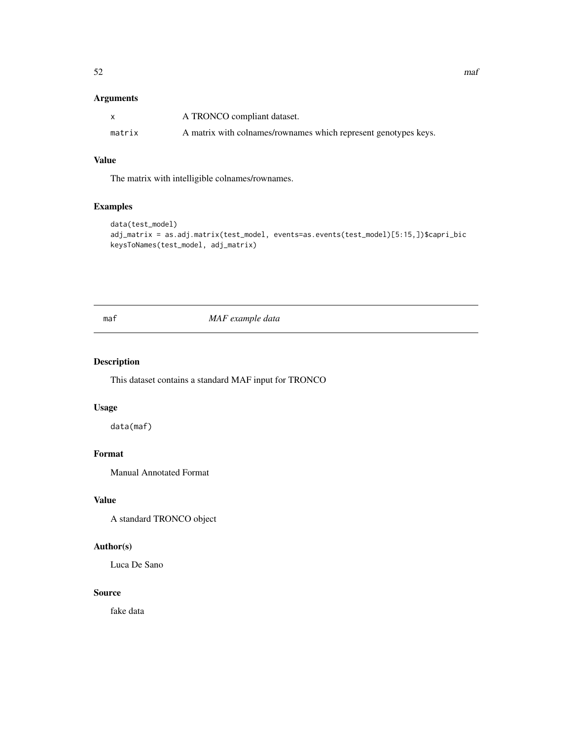## Arguments

| | |
|---|---|
| x | A TRONCO compliant dataset. |
| matrix | A matrix with colnames/rownames which represent genotypes keys. |

## Value

The matrix with intelligible colnames/rownames.

## Examples

```
data(test_model)
adj_matrix = as.adj.matrix(test_model, events=as.events(test_model)[5:15,])$capri_bic
keysToNames(test_model, adj_matrix)
```

---

# maf *MAF example data*

---

## Description

This dataset contains a standard MAF input for TRONCO

## Usage

```
data(maf)
```

## Format

Manual Annotated Format

## Value

A standard TRONCO object

## Author(s)

Luca De Sano

## Source

fake data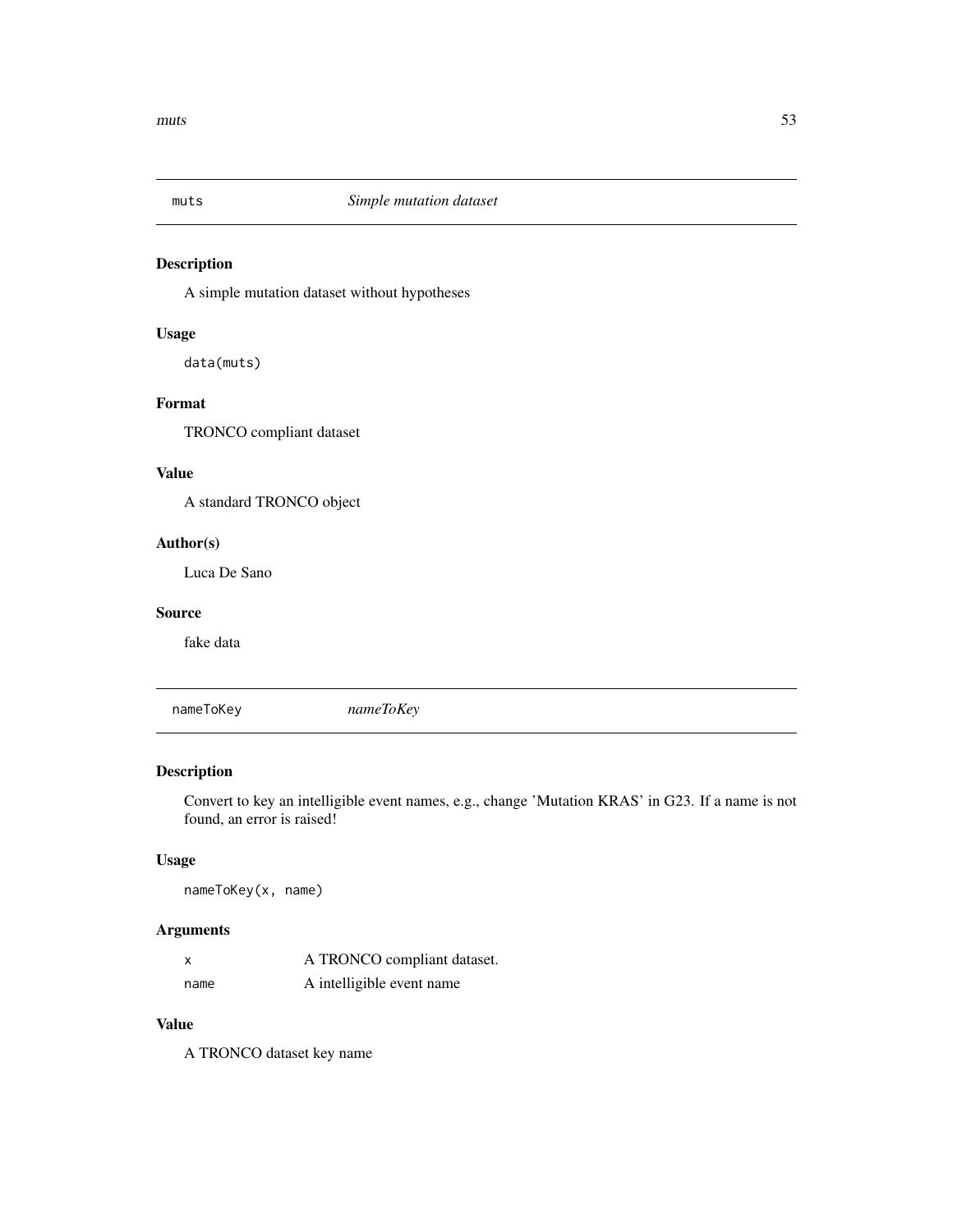## muts — *Simple mutation dataset*

### Description

A simple mutation dataset without hypotheses

### Usage

```
data(muts)
```

### Format

TRONCO compliant dataset

### Value

A standard TRONCO object

### Author(s)

Luca De Sano

### Source

fake data

## nameToKey — *nameToKey*

### Description

Convert to key an intelligible event names, e.g., change 'Mutation KRAS' in G23. If a name is not found, an error is raised!

### Usage

```
nameToKey(x, name)
```

### Arguments

| | |
|---|---|
| x | A TRONCO compliant dataset. |
| name | A intelligible event name |

### Value

A TRONCO dataset key name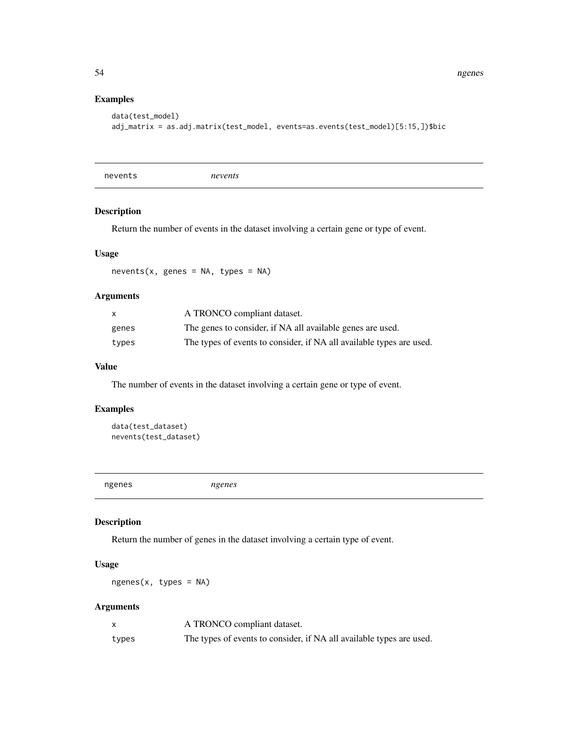## Examples

```
data(test_model)
adj_matrix = as.adj.matrix(test_model, events=as.events(test_model)[5:15,])$bic
```

---

# nevents — *nevents*

## Description

Return the number of events in the dataset involving a certain gene or type of event.

## Usage

```
nevents(x, genes = NA, types = NA)
```

## Arguments

| | |
|---|---|
| x | A TRONCO compliant dataset. |
| genes | The genes to consider, if NA all available genes are used. |
| types | The types of events to consider, if NA all available types are used. |

## Value

The number of events in the dataset involving a certain gene or type of event.

## Examples

```
data(test_dataset)
nevents(test_dataset)
```

---

# ngenes — *ngenes*

## Description

Return the number of genes in the dataset involving a certain type of event.

## Usage

```
ngenes(x, types = NA)
```

## Arguments

| | |
|---|---|
| x | A TRONCO compliant dataset. |
| types | The types of events to consider, if NA all available types are used. |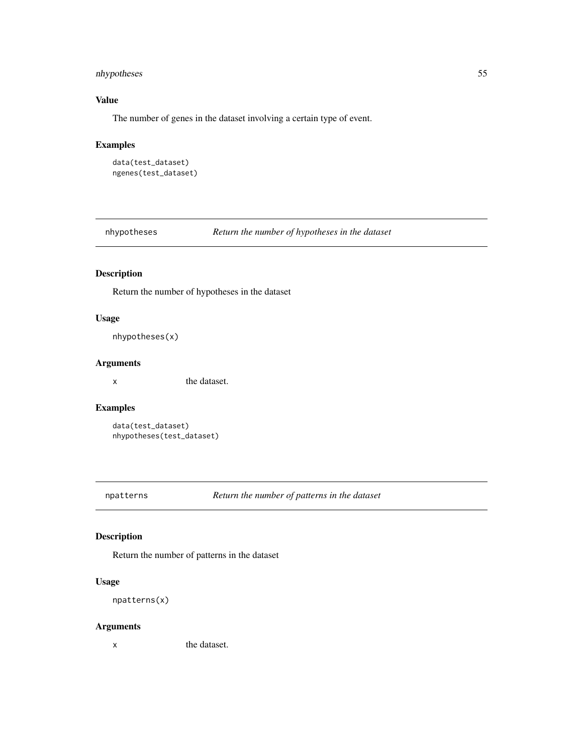### Value

The number of genes in the dataset involving a certain type of event.

### Examples

```
data(test_dataset)
ngenes(test_dataset)
```

---

## nhypotheses — *Return the number of hypotheses in the dataset*

### Description

Return the number of hypotheses in the dataset

### Usage

```
nhypotheses(x)
```

### Arguments

| | |
|---|---|
| x | the dataset. |

### Examples

```
data(test_dataset)
nhypotheses(test_dataset)
```

---

## npatterns — *Return the number of patterns in the dataset*

### Description

Return the number of patterns in the dataset

### Usage

```
npatterns(x)
```

### Arguments

| | |
|---|---|
| x | the dataset. |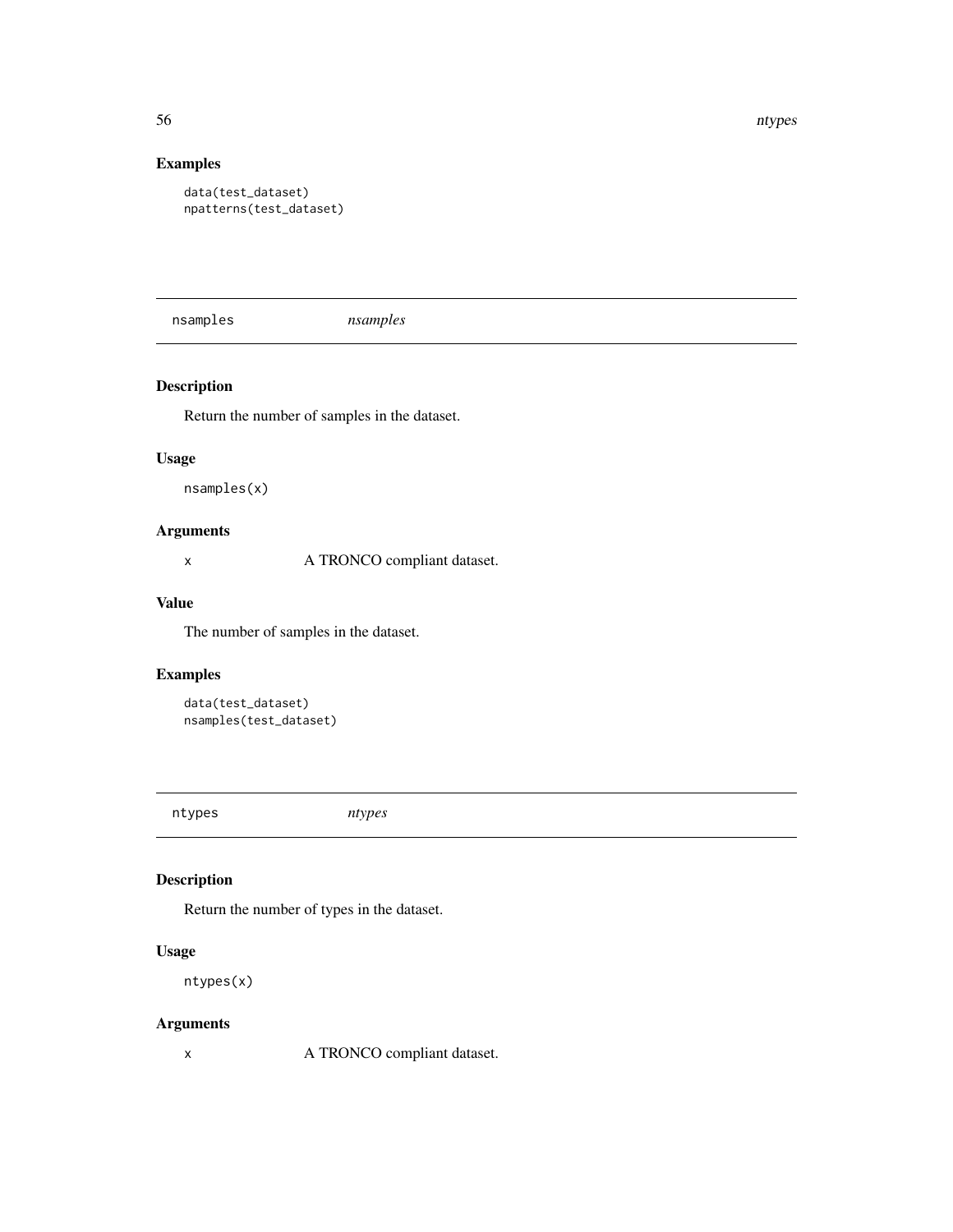### Examples

```
data(test_dataset)
npatterns(test_dataset)
```

---

## nsamples *nsamples*

---

### Description

Return the number of samples in the dataset.

### Usage

```
nsamples(x)
```

### Arguments

| | |
|---|---|
| x | A TRONCO compliant dataset. |

### Value

The number of samples in the dataset.

### Examples

```
data(test_dataset)
nsamples(test_dataset)
```

---

## ntypes *ntypes*

---

### Description

Return the number of types in the dataset.

### Usage

```
ntypes(x)
```

### Arguments

| | |
|---|---|
| x | A TRONCO compliant dataset. |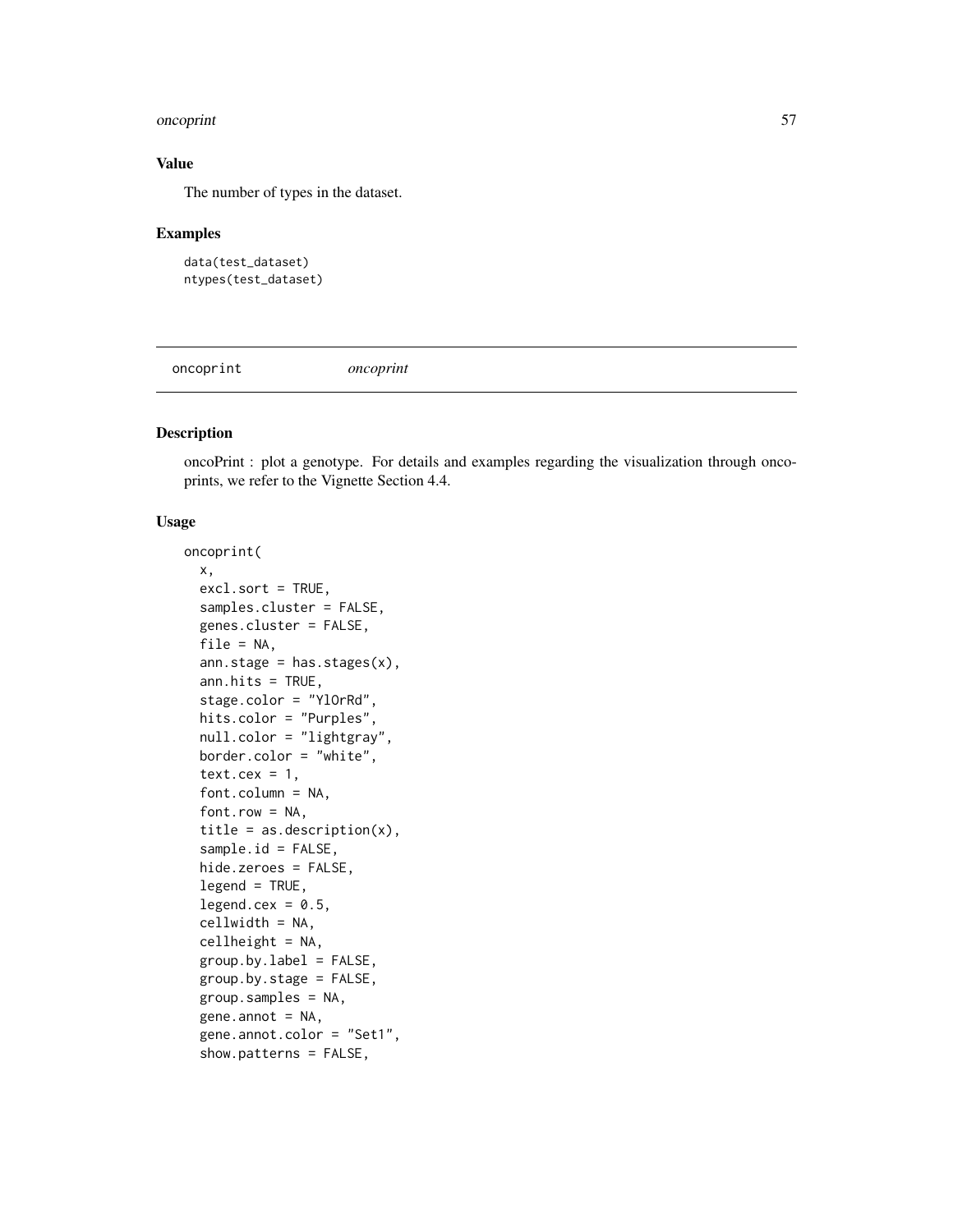### Value

The number of types in the dataset.

### Examples

```
data(test_dataset)
ntypes(test_dataset)
```

---

## oncoprint *oncoprint*

---

### Description

oncoPrint : plot a genotype. For details and examples regarding the visualization through oncoprints, we refer to the Vignette Section 4.4.

### Usage

```
oncoprint(
  x,
  excl.sort = TRUE,
  samples.cluster = FALSE,
  genes.cluster = FALSE,
  file = NA,
  ann.stage = has.stages(x),
  ann.hits = TRUE,
  stage.color = "YlOrRd",
  hits.color = "Purples",
  null.color = "lightgray",
  border.color = "white",
  text.cex = 1,
  font.column = NA,
  font.row = NA,
  title = as.description(x),
  sample.id = FALSE,
  hide.zeroes = FALSE,
  legend = TRUE,
  legend.cex = 0.5,
  cellwidth = NA,
  cellheight = NA,
  group.by.label = FALSE,
  group.by.stage = FALSE,
  group.samples = NA,
  gene.annot = NA,
  gene.annot.color = "Set1",
  show.patterns = FALSE,
```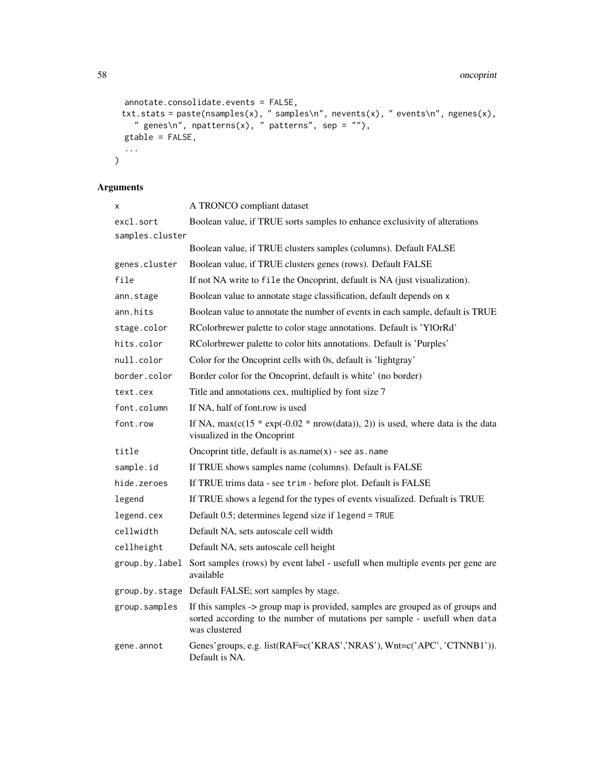```
  annotate.consolidate.events = FALSE,
  txt.stats = paste(nsamples(x), " samples\n", nevents(x), " events\n", ngenes(x),
    " genes\n", npatterns(x), " patterns", sep = ""),
  gtable = FALSE,
  ...
)
```

### Arguments

| | |
|---|---|
| x | A TRONCO compliant dataset |
| excl.sort | Boolean value, if TRUE sorts samples to enhance exclusivity of alterations |
| samples.cluster | Boolean value, if TRUE clusters samples (columns). Default FALSE |
| genes.cluster | Boolean value, if TRUE clusters genes (rows). Default FALSE |
| file | If not NA write to `file` the Oncoprint, default is NA (just visualization). |
| ann.stage | Boolean value to annotate stage classification, default depends on `x` |
| ann.hits | Boolean value to annotate the number of events in each sample, default is TRUE |
| stage.color | RColorbrewer palette to color stage annotations. Default is 'YlOrRd' |
| hits.color | RColorbrewer palette to color hits annotations. Default is 'Purples' |
| null.color | Color for the Oncoprint cells with 0s, default is 'lightgray' |
| border.color | Border color for the Oncoprint, default is white' (no border) |
| text.cex | Title and annotations cex, multiplied by font size 7 |
| font.column | If NA, half of font.row is used |
| font.row | If NA, max(c(15 * exp(-0.02 * nrow(data)), 2)) is used, where data is the data visualized in the Oncoprint |
| title | Oncoprint title, default is as.name(x) - see `as.name` |
| sample.id | If TRUE shows samples name (columns). Default is FALSE |
| hide.zeroes | If TRUE trims data - see `trim` - before plot. Default is FALSE |
| legend | If TRUE shows a legend for the types of events visualized. Defualt is TRUE |
| legend.cex | Default 0.5; determines legend size if `legend = TRUE` |
| cellwidth | Default NA, sets autoscale cell width |
| cellheight | Default NA, sets autoscale cell height |
| group.by.label | Sort samples (rows) by event label - usefull when multiple events per gene are available |
| group.by.stage | Default FALSE; sort samples by stage. |
| group.samples | If this samples -> group map is provided, samples are grouped as of groups and sorted according to the number of mutations per sample - usefull when `data` was clustered |
| gene.annot | Genes'groups, e.g. list(RAF=c('KRAS','NRAS'), Wnt=c('APC', 'CTNNB1')). Default is NA. |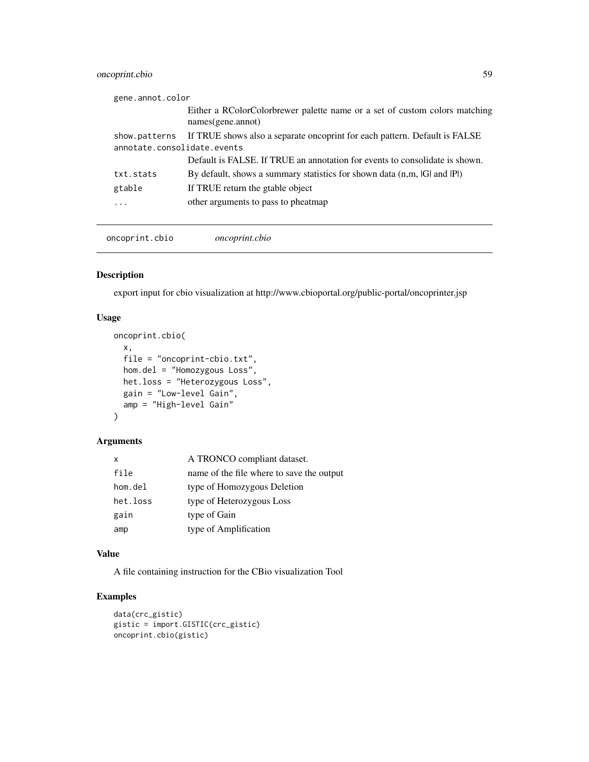| | |
|---|---|
| gene.annot.color | Either a RColorColorbrewer palette name or a set of custom colors matching names(gene.annot) |
| show.patterns | If TRUE shows also a separate oncoprint for each pattern. Default is FALSE |
| annotate.consolidate.events | Default is FALSE. If TRUE an annotation for events to consolidate is shown. |
| txt.stats | By default, shows a summary statistics for shown data (n,m, \|G\| and \|P\|) |
| gtable | If TRUE return the gtable object |
| ... | other arguments to pass to pheatmap |

---

## oncoprint.cbio — *oncoprint.cbio*

### Description

export input for cbio visualization at http://www.cbioportal.org/public-portal/oncoprinter.jsp

### Usage

```
oncoprint.cbio(
  x,
  file = "oncoprint-cbio.txt",
  hom.del = "Homozygous Loss",
  het.loss = "Heterozygous Loss",
  gain = "Low-level Gain",
  amp = "High-level Gain"
)
```

### Arguments

| | |
|---|---|
| x | A TRONCO compliant dataset. |
| file | name of the file where to save the output |
| hom.del | type of Homozygous Deletion |
| het.loss | type of Heterozygous Loss |
| gain | type of Gain |
| amp | type of Amplification |

### Value

A file containing instruction for the CBio visualization Tool

### Examples

```
data(crc_gistic)
gistic = import.GISTIC(crc_gistic)
oncoprint.cbio(gistic)
```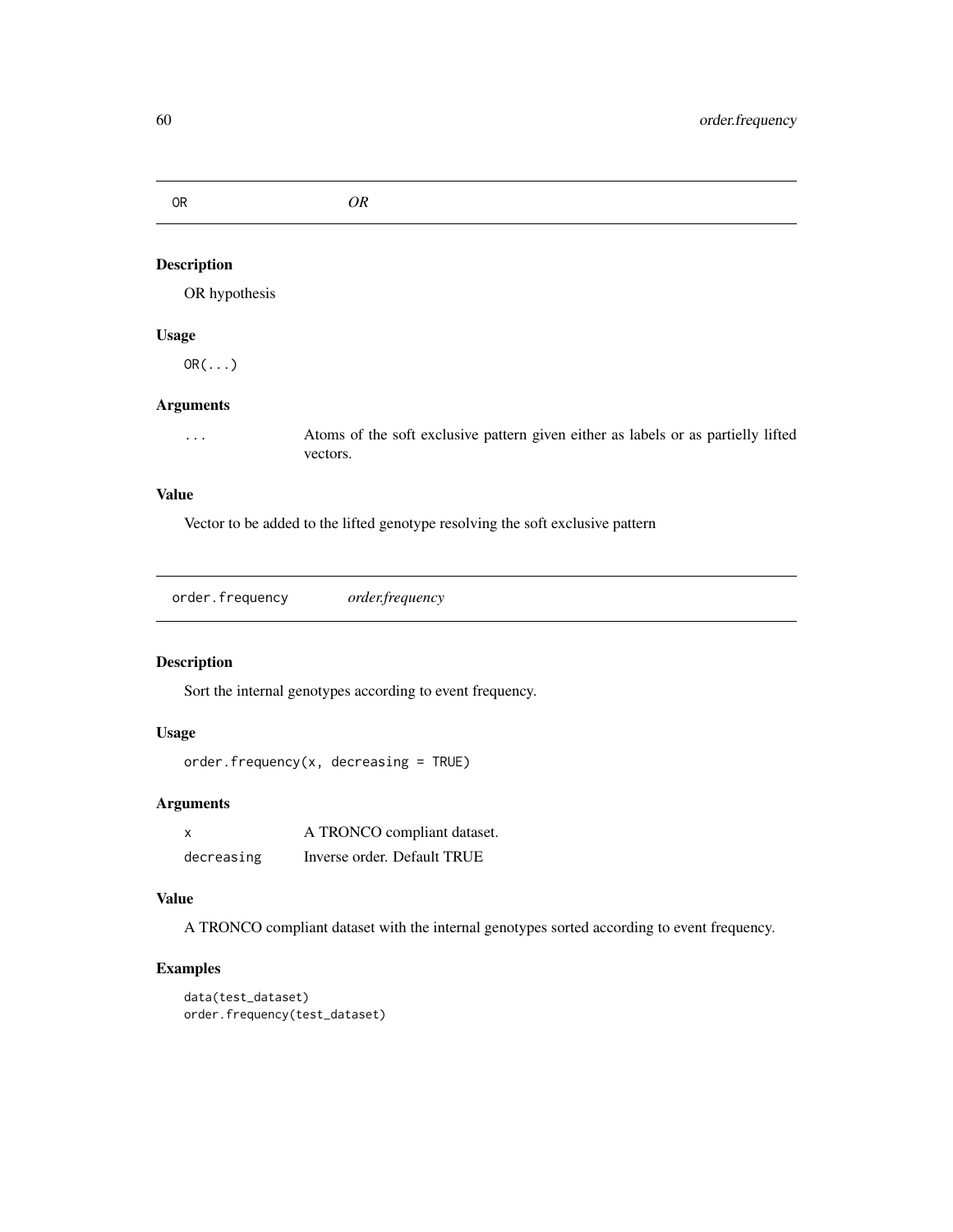## OR *OR*

### Description

OR hypothesis

### Usage

```
OR(...)
```

### Arguments

| | |
|---|---|
| ... | Atoms of the soft exclusive pattern given either as labels or as partielly lifted vectors. |

### Value

Vector to be added to the lifted genotype resolving the soft exclusive pattern

## order.frequency *order.frequency*

### Description

Sort the internal genotypes according to event frequency.

### Usage

```
order.frequency(x, decreasing = TRUE)
```

### Arguments

| | |
|---|---|
| x | A TRONCO compliant dataset. |
| decreasing | Inverse order. Default TRUE |

### Value

A TRONCO compliant dataset with the internal genotypes sorted according to event frequency.

### Examples

```
data(test_dataset)
order.frequency(test_dataset)
```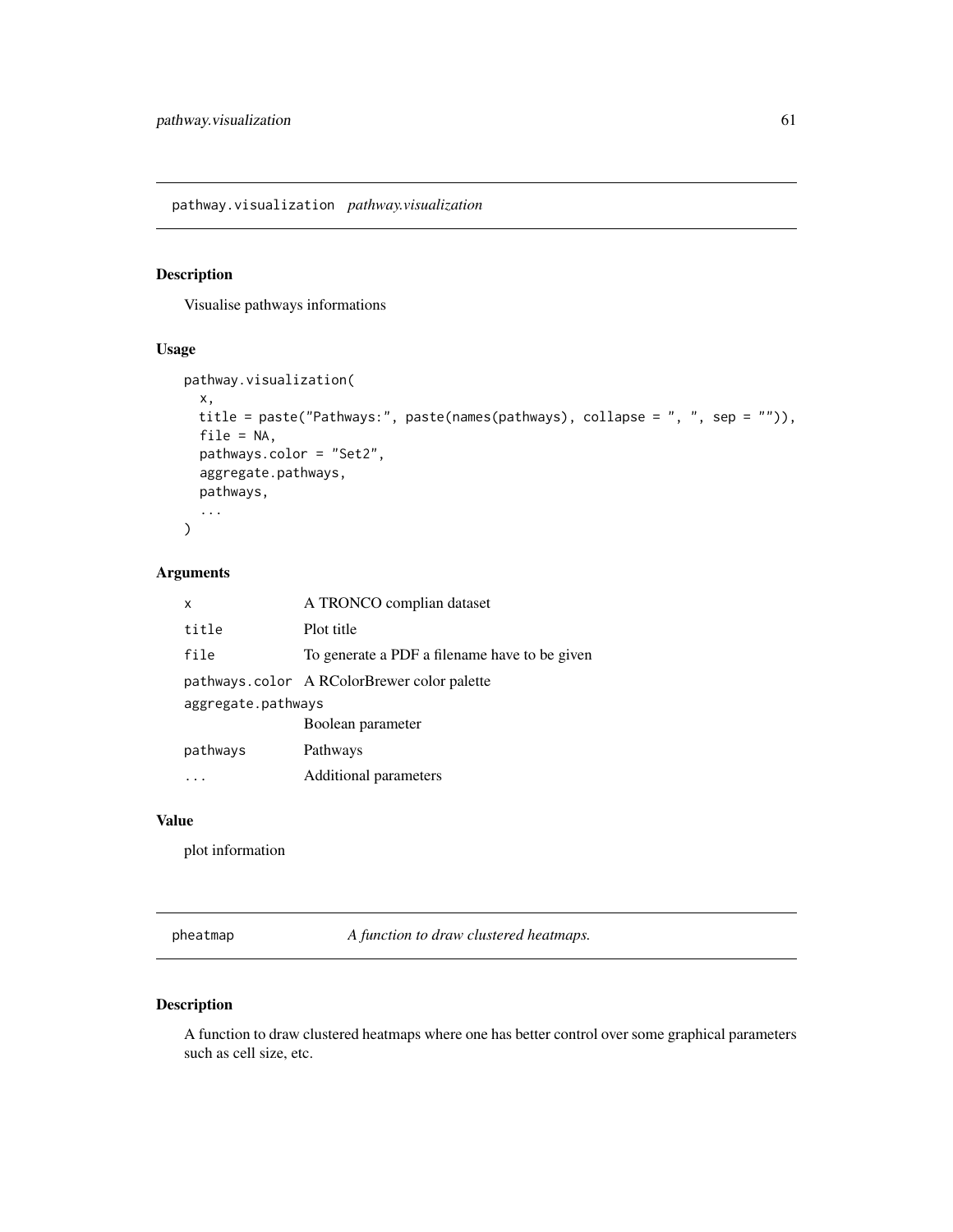## pathway.visualization *pathway.visualization*

### Description

Visualise pathways informations

### Usage

```
pathway.visualization(
  x,
  title = paste("Pathways:", paste(names(pathways), collapse = ", ", sep = "")),
  file = NA,
  pathways.color = "Set2",
  aggregate.pathways,
  pathways,
  ...
)
```

### Arguments

| | |
|---|---|
| `x` | A TRONCO complian dataset |
| `title` | Plot title |
| `file` | To generate a PDF a filename have to be given |
| `pathways.color` | A RColorBrewer color palette |
| `aggregate.pathways` | Boolean parameter |
| `pathways` | Pathways |
| `...` | Additional parameters |

### Value

plot information

## pheatmap *A function to draw clustered heatmaps.*

### Description

A function to draw clustered heatmaps where one has better control over some graphical parameters such as cell size, etc.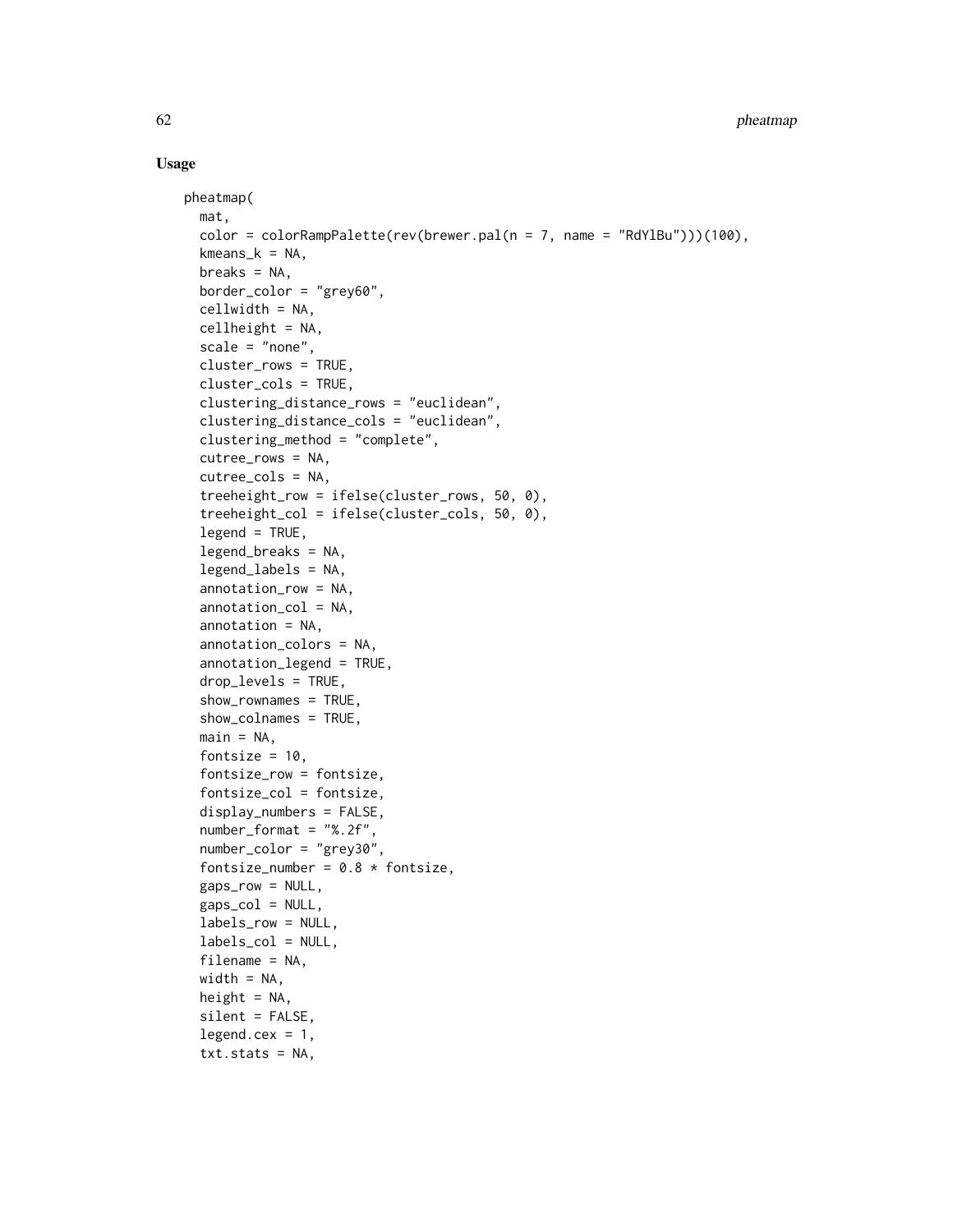### Usage

```
pheatmap(
  mat,
  color = colorRampPalette(rev(brewer.pal(n = 7, name = "RdYlBu")))(100),
  kmeans_k = NA,
  breaks = NA,
  border_color = "grey60",
  cellwidth = NA,
  cellheight = NA,
  scale = "none",
  cluster_rows = TRUE,
  cluster_cols = TRUE,
  clustering_distance_rows = "euclidean",
  clustering_distance_cols = "euclidean",
  clustering_method = "complete",
  cutree_rows = NA,
  cutree_cols = NA,
  treeheight_row = ifelse(cluster_rows, 50, 0),
  treeheight_col = ifelse(cluster_cols, 50, 0),
  legend = TRUE,
  legend_breaks = NA,
  legend_labels = NA,
  annotation_row = NA,
  annotation_col = NA,
  annotation = NA,
  annotation_colors = NA,
  annotation_legend = TRUE,
  drop_levels = TRUE,
  show_rownames = TRUE,
  show_colnames = TRUE,
  main = NA,
  fontsize = 10,
  fontsize_row = fontsize,
  fontsize_col = fontsize,
  display_numbers = FALSE,
  number_format = "%.2f",
  number_color = "grey30",
  fontsize_number = 0.8 * fontsize,
  gaps_row = NULL,
  gaps_col = NULL,
  labels_row = NULL,
  labels_col = NULL,
  filename = NA,
  width = NA,
  height = NA,
  silent = FALSE,
  legend.cex = 1,
  txt.stats = NA,
```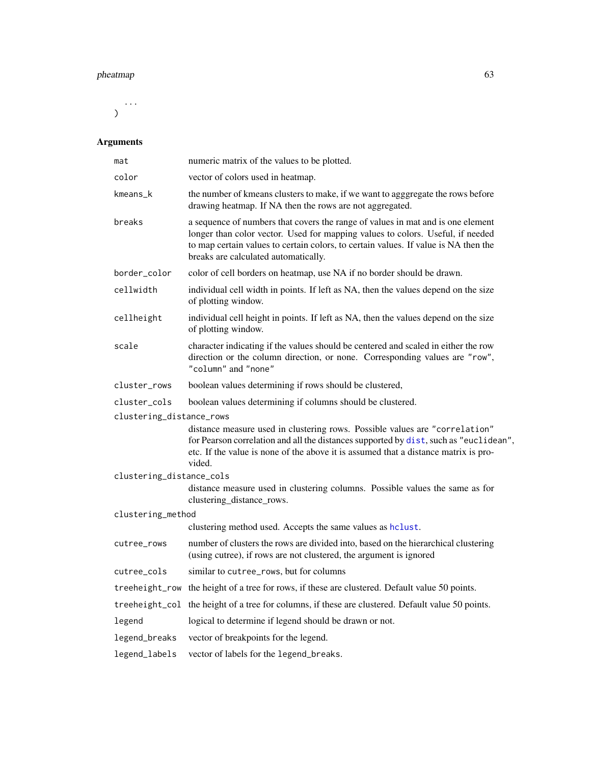```
...
)
```

## Arguments

| Argument | Description |
|---|---|
| `mat` | numeric matrix of the values to be plotted. |
| `color` | vector of colors used in heatmap. |
| `kmeans_k` | the number of kmeans clusters to make, if we want to agggregate the rows before drawing heatmap. If NA then the rows are not aggregated. |
| `breaks` | a sequence of numbers that covers the range of values in mat and is one element longer than color vector. Used for mapping values to colors. Useful, if needed to map certain values to certain colors, to certain values. If value is NA then the breaks are calculated automatically. |
| `border_color` | color of cell borders on heatmap, use NA if no border should be drawn. |
| `cellwidth` | individual cell width in points. If left as NA, then the values depend on the size of plotting window. |
| `cellheight` | individual cell height in points. If left as NA, then the values depend on the size of plotting window. |
| `scale` | character indicating if the values should be centered and scaled in either the row direction or the column direction, or none. Corresponding values are `"row"`, `"column"` and `"none"` |
| `cluster_rows` | boolean values determining if rows should be clustered, |
| `cluster_cols` | boolean values determining if columns should be clustered. |
| `clustering_distance_rows` | distance measure used in clustering rows. Possible values are `"correlation"` for Pearson correlation and all the distances supported by `dist`, such as `"euclidean"`, etc. If the value is none of the above it is assumed that a distance matrix is provided. |
| `clustering_distance_cols` | distance measure used in clustering columns. Possible values the same as for clustering_distance_rows. |
| `clustering_method` | clustering method used. Accepts the same values as `hclust`. |
| `cutree_rows` | number of clusters the rows are divided into, based on the hierarchical clustering (using cutree), if rows are not clustered, the argument is ignored |
| `cutree_cols` | similar to `cutree_rows`, but for columns |
| `treeheight_row` | the height of a tree for rows, if these are clustered. Default value 50 points. |
| `treeheight_col` | the height of a tree for columns, if these are clustered. Default value 50 points. |
| `legend` | logical to determine if legend should be drawn or not. |
| `legend_breaks` | vector of breakpoints for the legend. |
| `legend_labels` | vector of labels for the `legend_breaks`. |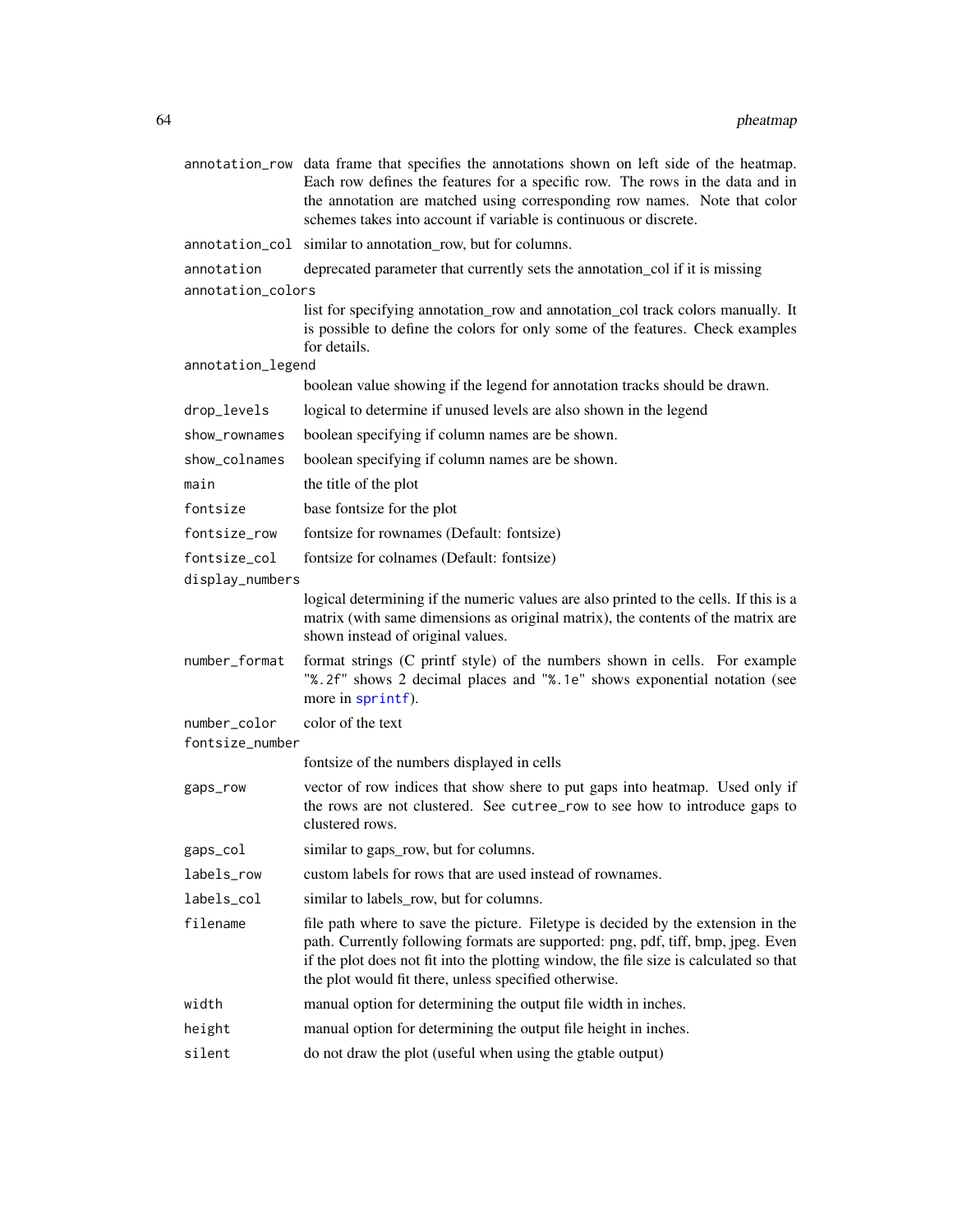| | |
|---|---|
| `annotation_row` | data frame that specifies the annotations shown on left side of the heatmap. Each row defines the features for a specific row. The rows in the data and in the annotation are matched using corresponding row names. Note that color schemes takes into account if variable is continuous or discrete. |
| `annotation_col` | similar to annotation_row, but for columns. |
| `annotation` | deprecated parameter that currently sets the annotation_col if it is missing |
| `annotation_colors` | list for specifying annotation_row and annotation_col track colors manually. It is possible to define the colors for only some of the features. Check examples for details. |
| `annotation_legend` | boolean value showing if the legend for annotation tracks should be drawn. |
| `drop_levels` | logical to determine if unused levels are also shown in the legend |
| `show_rownames` | boolean specifying if column names are be shown. |
| `show_colnames` | boolean specifying if column names are be shown. |
| `main` | the title of the plot |
| `fontsize` | base fontsize for the plot |
| `fontsize_row` | fontsize for rownames (Default: fontsize) |
| `fontsize_col` | fontsize for colnames (Default: fontsize) |
| `display_numbers` | logical determining if the numeric values are also printed to the cells. If this is a matrix (with same dimensions as original matrix), the contents of the matrix are shown instead of original values. |
| `number_format` | format strings (C printf style) of the numbers shown in cells. For example "`%.2f`" shows 2 decimal places and "`%.1e`" shows exponential notation (see more in `sprintf`). |
| `number_color` | color of the text |
| `fontsize_number` | fontsize of the numbers displayed in cells |
| `gaps_row` | vector of row indices that show shere to put gaps into heatmap. Used only if the rows are not clustered. See `cutree_row` to see how to introduce gaps to clustered rows. |
| `gaps_col` | similar to gaps_row, but for columns. |
| `labels_row` | custom labels for rows that are used instead of rownames. |
| `labels_col` | similar to labels_row, but for columns. |
| `filename` | file path where to save the picture. Filetype is decided by the extension in the path. Currently following formats are supported: png, pdf, tiff, bmp, jpeg. Even if the plot does not fit into the plotting window, the file size is calculated so that the plot would fit there, unless specified otherwise. |
| `width` | manual option for determining the output file width in inches. |
| `height` | manual option for determining the output file height in inches. |
| `silent` | do not draw the plot (useful when using the gtable output) |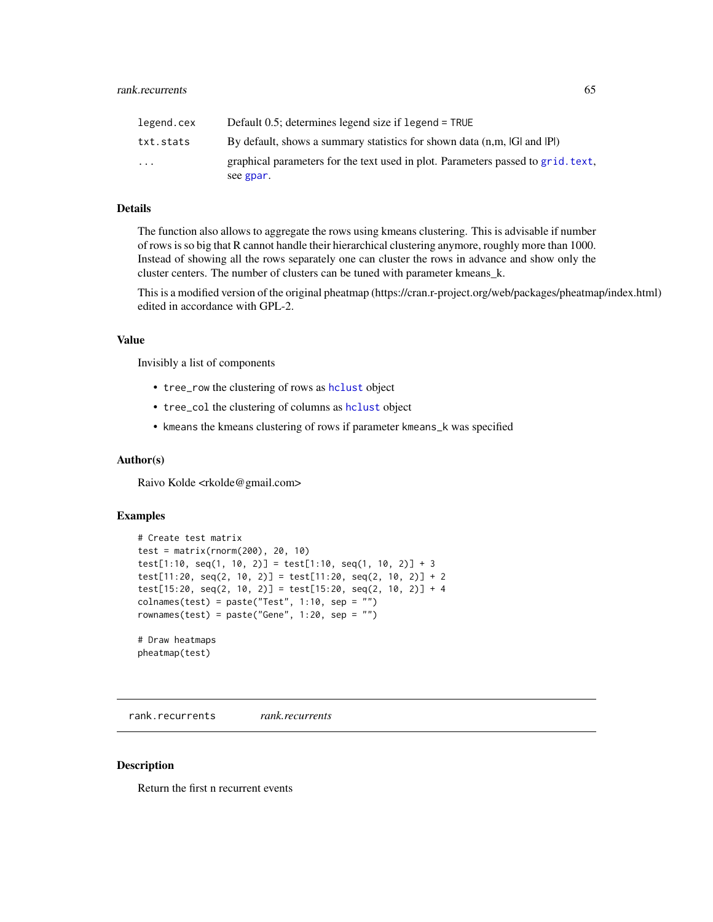| | |
|---|---|
| `legend.cex` | Default 0.5; determines legend size if `legend = TRUE` |
| `txt.stats` | By default, shows a summary statistics for shown data (n,m, \|G\| and \|P\|) |
| `...` | graphical parameters for the text used in plot. Parameters passed to `grid.text`, see `gpar`. |

### Details

The function also allows to aggregate the rows using kmeans clustering. This is advisable if number of rows is so big that R cannot handle their hierarchical clustering anymore, roughly more than 1000. Instead of showing all the rows separately one can cluster the rows in advance and show only the cluster centers. The number of clusters can be tuned with parameter kmeans_k.

This is a modified version of the original pheatmap (https://cran.r-project.org/web/packages/pheatmap/index.html) edited in accordance with GPL-2.

### Value

Invisibly a list of components

- `tree_row` the clustering of rows as `hclust` object
- `tree_col` the clustering of columns as `hclust` object
- `kmeans` the kmeans clustering of rows if parameter `kmeans_k` was specified

### Author(s)

Raivo Kolde <rkolde@gmail.com>

### Examples

```
# Create test matrix
test = matrix(rnorm(200), 20, 10)
test[1:10, seq(1, 10, 2)] = test[1:10, seq(1, 10, 2)] + 3
test[11:20, seq(2, 10, 2)] = test[11:20, seq(2, 10, 2)] + 2
test[15:20, seq(2, 10, 2)] = test[15:20, seq(2, 10, 2)] + 4
colnames(test) = paste("Test", 1:10, sep = "")
rownames(test) = paste("Gene", 1:20, sep = "")

# Draw heatmaps
pheatmap(test)
```

---

## `rank.recurrents` *rank.recurrents*

---

### Description

Return the first n recurrent events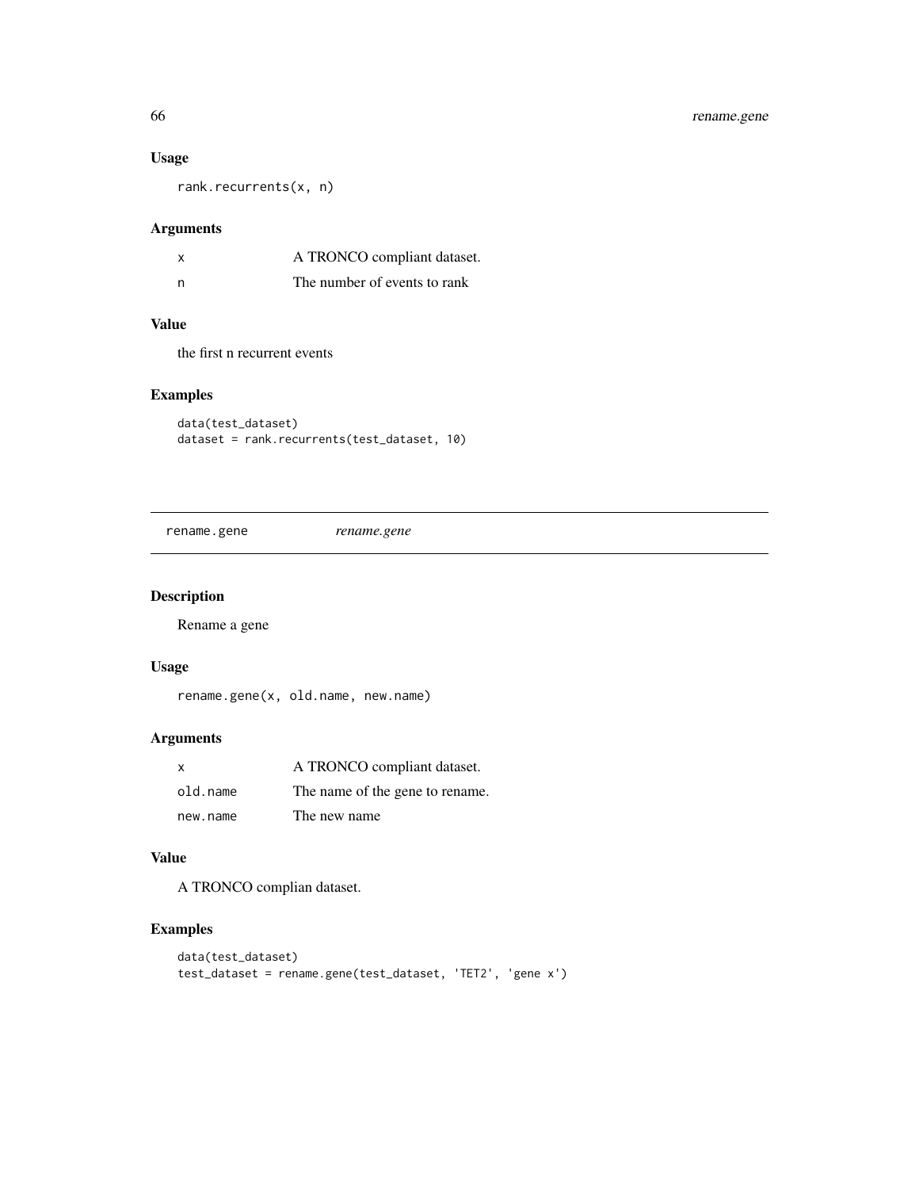## Usage

```
rank.recurrents(x, n)
```

## Arguments

| | |
|---|---|
| x | A TRONCO compliant dataset. |
| n | The number of events to rank |

## Value

the first n recurrent events

## Examples

```
data(test_dataset)
dataset = rank.recurrents(test_dataset, 10)
```

---

# rename.gene *rename.gene*

---

## Description

Rename a gene

## Usage

```
rename.gene(x, old.name, new.name)
```

## Arguments

| | |
|---|---|
| x | A TRONCO compliant dataset. |
| old.name | The name of the gene to rename. |
| new.name | The new name |

## Value

A TRONCO complian dataset.

## Examples

```
data(test_dataset)
test_dataset = rename.gene(test_dataset, 'TET2', 'gene x')
```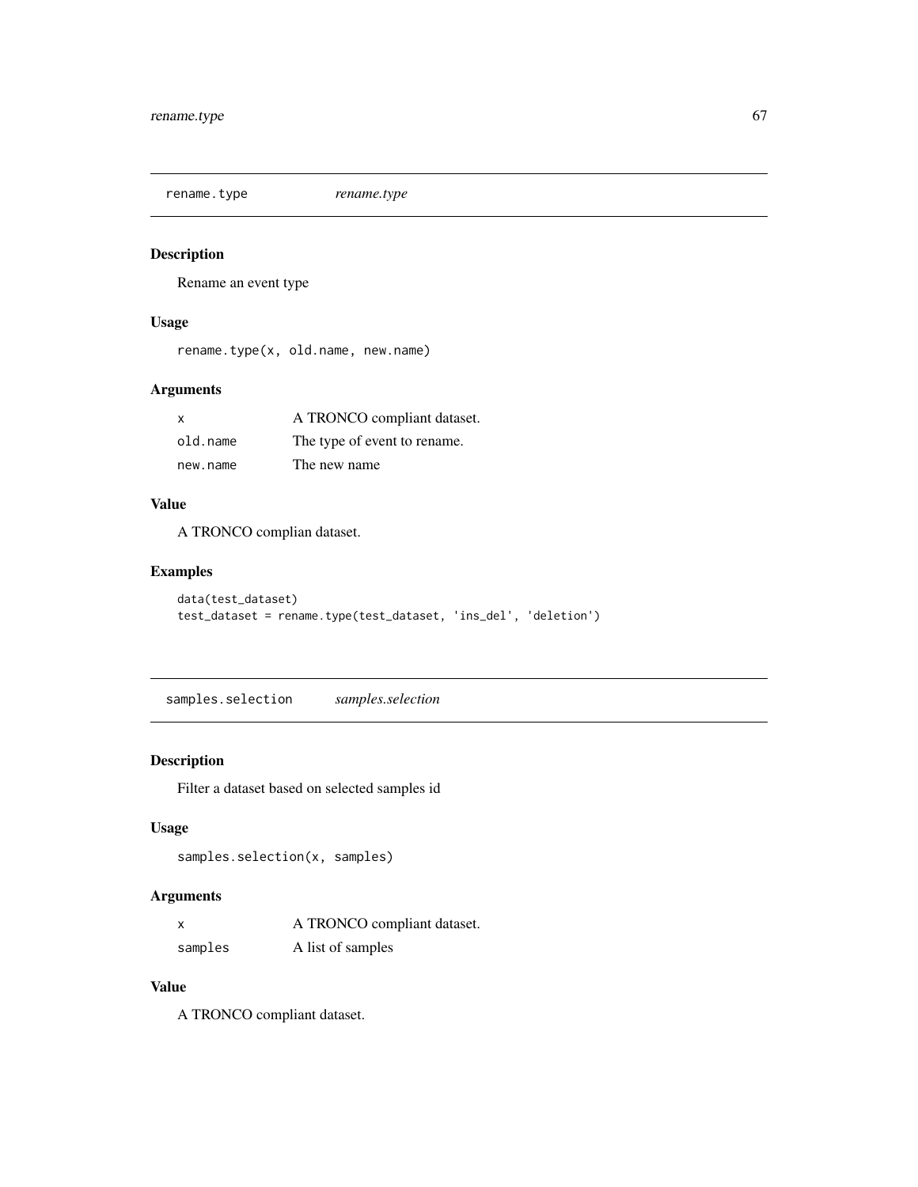## rename.type *rename.type*

### Description

Rename an event type

### Usage

```
rename.type(x, old.name, new.name)
```

### Arguments

| | |
|---|---|
| x | A TRONCO compliant dataset. |
| old.name | The type of event to rename. |
| new.name | The new name |

### Value

A TRONCO complian dataset.

### Examples

```
data(test_dataset)
test_dataset = rename.type(test_dataset, 'ins_del', 'deletion')
```

## samples.selection *samples.selection*

### Description

Filter a dataset based on selected samples id

### Usage

```
samples.selection(x, samples)
```

### Arguments

| | |
|---|---|
| x | A TRONCO compliant dataset. |
| samples | A list of samples |

### Value

A TRONCO compliant dataset.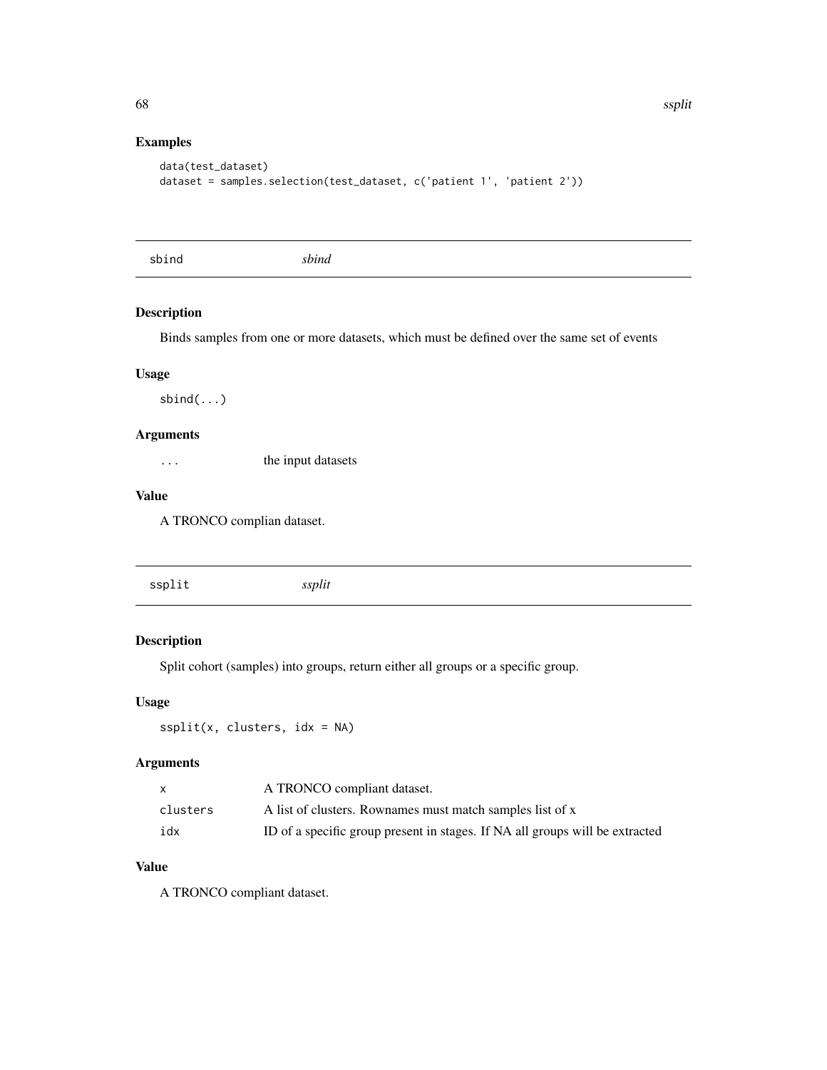## Examples

```
data(test_dataset)
dataset = samples.selection(test_dataset, c('patient 1', 'patient 2'))
```

---

# sbind *sbind*

## Description

Binds samples from one or more datasets, which must be defined over the same set of events

## Usage

```
sbind(...)
```

## Arguments

| | |
|---|---|
| ... | the input datasets |

## Value

A TRONCO complian dataset.

---

# ssplit *ssplit*

## Description

Split cohort (samples) into groups, return either all groups or a specific group.

## Usage

```
ssplit(x, clusters, idx = NA)
```

## Arguments

| | |
|---|---|
| x | A TRONCO compliant dataset. |
| clusters | A list of clusters. Rownames must match samples list of x |
| idx | ID of a specific group present in stages. If NA all groups will be extracted |

## Value

A TRONCO compliant dataset.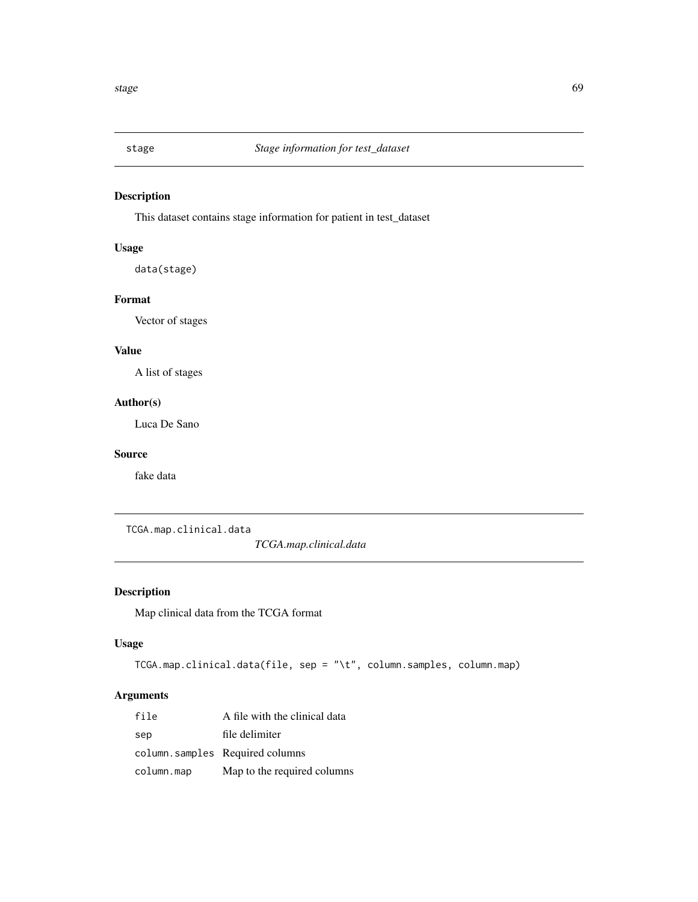## stage — *Stage information for test_dataset*

### Description

This dataset contains stage information for patient in test_dataset

### Usage

```
data(stage)
```

### Format

Vector of stages

### Value

A list of stages

### Author(s)

Luca De Sano

### Source

fake data

## TCGA.map.clinical.data — *TCGA.map.clinical.data*

### Description

Map clinical data from the TCGA format

### Usage

```
TCGA.map.clinical.data(file, sep = "\t", column.samples, column.map)
```

### Arguments

| | |
|---|---|
| `file` | A file with the clinical data |
| `sep` | file delimiter |
| `column.samples` | Required columns |
| `column.map` | Map to the required columns |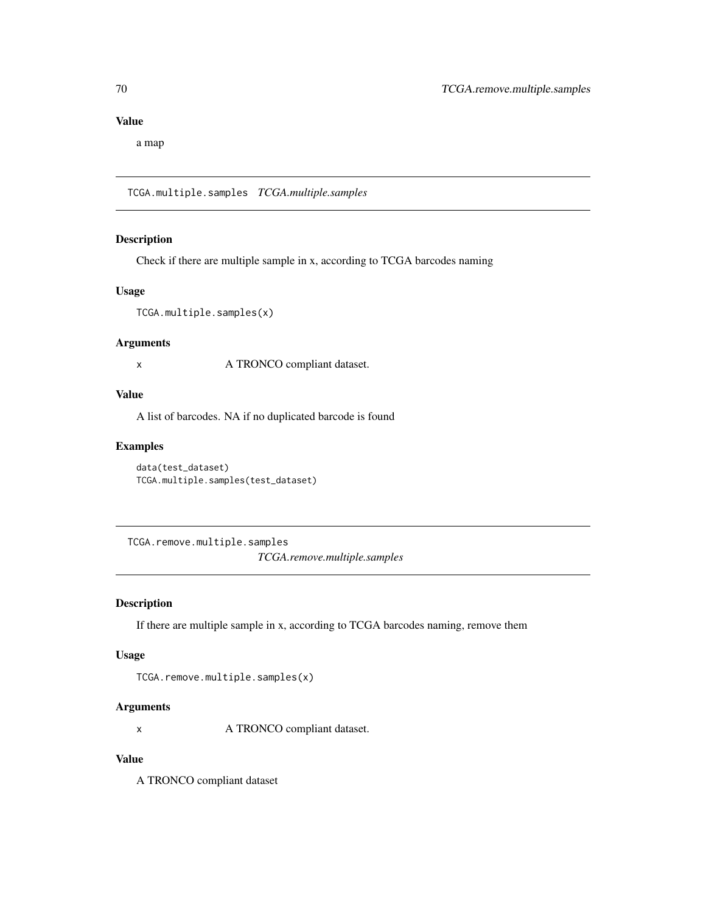## Value

a map

## TCGA.multiple.samples *TCGA.multiple.samples*

### Description

Check if there are multiple sample in x, according to TCGA barcodes naming

### Usage

```
TCGA.multiple.samples(x)
```

### Arguments

x A TRONCO compliant dataset.

### Value

A list of barcodes. NA if no duplicated barcode is found

### Examples

```
data(test_dataset)
TCGA.multiple.samples(test_dataset)
```

## TCGA.remove.multiple.samples *TCGA.remove.multiple.samples*

### Description

If there are multiple sample in x, according to TCGA barcodes naming, remove them

### Usage

```
TCGA.remove.multiple.samples(x)
```

### Arguments

x A TRONCO compliant dataset.

### Value

A TRONCO compliant dataset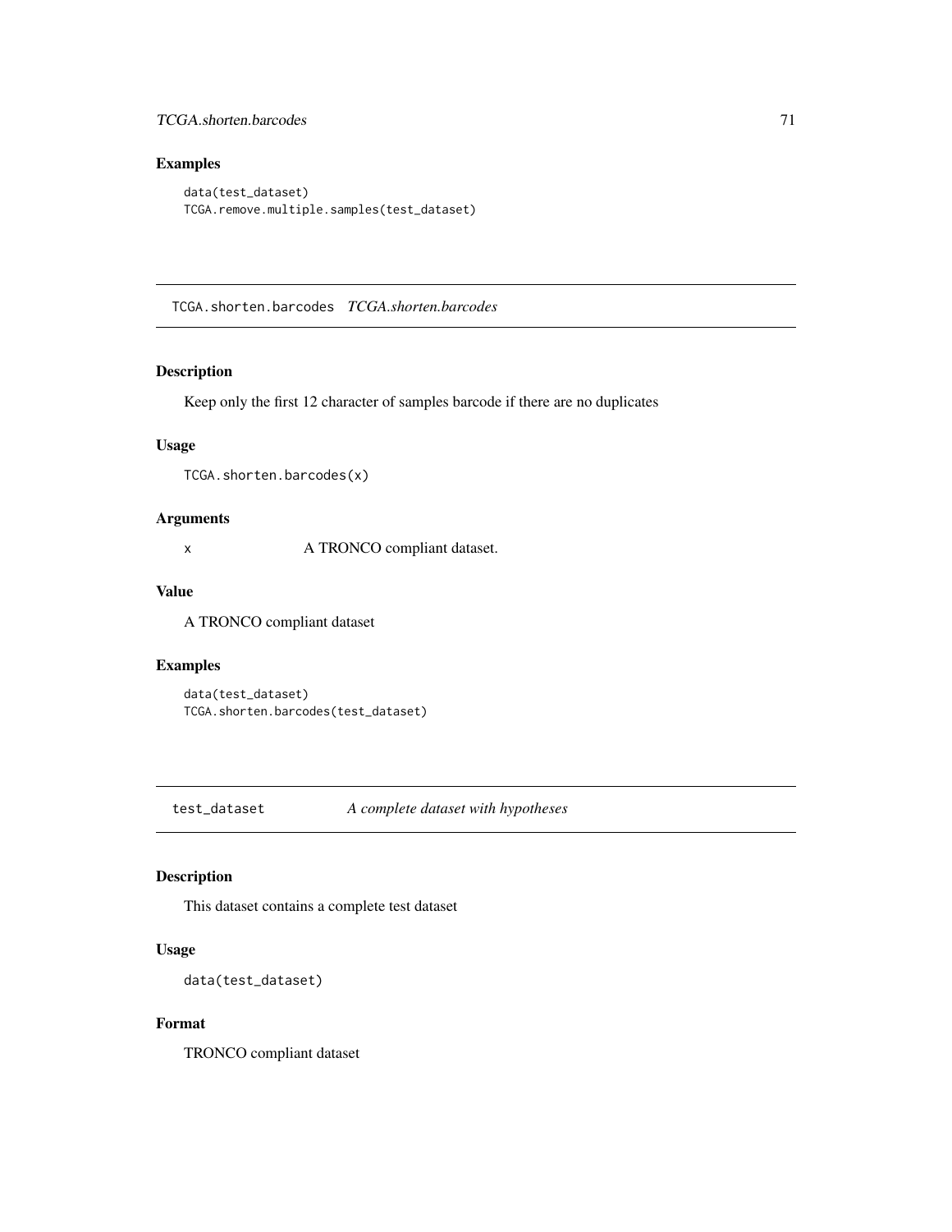### Examples

```
data(test_dataset)
TCGA.remove.multiple.samples(test_dataset)
```

## TCGA.shorten.barcodes *TCGA.shorten.barcodes*

### Description

Keep only the first 12 character of samples barcode if there are no duplicates

### Usage

```
TCGA.shorten.barcodes(x)
```

### Arguments

| | |
|---|---|
| x | A TRONCO compliant dataset. |

### Value

A TRONCO compliant dataset

### Examples

```
data(test_dataset)
TCGA.shorten.barcodes(test_dataset)
```

## test_dataset *A complete dataset with hypotheses*

### Description

This dataset contains a complete test dataset

### Usage

```
data(test_dataset)
```

### Format

TRONCO compliant dataset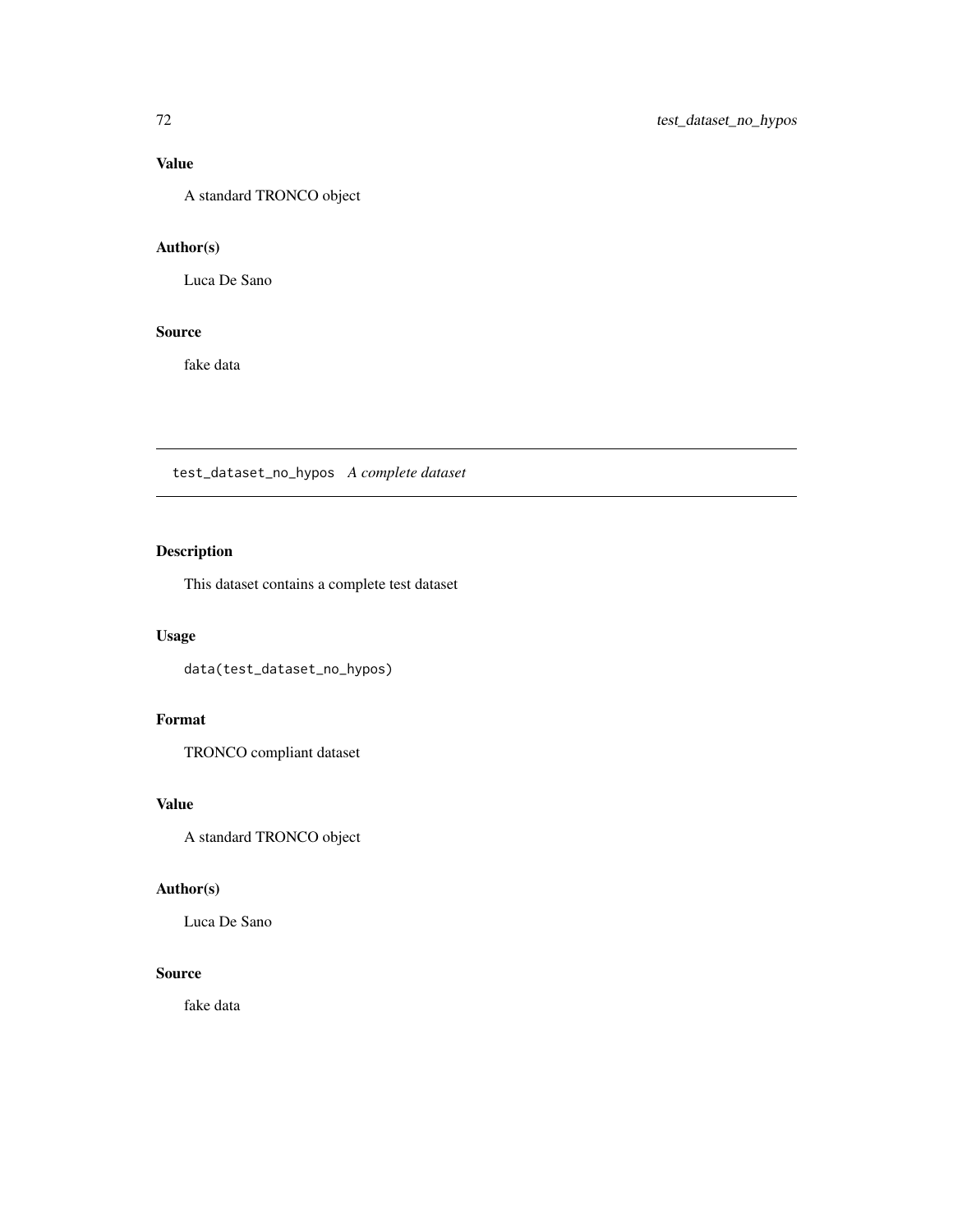### Value

A standard TRONCO object

### Author(s)

Luca De Sano

### Source

fake data

---

## test_dataset_no_hypos *A complete dataset*

---

### Description

This dataset contains a complete test dataset

### Usage

```
data(test_dataset_no_hypos)
```

### Format

TRONCO compliant dataset

### Value

A standard TRONCO object

### Author(s)

Luca De Sano

### Source

fake data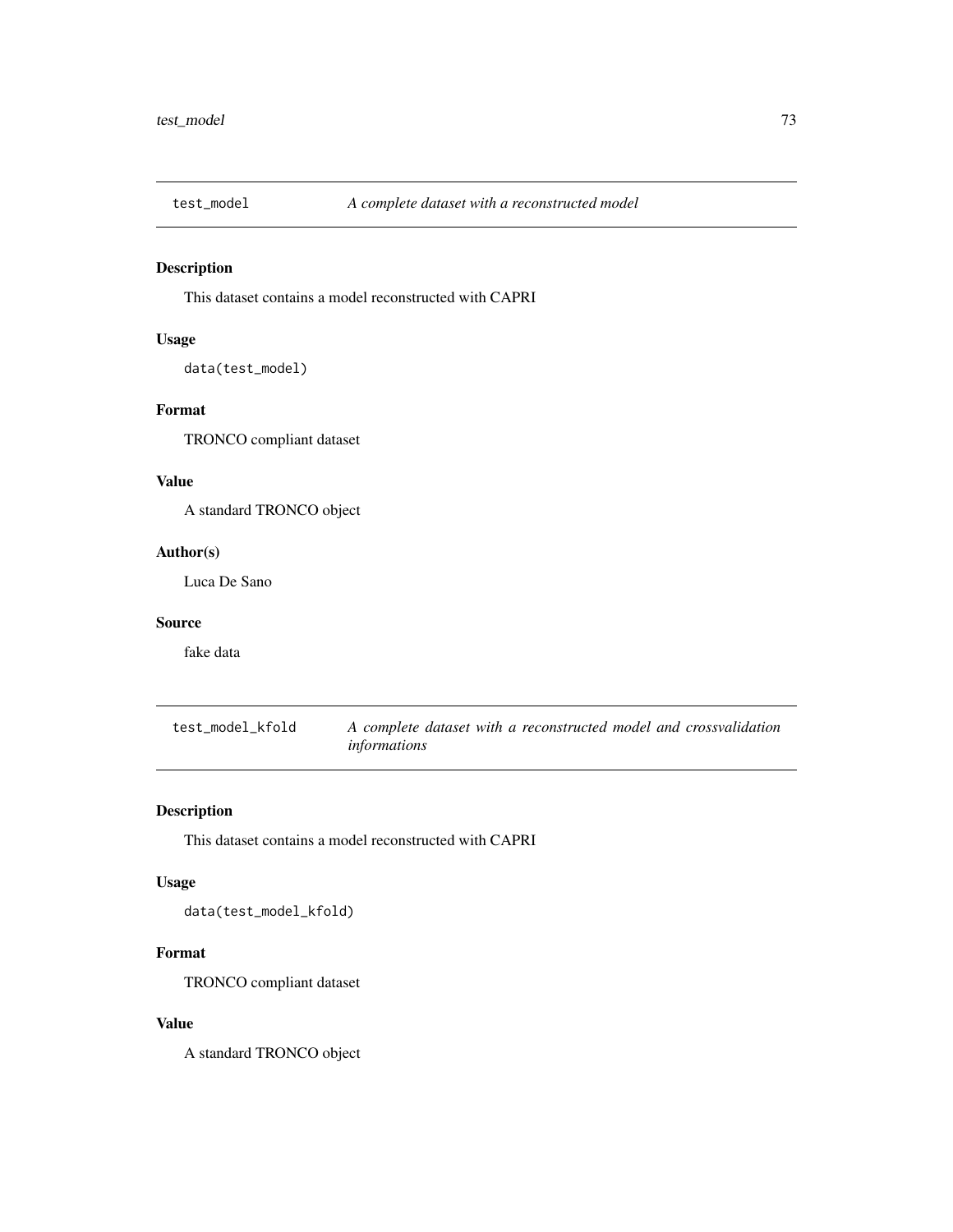## test_model *A complete dataset with a reconstructed model*

### Description

This dataset contains a model reconstructed with CAPRI

### Usage

```
data(test_model)
```

### Format

TRONCO compliant dataset

### Value

A standard TRONCO object

### Author(s)

Luca De Sano

### Source

fake data

## test_model_kfold *A complete dataset with a reconstructed model and crossvalidation informations*

### Description

This dataset contains a model reconstructed with CAPRI

### Usage

```
data(test_model_kfold)
```

### Format

TRONCO compliant dataset

### Value

A standard TRONCO object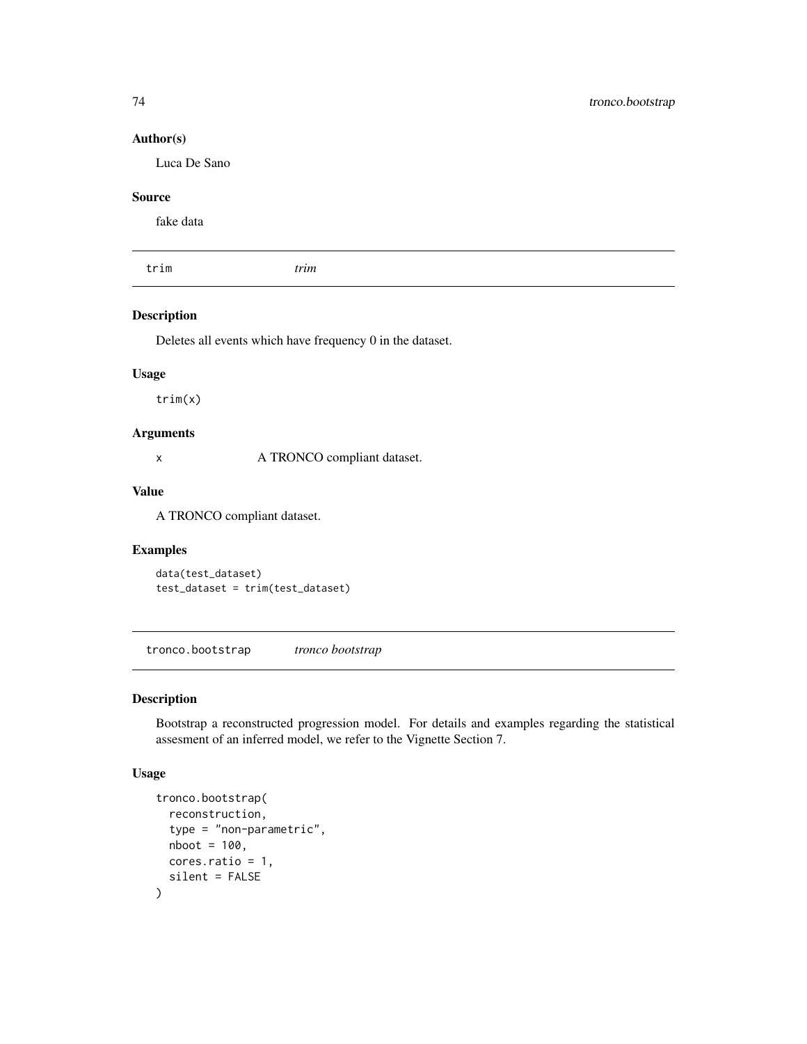### Author(s)

Luca De Sano

### Source

fake data

---

## trim — *trim*

### Description

Deletes all events which have frequency 0 in the dataset.

### Usage

```
trim(x)
```

### Arguments

x  A TRONCO compliant dataset.

### Value

A TRONCO compliant dataset.

### Examples

```
data(test_dataset)
test_dataset = trim(test_dataset)
```

---

## tronco.bootstrap — *tronco bootstrap*

### Description

Bootstrap a reconstructed progression model. For details and examples regarding the statistical assesment of an inferred model, we refer to the Vignette Section 7.

### Usage

```
tronco.bootstrap(
  reconstruction,
  type = "non-parametric",
  nboot = 100,
  cores.ratio = 1,
  silent = FALSE
)
```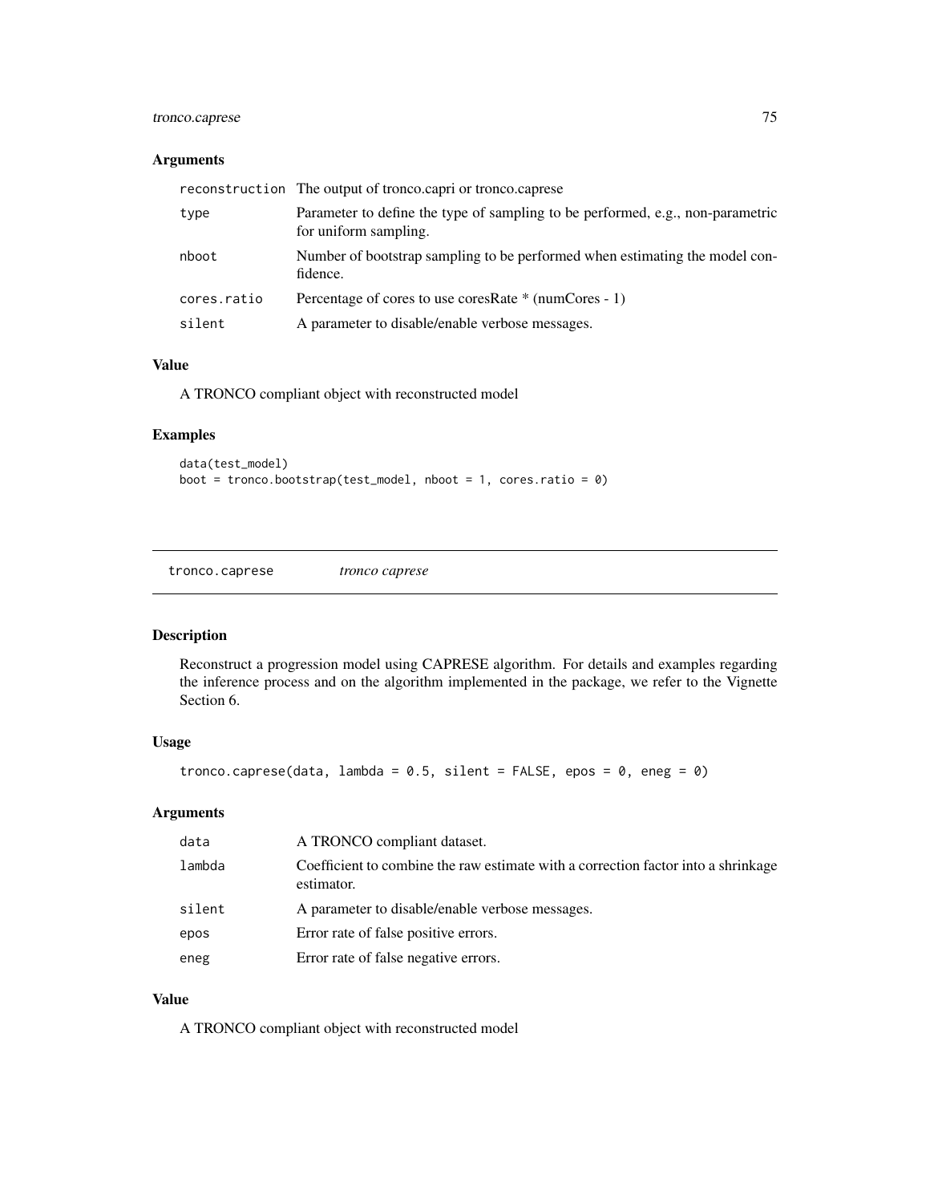### Arguments

| | |
|---|---|
| reconstruction | The output of tronco.capri or tronco.caprese |
| type | Parameter to define the type of sampling to be performed, e.g., non-parametric for uniform sampling. |
| nboot | Number of bootstrap sampling to be performed when estimating the model confidence. |
| cores.ratio | Percentage of cores to use coresRate * (numCores - 1) |
| silent | A parameter to disable/enable verbose messages. |

### Value

A TRONCO compliant object with reconstructed model

### Examples

```
data(test_model)
boot = tronco.bootstrap(test_model, nboot = 1, cores.ratio = 0)
```

---

## tronco.caprese *tronco caprese*

---

### Description

Reconstruct a progression model using CAPRESE algorithm. For details and examples regarding the inference process and on the algorithm implemented in the package, we refer to the Vignette Section 6.

### Usage

```
tronco.caprese(data, lambda = 0.5, silent = FALSE, epos = 0, eneg = 0)
```

### Arguments

| | |
|---|---|
| data | A TRONCO compliant dataset. |
| lambda | Coefficient to combine the raw estimate with a correction factor into a shrinkage estimator. |
| silent | A parameter to disable/enable verbose messages. |
| epos | Error rate of false positive errors. |
| eneg | Error rate of false negative errors. |

### Value

A TRONCO compliant object with reconstructed model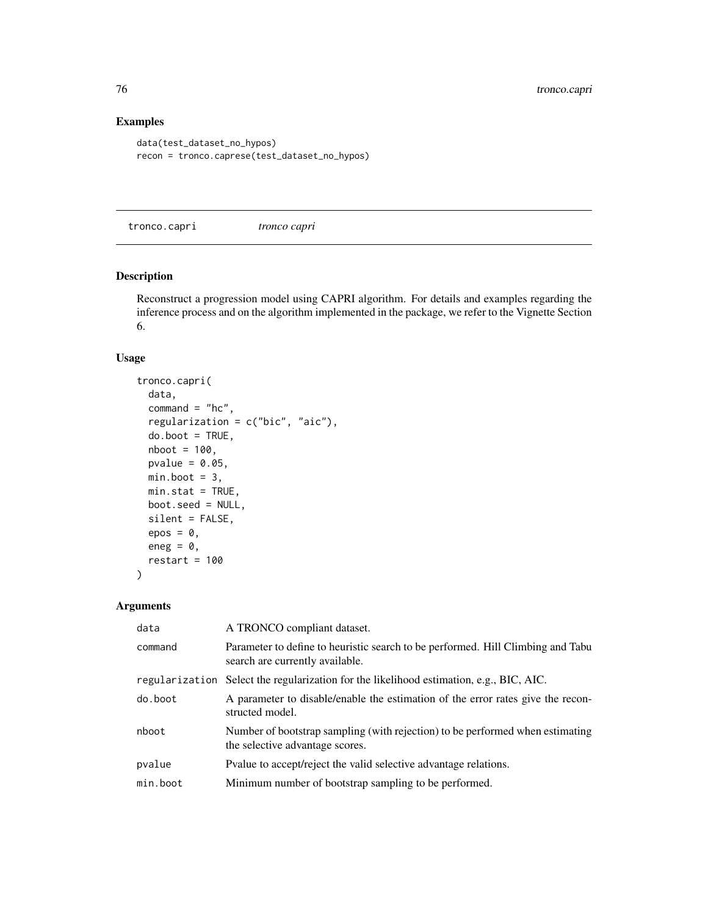## Examples

```
data(test_dataset_no_hypos)
recon = tronco.caprese(test_dataset_no_hypos)
```

---

# tronco.capri    *tronco capri*

---

## Description

Reconstruct a progression model using CAPRI algorithm. For details and examples regarding the inference process and on the algorithm implemented in the package, we refer to the Vignette Section 6.

## Usage

```
tronco.capri(
  data,
  command = "hc",
  regularization = c("bic", "aic"),
  do.boot = TRUE,
  nboot = 100,
  pvalue = 0.05,
  min.boot = 3,
  min.stat = TRUE,
  boot.seed = NULL,
  silent = FALSE,
  epos = 0,
  eneg = 0,
  restart = 100
)
```

## Arguments

| | |
|---|---|
| `data` | A TRONCO compliant dataset. |
| `command` | Parameter to define to heuristic search to be performed. Hill Climbing and Tabu search are currently available. |
| `regularization` | Select the regularization for the likelihood estimation, e.g., BIC, AIC. |
| `do.boot` | A parameter to disable/enable the estimation of the error rates give the reconstructed model. |
| `nboot` | Number of bootstrap sampling (with rejection) to be performed when estimating the selective advantage scores. |
| `pvalue` | Pvalue to accept/reject the valid selective advantage relations. |
| `min.boot` | Minimum number of bootstrap sampling to be performed. |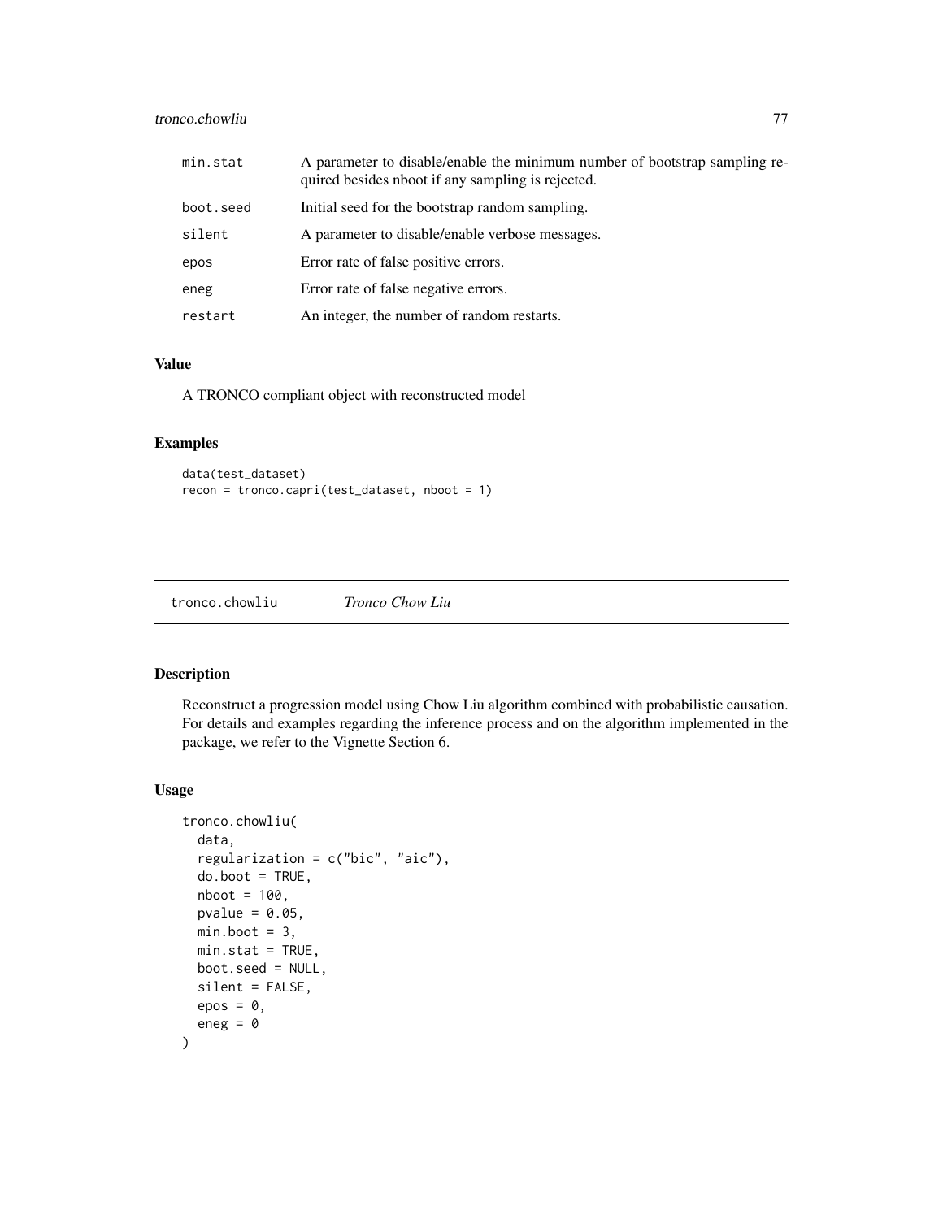| | |
|---|---|
| min.stat | A parameter to disable/enable the minimum number of bootstrap sampling required besides nboot if any sampling is rejected. |
| boot.seed | Initial seed for the bootstrap random sampling. |
| silent | A parameter to disable/enable verbose messages. |
| epos | Error rate of false positive errors. |
| eneg | Error rate of false negative errors. |
| restart | An integer, the number of random restarts. |

### Value

A TRONCO compliant object with reconstructed model

### Examples

```
data(test_dataset)
recon = tronco.capri(test_dataset, nboot = 1)
```

---

## tronco.chowliu *Tronco Chow Liu*

### Description

Reconstruct a progression model using Chow Liu algorithm combined with probabilistic causation. For details and examples regarding the inference process and on the algorithm implemented in the package, we refer to the Vignette Section 6.

### Usage

```
tronco.chowliu(
  data,
  regularization = c("bic", "aic"),
  do.boot = TRUE,
  nboot = 100,
  pvalue = 0.05,
  min.boot = 3,
  min.stat = TRUE,
  boot.seed = NULL,
  silent = FALSE,
  epos = 0,
  eneg = 0
)
```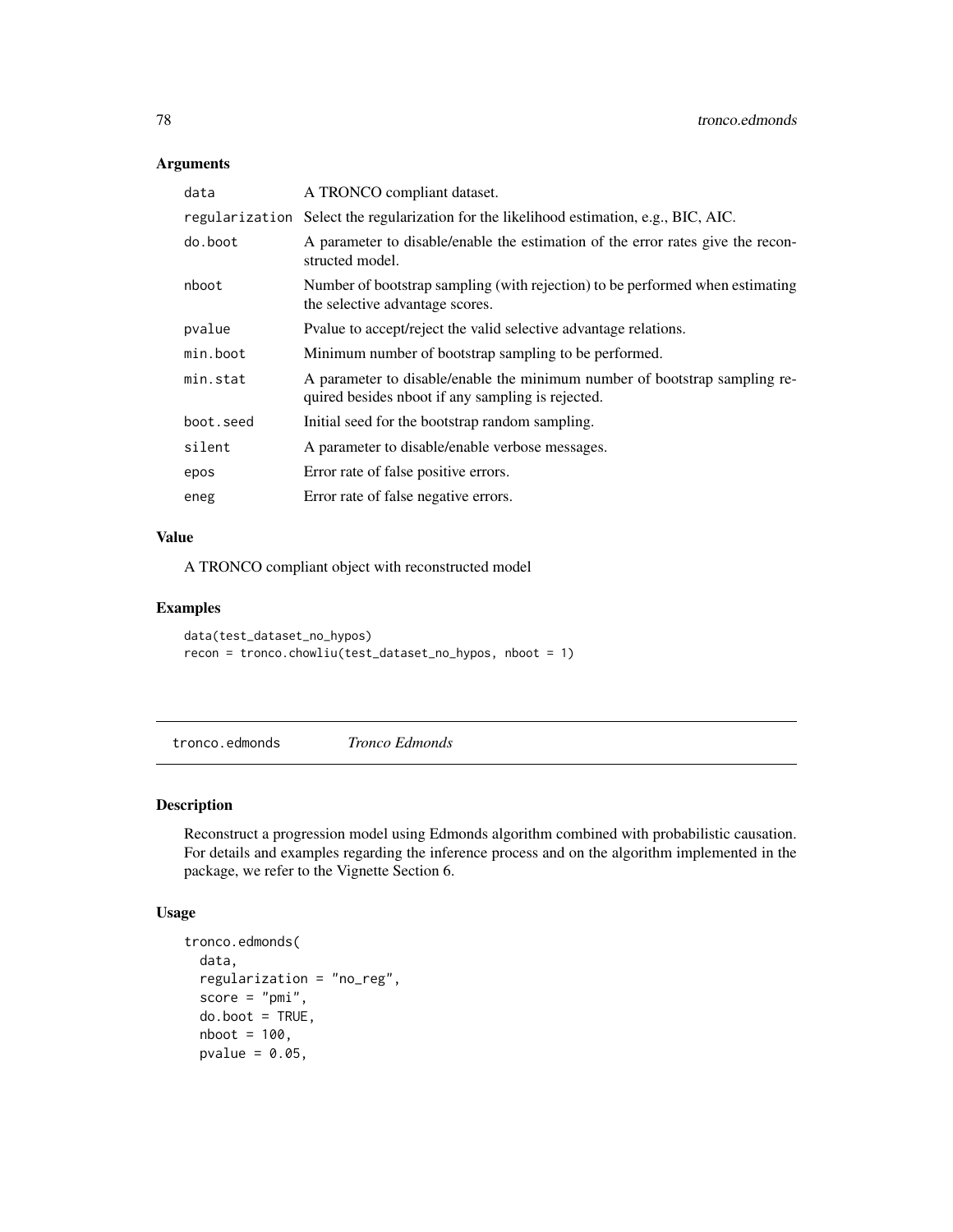### Arguments

| | |
|---|---|
| data | A TRONCO compliant dataset. |
| regularization | Select the regularization for the likelihood estimation, e.g., BIC, AIC. |
| do.boot | A parameter to disable/enable the estimation of the error rates give the reconstructed model. |
| nboot | Number of bootstrap sampling (with rejection) to be performed when estimating the selective advantage scores. |
| pvalue | Pvalue to accept/reject the valid selective advantage relations. |
| min.boot | Minimum number of bootstrap sampling to be performed. |
| min.stat | A parameter to disable/enable the minimum number of bootstrap sampling required besides nboot if any sampling is rejected. |
| boot.seed | Initial seed for the bootstrap random sampling. |
| silent | A parameter to disable/enable verbose messages. |
| epos | Error rate of false positive errors. |
| eneg | Error rate of false negative errors. |

### Value

A TRONCO compliant object with reconstructed model

### Examples

```
data(test_dataset_no_hypos)
recon = tronco.chowliu(test_dataset_no_hypos, nboot = 1)
```

---

## tronco.edmonds *Tronco Edmonds*

---

### Description

Reconstruct a progression model using Edmonds algorithm combined with probabilistic causation. For details and examples regarding the inference process and on the algorithm implemented in the package, we refer to the Vignette Section 6.

### Usage

```
tronco.edmonds(
  data,
  regularization = "no_reg",
  score = "pmi",
  do.boot = TRUE,
  nboot = 100,
  pvalue = 0.05,
```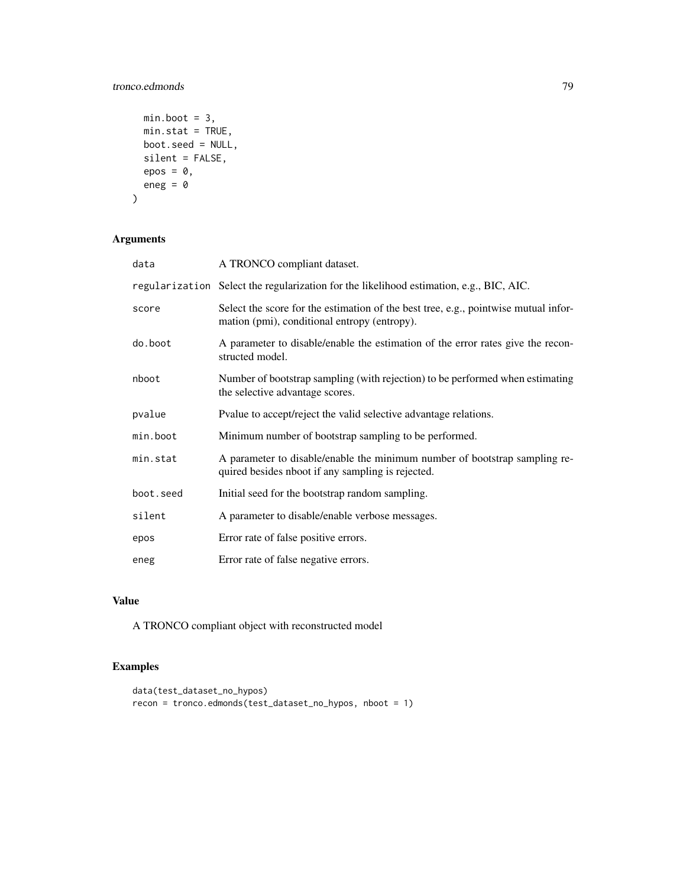```
  min.boot = 3,
  min.stat = TRUE,
  boot.seed = NULL,
  silent = FALSE,
  epos = 0,
  eneg = 0
)
```

## Arguments

| | |
|---|---|
| data | A TRONCO compliant dataset. |
| regularization | Select the regularization for the likelihood estimation, e.g., BIC, AIC. |
| score | Select the score for the estimation of the best tree, e.g., pointwise mutual information (pmi), conditional entropy (entropy). |
| do.boot | A parameter to disable/enable the estimation of the error rates give the reconstructed model. |
| nboot | Number of bootstrap sampling (with rejection) to be performed when estimating the selective advantage scores. |
| pvalue | Pvalue to accept/reject the valid selective advantage relations. |
| min.boot | Minimum number of bootstrap sampling to be performed. |
| min.stat | A parameter to disable/enable the minimum number of bootstrap sampling required besides nboot if any sampling is rejected. |
| boot.seed | Initial seed for the bootstrap random sampling. |
| silent | A parameter to disable/enable verbose messages. |
| epos | Error rate of false positive errors. |
| eneg | Error rate of false negative errors. |

## Value

A TRONCO compliant object with reconstructed model

## Examples

```
data(test_dataset_no_hypos)
recon = tronco.edmonds(test_dataset_no_hypos, nboot = 1)
```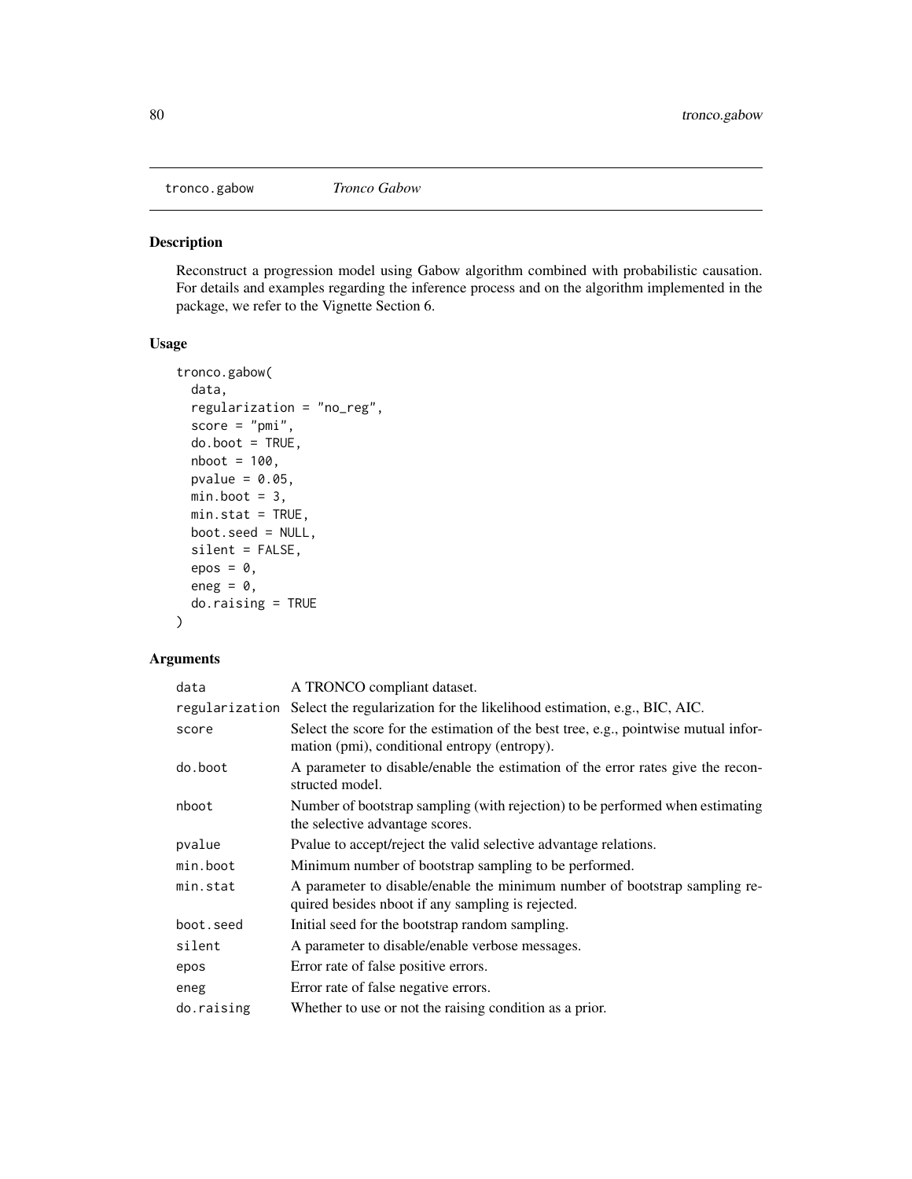tronco.gabow *Tronco Gabow*

## Description

Reconstruct a progression model using Gabow algorithm combined with probabilistic causation. For details and examples regarding the inference process and on the algorithm implemented in the package, we refer to the Vignette Section 6.

## Usage

```
tronco.gabow(
  data,
  regularization = "no_reg",
  score = "pmi",
  do.boot = TRUE,
  nboot = 100,
  pvalue = 0.05,
  min.boot = 3,
  min.stat = TRUE,
  boot.seed = NULL,
  silent = FALSE,
  epos = 0,
  eneg = 0,
  do.raising = TRUE
)
```

## Arguments

| | |
|---|---|
| data | A TRONCO compliant dataset. |
| regularization | Select the regularization for the likelihood estimation, e.g., BIC, AIC. |
| score | Select the score for the estimation of the best tree, e.g., pointwise mutual information (pmi), conditional entropy (entropy). |
| do.boot | A parameter to disable/enable the estimation of the error rates give the reconstructed model. |
| nboot | Number of bootstrap sampling (with rejection) to be performed when estimating the selective advantage scores. |
| pvalue | Pvalue to accept/reject the valid selective advantage relations. |
| min.boot | Minimum number of bootstrap sampling to be performed. |
| min.stat | A parameter to disable/enable the minimum number of bootstrap sampling required besides nboot if any sampling is rejected. |
| boot.seed | Initial seed for the bootstrap random sampling. |
| silent | A parameter to disable/enable verbose messages. |
| epos | Error rate of false positive errors. |
| eneg | Error rate of false negative errors. |
| do.raising | Whether to use or not the raising condition as a prior. |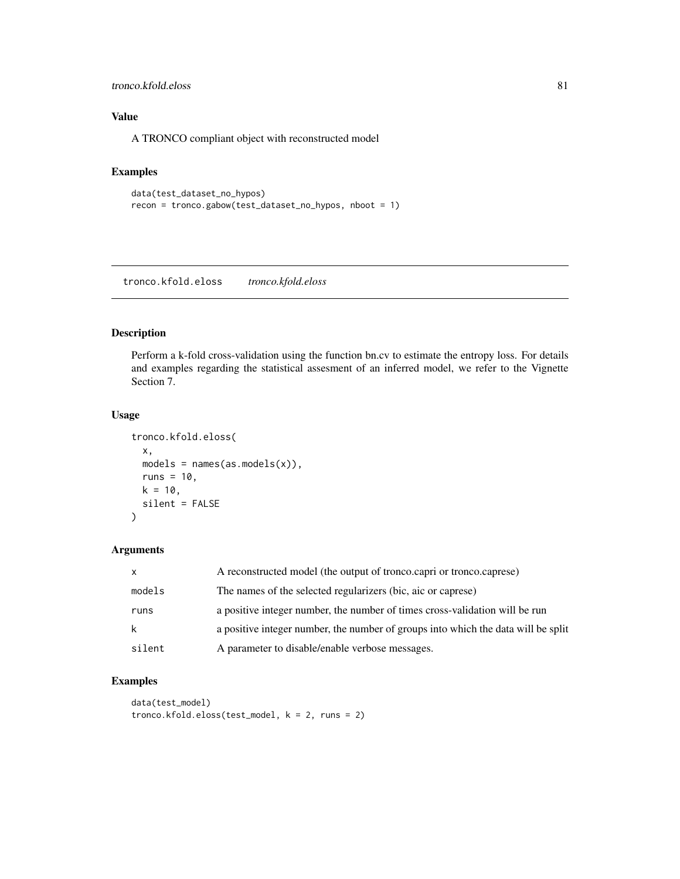## Value

A TRONCO compliant object with reconstructed model

## Examples

```
data(test_dataset_no_hypos)
recon = tronco.gabow(test_dataset_no_hypos, nboot = 1)
```

---

# tronco.kfold.eloss *tronco.kfold.eloss*

---

## Description

Perform a k-fold cross-validation using the function bn.cv to estimate the entropy loss. For details and examples regarding the statistical assesment of an inferred model, we refer to the Vignette Section 7.

## Usage

```
tronco.kfold.eloss(
  x,
  models = names(as.models(x)),
  runs = 10,
  k = 10,
  silent = FALSE
)
```

## Arguments

| | |
|---|---|
| x | A reconstructed model (the output of tronco.capri or tronco.caprese) |
| models | The names of the selected regularizers (bic, aic or caprese) |
| runs | a positive integer number, the number of times cross-validation will be run |
| k | a positive integer number, the number of groups into which the data will be split |
| silent | A parameter to disable/enable verbose messages. |

## Examples

```
data(test_model)
tronco.kfold.eloss(test_model, k = 2, runs = 2)
```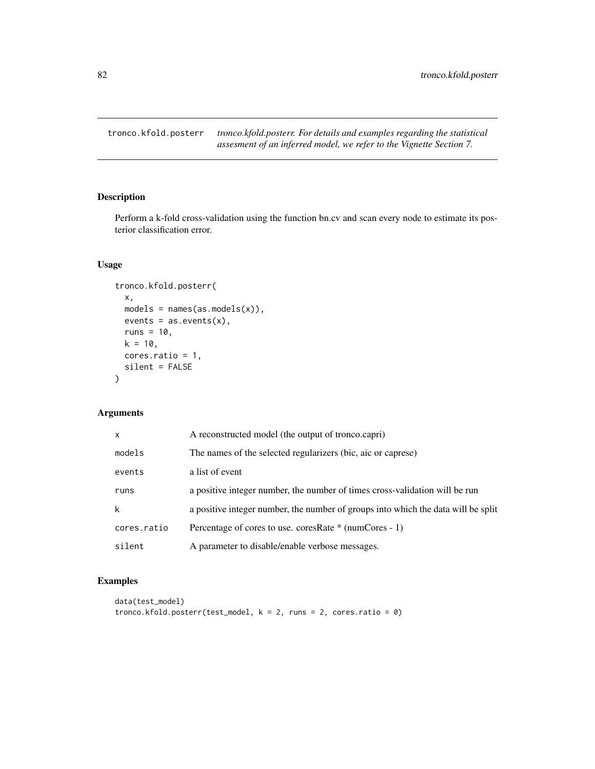tronco.kfold.posterr *tronco.kfold.posterr. For details and examples regarding the statistical assesment of an inferred model, we refer to the Vignette Section 7.*

### Description

Perform a k-fold cross-validation using the function bn.cv and scan every node to estimate its posterior classification error.

### Usage

```
tronco.kfold.posterr(
  x,
  models = names(as.models(x)),
  events = as.events(x),
  runs = 10,
  k = 10,
  cores.ratio = 1,
  silent = FALSE
)
```

### Arguments

| | |
|---|---|
| x | A reconstructed model (the output of tronco.capri) |
| models | The names of the selected regularizers (bic, aic or caprese) |
| events | a list of event |
| runs | a positive integer number, the number of times cross-validation will be run |
| k | a positive integer number, the number of groups into which the data will be split |
| cores.ratio | Percentage of cores to use. coresRate * (numCores - 1) |
| silent | A parameter to disable/enable verbose messages. |

### Examples

```
data(test_model)
tronco.kfold.posterr(test_model, k = 2, runs = 2, cores.ratio = 0)
```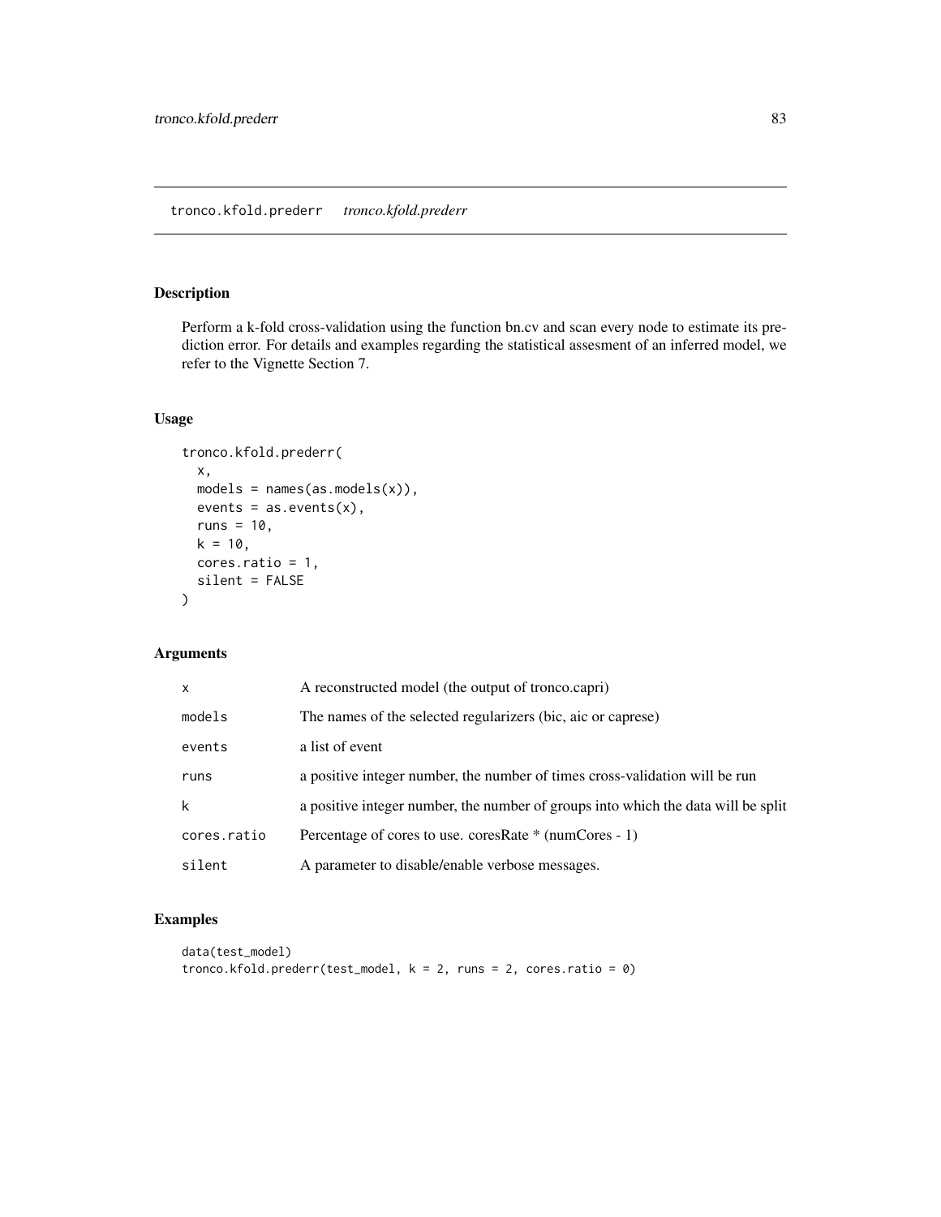## tronco.kfold.prederr *tronco.kfold.prederr*

### Description

Perform a k-fold cross-validation using the function bn.cv and scan every node to estimate its prediction error. For details and examples regarding the statistical assesment of an inferred model, we refer to the Vignette Section 7.

### Usage

```
tronco.kfold.prederr(
  x,
  models = names(as.models(x)),
  events = as.events(x),
  runs = 10,
  k = 10,
  cores.ratio = 1,
  silent = FALSE
)
```

### Arguments

| | |
|---|---|
| x | A reconstructed model (the output of tronco.capri) |
| models | The names of the selected regularizers (bic, aic or caprese) |
| events | a list of event |
| runs | a positive integer number, the number of times cross-validation will be run |
| k | a positive integer number, the number of groups into which the data will be split |
| cores.ratio | Percentage of cores to use. coresRate * (numCores - 1) |
| silent | A parameter to disable/enable verbose messages. |

### Examples

```
data(test_model)
tronco.kfold.prederr(test_model, k = 2, runs = 2, cores.ratio = 0)
```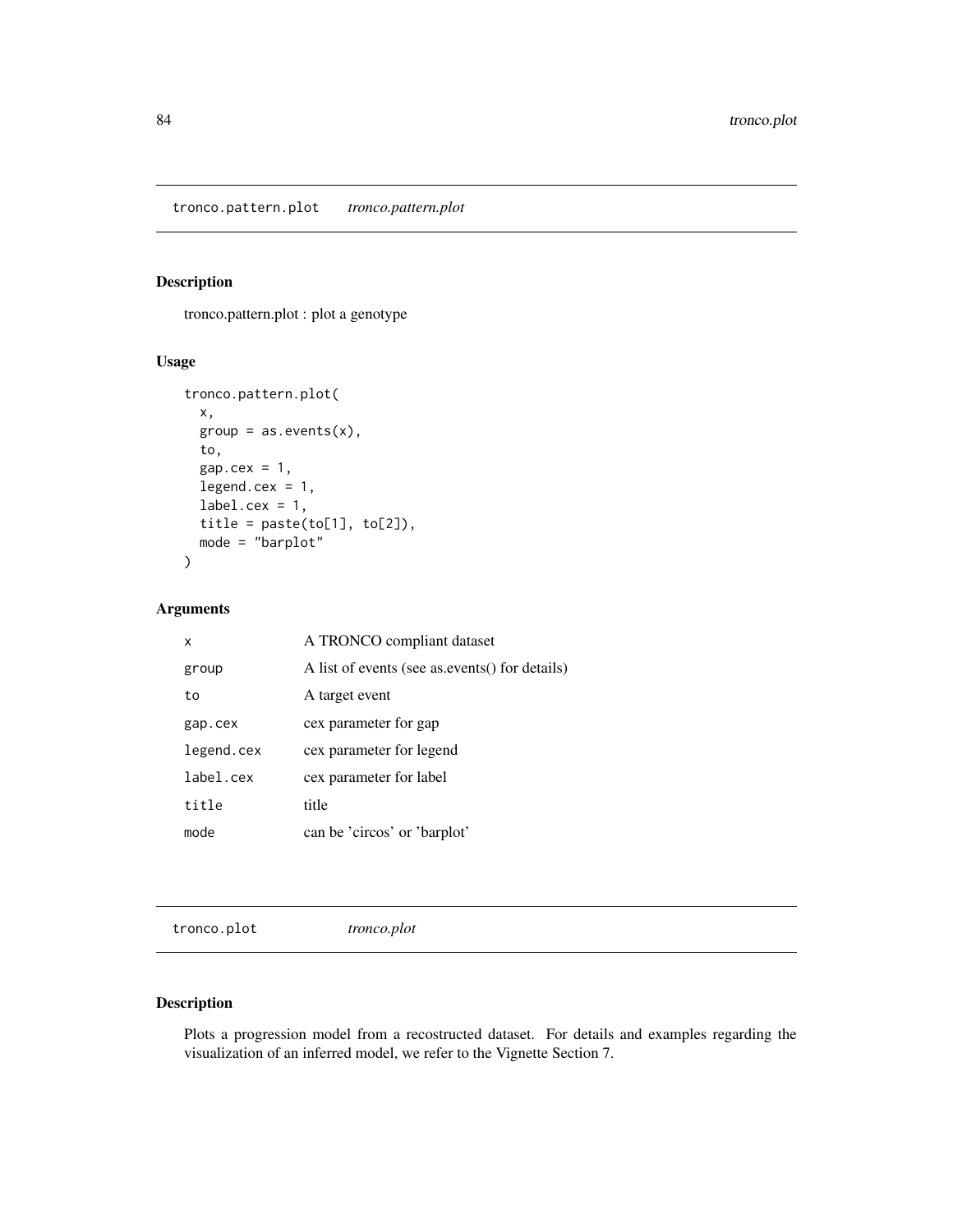## tronco.pattern.plot *tronco.pattern.plot*

### Description

tronco.pattern.plot : plot a genotype

### Usage

```
tronco.pattern.plot(
  x,
  group = as.events(x),
  to,
  gap.cex = 1,
  legend.cex = 1,
  label.cex = 1,
  title = paste(to[1], to[2]),
  mode = "barplot"
)
```

### Arguments

| | |
|---|---|
| x | A TRONCO compliant dataset |
| group | A list of events (see as.events() for details) |
| to | A target event |
| gap.cex | cex parameter for gap |
| legend.cex | cex parameter for legend |
| label.cex | cex parameter for label |
| title | title |
| mode | can be 'circos' or 'barplot' |

## tronco.plot *tronco.plot*

### Description

Plots a progression model from a recostructed dataset. For details and examples regarding the visualization of an inferred model, we refer to the Vignette Section 7.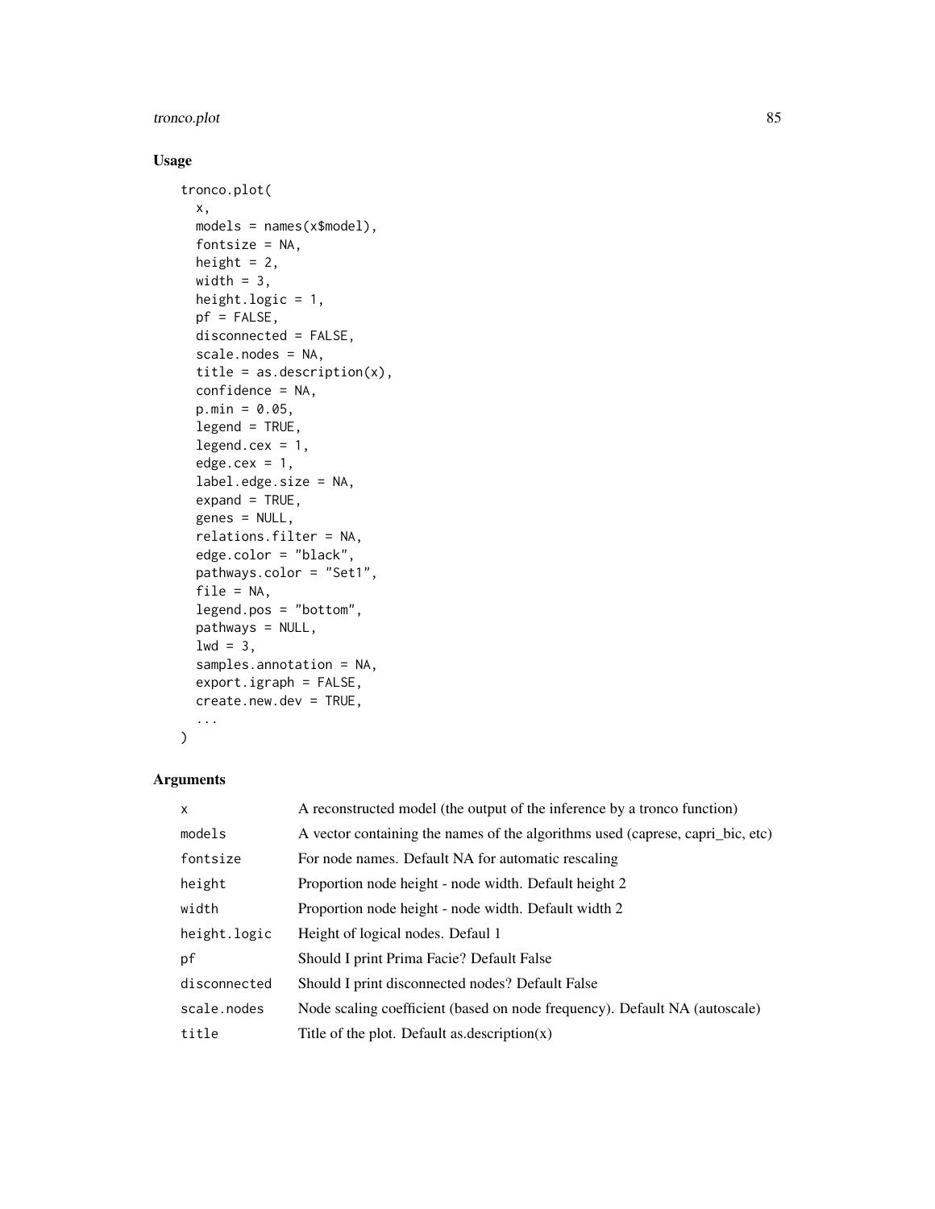## Usage

```
tronco.plot(
  x,
  models = names(x$model),
  fontsize = NA,
  height = 2,
  width = 3,
  height.logic = 1,
  pf = FALSE,
  disconnected = FALSE,
  scale.nodes = NA,
  title = as.description(x),
  confidence = NA,
  p.min = 0.05,
  legend = TRUE,
  legend.cex = 1,
  edge.cex = 1,
  label.edge.size = NA,
  expand = TRUE,
  genes = NULL,
  relations.filter = NA,
  edge.color = "black",
  pathways.color = "Set1",
  file = NA,
  legend.pos = "bottom",
  pathways = NULL,
  lwd = 3,
  samples.annotation = NA,
  export.igraph = FALSE,
  create.new.dev = TRUE,
  ...
)
```

## Arguments

| | |
|---|---|
| `x` | A reconstructed model (the output of the inference by a tronco function) |
| `models` | A vector containing the names of the algorithms used (caprese, capri_bic, etc) |
| `fontsize` | For node names. Default NA for automatic rescaling |
| `height` | Proportion node height - node width. Default height 2 |
| `width` | Proportion node height - node width. Default width 2 |
| `height.logic` | Height of logical nodes. Defaul 1 |
| `pf` | Should I print Prima Facie? Default False |
| `disconnected` | Should I print disconnected nodes? Default False |
| `scale.nodes` | Node scaling coefficient (based on node frequency). Default NA (autoscale) |
| `title` | Title of the plot. Default as.description(x) |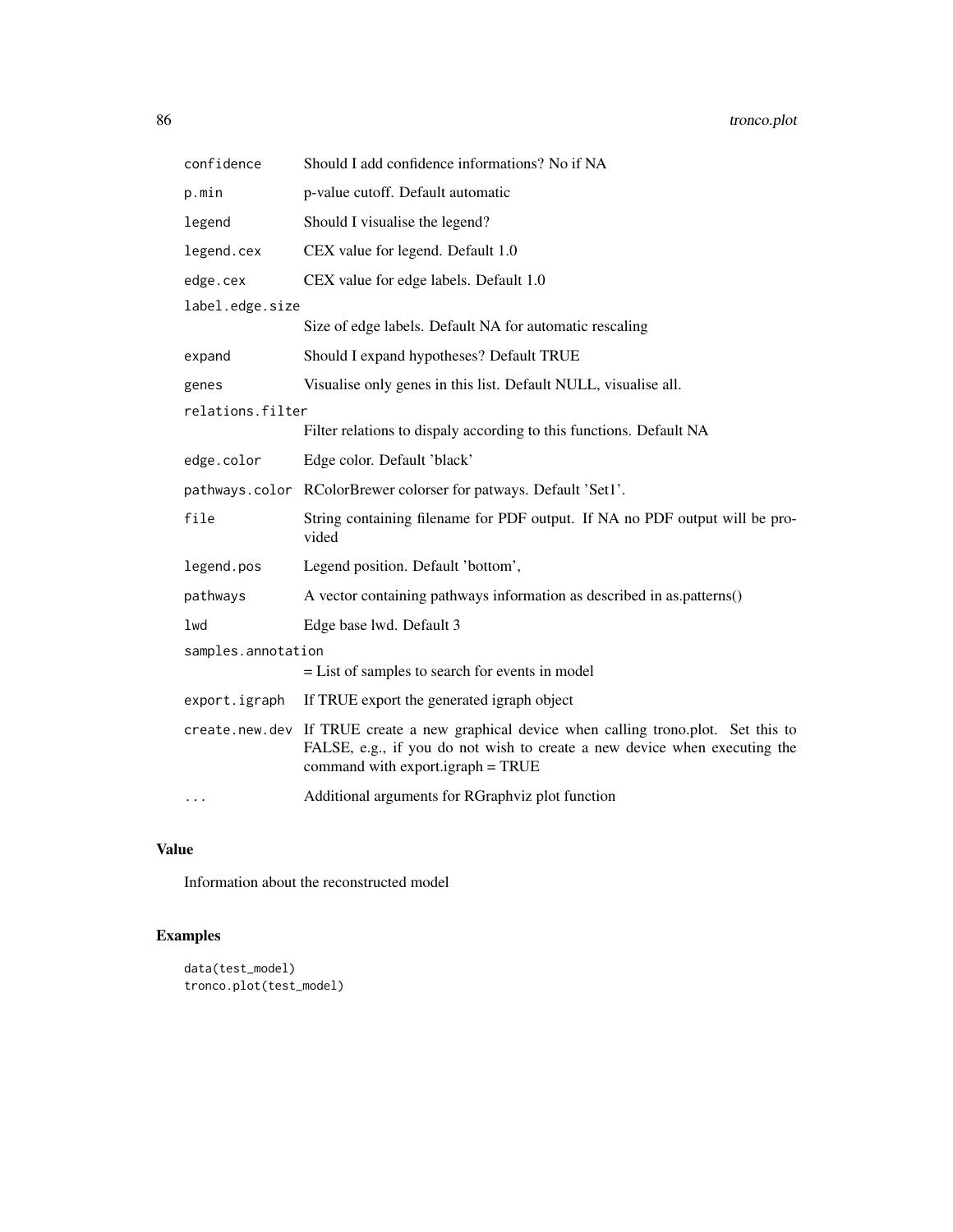| | |
|---|---|
| `confidence` | Should I add confidence informations? No if NA |
| `p.min` | p-value cutoff. Default automatic |
| `legend` | Should I visualise the legend? |
| `legend.cex` | CEX value for legend. Default 1.0 |
| `edge.cex` | CEX value for edge labels. Default 1.0 |
| `label.edge.size` | Size of edge labels. Default NA for automatic rescaling |
| `expand` | Should I expand hypotheses? Default TRUE |
| `genes` | Visualise only genes in this list. Default NULL, visualise all. |
| `relations.filter` | Filter relations to dispaly according to this functions. Default NA |
| `edge.color` | Edge color. Default 'black' |
| `pathways.color` | RColorBrewer colorser for patways. Default 'Set1'. |
| `file` | String containing filename for PDF output. If NA no PDF output will be provided |
| `legend.pos` | Legend position. Default 'bottom', |
| `pathways` | A vector containing pathways information as described in as.patterns() |
| `lwd` | Edge base lwd. Default 3 |
| `samples.annotation` | = List of samples to search for events in model |
| `export.igraph` | If TRUE export the generated igraph object |
| `create.new.dev` | If TRUE create a new graphical device when calling trono.plot. Set this to FALSE, e.g., if you do not wish to create a new device when executing the command with export.igraph = TRUE |
| `...` | Additional arguments for RGraphviz plot function |

## Value

Information about the reconstructed model

## Examples

```
data(test_model)
tronco.plot(test_model)
```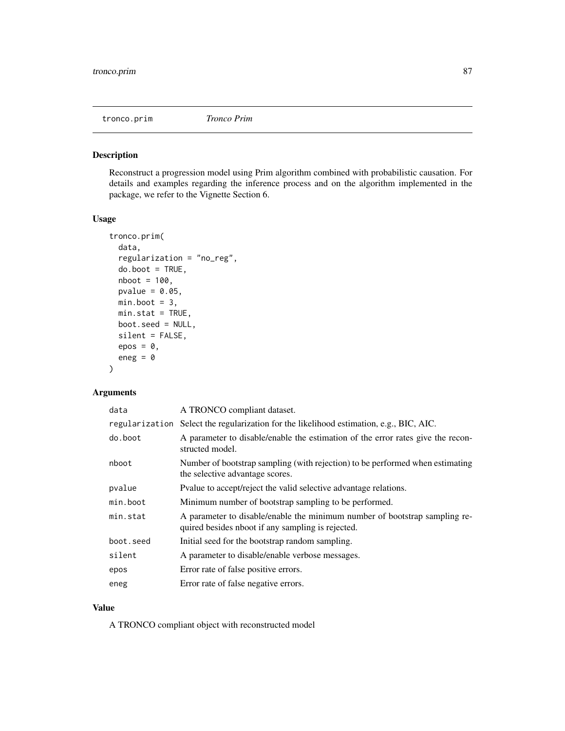tronco.prim *Tronco Prim*

## Description

Reconstruct a progression model using Prim algorithm combined with probabilistic causation. For details and examples regarding the inference process and on the algorithm implemented in the package, we refer to the Vignette Section 6.

## Usage

```
tronco.prim(
  data,
  regularization = "no_reg",
  do.boot = TRUE,
  nboot = 100,
  pvalue = 0.05,
  min.boot = 3,
  min.stat = TRUE,
  boot.seed = NULL,
  silent = FALSE,
  epos = 0,
  eneg = 0
)
```

## Arguments

| | |
|---|---|
| data | A TRONCO compliant dataset. |
| regularization | Select the regularization for the likelihood estimation, e.g., BIC, AIC. |
| do.boot | A parameter to disable/enable the estimation of the error rates give the reconstructed model. |
| nboot | Number of bootstrap sampling (with rejection) to be performed when estimating the selective advantage scores. |
| pvalue | Pvalue to accept/reject the valid selective advantage relations. |
| min.boot | Minimum number of bootstrap sampling to be performed. |
| min.stat | A parameter to disable/enable the minimum number of bootstrap sampling required besides nboot if any sampling is rejected. |
| boot.seed | Initial seed for the bootstrap random sampling. |
| silent | A parameter to disable/enable verbose messages. |
| epos | Error rate of false positive errors. |
| eneg | Error rate of false negative errors. |

## Value

A TRONCO compliant object with reconstructed model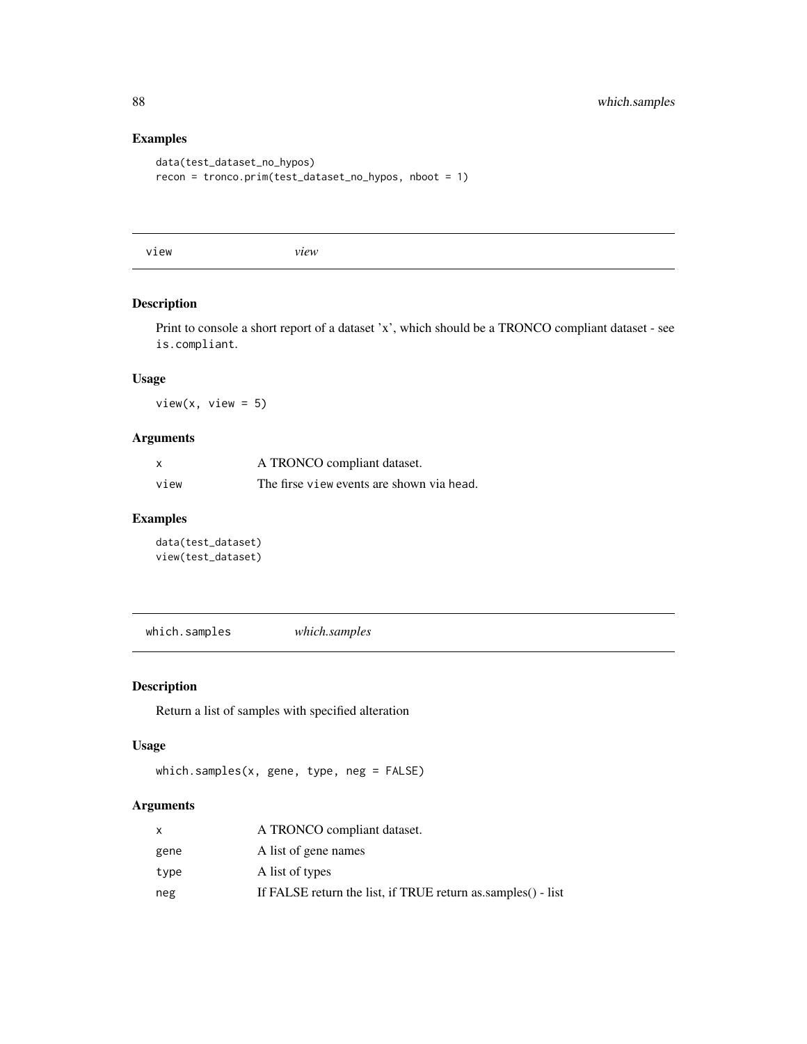### Examples

```
data(test_dataset_no_hypos)
recon = tronco.prim(test_dataset_no_hypos, nboot = 1)
```

## view *view*

### Description

Print to console a short report of a dataset 'x', which should be a TRONCO compliant dataset - see `is.compliant`.

### Usage

```
view(x, view = 5)
```

### Arguments

| | |
|---|---|
| x | A TRONCO compliant dataset. |
| view | The firse `view` events are shown via `head`. |

### Examples

```
data(test_dataset)
view(test_dataset)
```

## which.samples *which.samples*

### Description

Return a list of samples with specified alteration

### Usage

```
which.samples(x, gene, type, neg = FALSE)
```

### Arguments

| | |
|---|---|
| x | A TRONCO compliant dataset. |
| gene | A list of gene names |
| type | A list of types |
| neg | If FALSE return the list, if TRUE return as.samples() - list |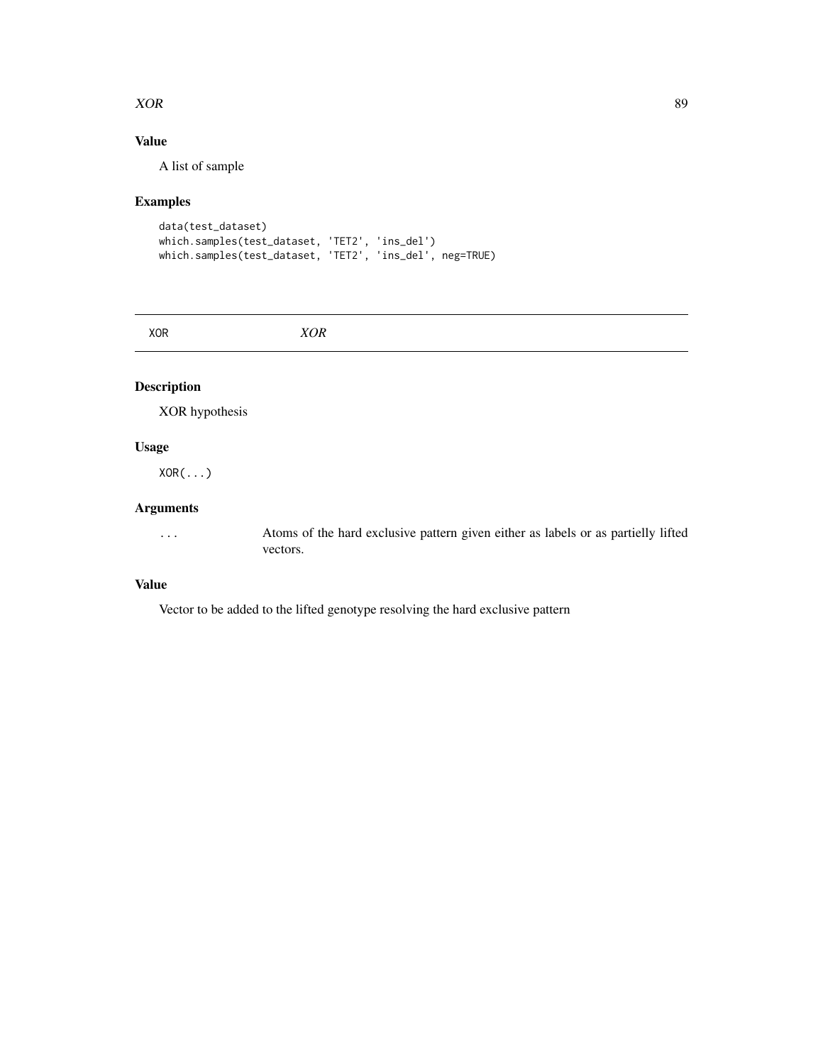## Value

A list of sample

## Examples

```
data(test_dataset)
which.samples(test_dataset, 'TET2', 'ins_del')
which.samples(test_dataset, 'TET2', 'ins_del', neg=TRUE)
```

---

# XOR *XOR*

---

## Description

XOR hypothesis

## Usage

```
XOR(...)
```

## Arguments

| | |
|---|---|
| ... | Atoms of the hard exclusive pattern given either as labels or as partielly lifted vectors. |

## Value

Vector to be added to the lifted genotype resolving the hard exclusive pattern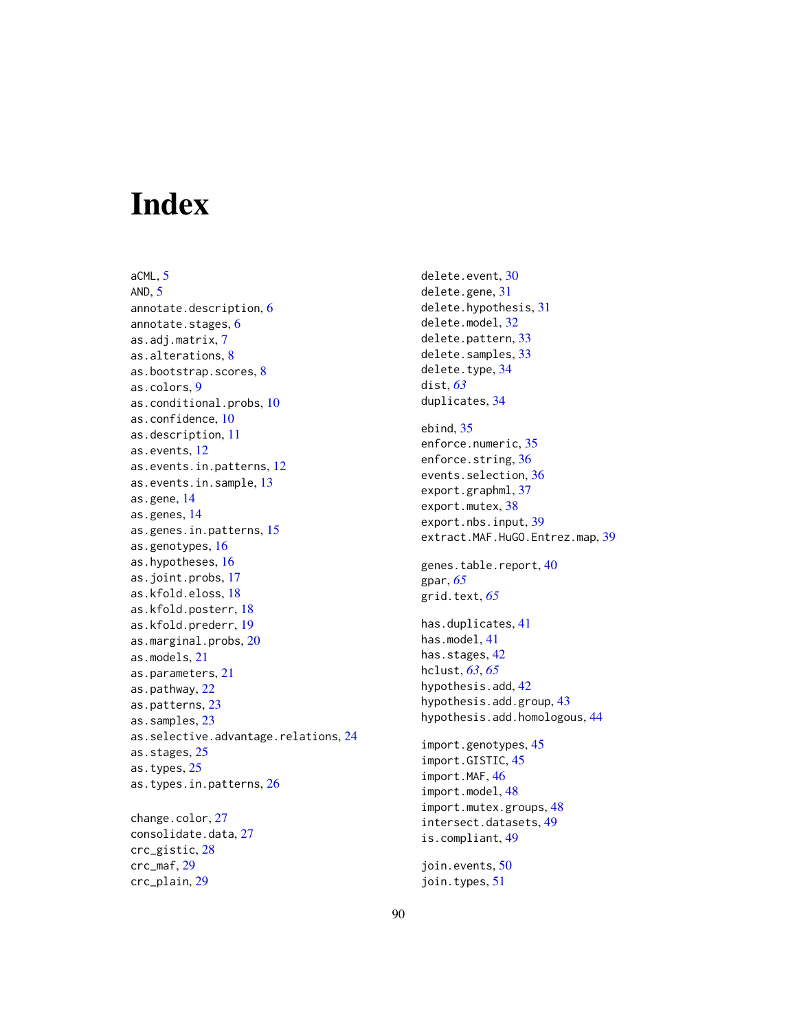# Index

aCML, 5
AND, 5
annotate.description, 6
annotate.stages, 6
as.adj.matrix, 7
as.alterations, 8
as.bootstrap.scores, 8
as.colors, 9
as.conditional.probs, 10
as.confidence, 10
as.description, 11
as.events, 12
as.events.in.patterns, 12
as.events.in.sample, 13
as.gene, 14
as.genes, 14
as.genes.in.patterns, 15
as.genotypes, 16
as.hypotheses, 16
as.joint.probs, 17
as.kfold.eloss, 18
as.kfold.posterr, 18
as.kfold.prederr, 19
as.marginal.probs, 20
as.models, 21
as.parameters, 21
as.pathway, 22
as.patterns, 23
as.samples, 23
as.selective.advantage.relations, 24
as.stages, 25
as.types, 25
as.types.in.patterns, 26

change.color, 27
consolidate.data, 27
crc_gistic, 28
crc_maf, 29
crc_plain, 29

delete.event, 30
delete.gene, 31
delete.hypothesis, 31
delete.model, 32
delete.pattern, 33
delete.samples, 33
delete.type, 34
dist, *63*
duplicates, 34

ebind, 35
enforce.numeric, 35
enforce.string, 36
events.selection, 36
export.graphml, 37
export.mutex, 38
export.nbs.input, 39
extract.MAF.HuGO.Entrez.map, 39

genes.table.report, 40
gpar, *65*
grid.text, *65*

has.duplicates, 41
has.model, 41
has.stages, 42
hclust, *63*, *65*
hypothesis.add, 42
hypothesis.add.group, 43
hypothesis.add.homologous, 44

import.genotypes, 45
import.GISTIC, 45
import.MAF, 46
import.model, 48
import.mutex.groups, 48
intersect.datasets, 49
is.compliant, 49

join.events, 50
join.types, 51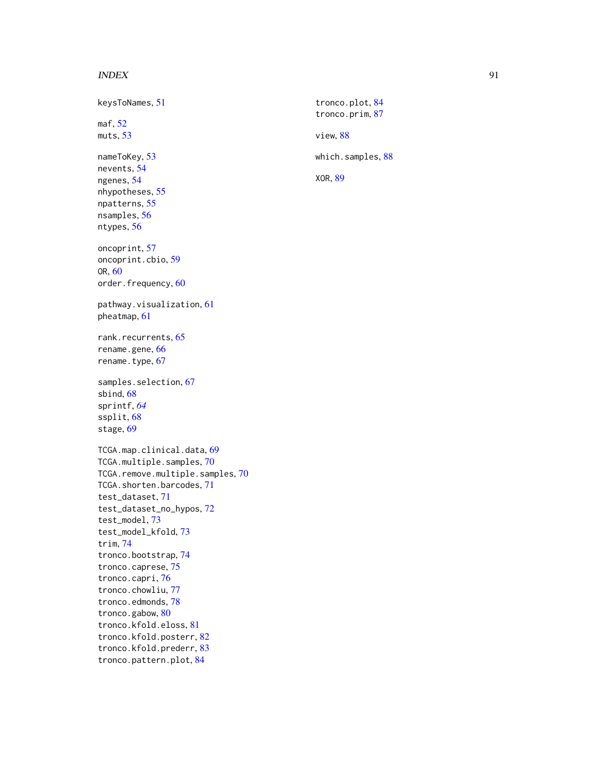keysToNames, 51

maf, 52
muts, 53

nameToKey, 53
nevents, 54
ngenes, 54
nhypotheses, 55
npatterns, 55
nsamples, 56
ntypes, 56

oncoprint, 57
oncoprint.cbio, 59
OR, 60
order.frequency, 60

pathway.visualization, 61
pheatmap, 61

rank.recurrents, 65
rename.gene, 66
rename.type, 67

samples.selection, 67
sbind, 68
sprintf, *64*
ssplit, 68
stage, 69

TCGA.map.clinical.data, 69
TCGA.multiple.samples, 70
TCGA.remove.multiple.samples, 70
TCGA.shorten.barcodes, 71
test_dataset, 71
test_dataset_no_hypos, 72
test_model, 73
test_model_kfold, 73
trim, 74
tronco.bootstrap, 74
tronco.caprese, 75
tronco.capri, 76
tronco.chowliu, 77
tronco.edmonds, 78
tronco.gabow, 80
tronco.kfold.eloss, 81
tronco.kfold.posterr, 82
tronco.kfold.prederr, 83
tronco.pattern.plot, 84
tronco.plot, 84
tronco.prim, 87

view, 88

which.samples, 88

XOR, 89